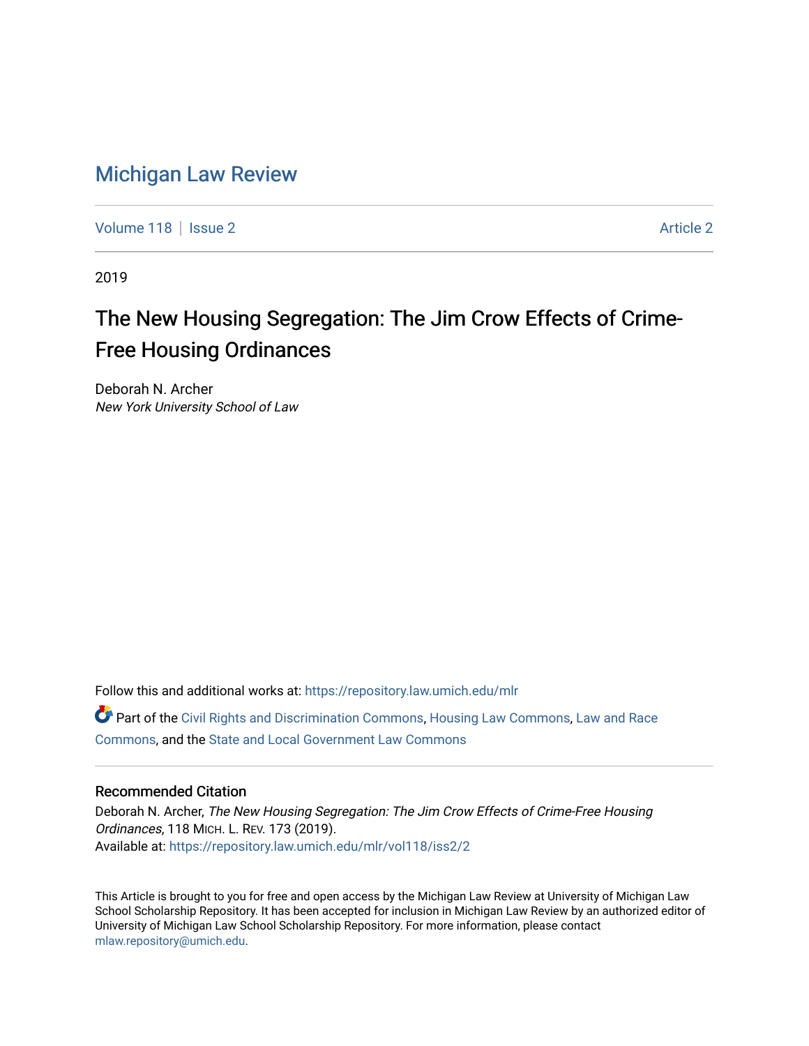# Michigan Law Review

Volume 118 | Issue 2 Article 2

2019

## The New Housing Segregation: The Jim Crow Effects of Crime-Free Housing Ordinances

Deborah N. Archer
*New York University School of Law*

Follow this and additional works at: https://repository.law.umich.edu/mlr

Part of the Civil Rights and Discrimination Commons, Housing Law Commons, Law and Race Commons, and the State and Local Government Law Commons

### Recommended Citation

Deborah N. Archer, *The New Housing Segregation: The Jim Crow Effects of Crime-Free Housing Ordinances*, 118 MICH. L. REV. 173 (2019).
Available at: https://repository.law.umich.edu/mlr/vol118/iss2/2

This Article is brought to you for free and open access by the Michigan Law Review at University of Michigan Law School Scholarship Repository. It has been accepted for inclusion in Michigan Law Review by an authorized editor of University of Michigan Law School Scholarship Repository. For more information, please contact mlaw.repository@umich.edu.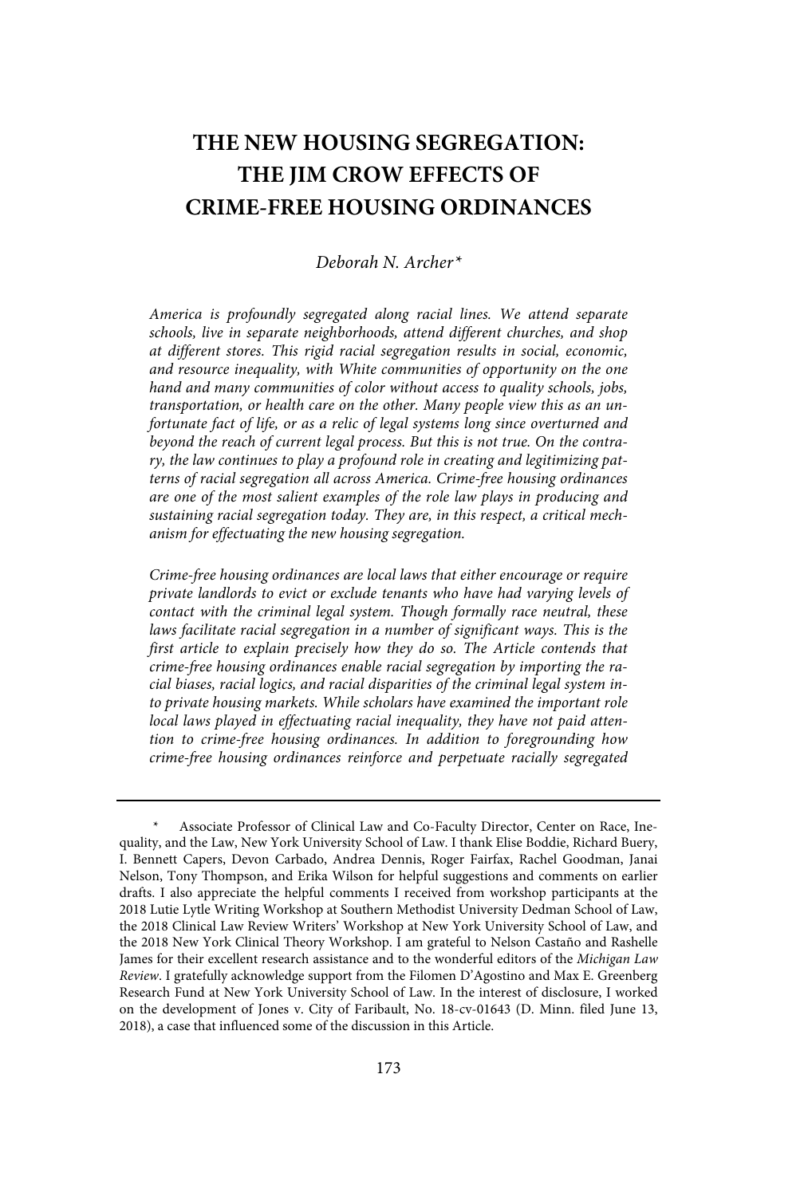# THE NEW HOUSING SEGREGATION: THE JIM CROW EFFECTS OF CRIME-FREE HOUSING ORDINANCES

*Deborah N. Archer\**

*America is profoundly segregated along racial lines. We attend separate schools, live in separate neighborhoods, attend different churches, and shop at different stores. This rigid racial segregation results in social, economic, and resource inequality, with White communities of opportunity on the one hand and many communities of color without access to quality schools, jobs, transportation, or health care on the other. Many people view this as an unfortunate fact of life, or as a relic of legal systems long since overturned and beyond the reach of current legal process. But this is not true. On the contrary, the law continues to play a profound role in creating and legitimizing patterns of racial segregation all across America. Crime-free housing ordinances are one of the most salient examples of the role law plays in producing and sustaining racial segregation today. They are, in this respect, a critical mechanism for effectuating the new housing segregation.*

*Crime-free housing ordinances are local laws that either encourage or require private landlords to evict or exclude tenants who have had varying levels of contact with the criminal legal system. Though formally race neutral, these laws facilitate racial segregation in a number of significant ways. This is the first article to explain precisely how they do so. The Article contends that crime-free housing ordinances enable racial segregation by importing the racial biases, racial logics, and racial disparities of the criminal legal system into private housing markets. While scholars have examined the important role local laws played in effectuating racial inequality, they have not paid attention to crime-free housing ordinances. In addition to foregrounding how crime-free housing ordinances reinforce and perpetuate racially segregated*

---

\* Associate Professor of Clinical Law and Co-Faculty Director, Center on Race, Inequality, and the Law, New York University School of Law. I thank Elise Boddie, Richard Buery, I. Bennett Capers, Devon Carbado, Andrea Dennis, Roger Fairfax, Rachel Goodman, Janai Nelson, Tony Thompson, and Erika Wilson for helpful suggestions and comments on earlier drafts. I also appreciate the helpful comments I received from workshop participants at the 2018 Lutie Lytle Writing Workshop at Southern Methodist University Dedman School of Law, the 2018 Clinical Law Review Writers' Workshop at New York University School of Law, and the 2018 New York Clinical Theory Workshop. I am grateful to Nelson Castaño and Rashelle James for their excellent research assistance and to the wonderful editors of the *Michigan Law Review*. I gratefully acknowledge support from the Filomen D'Agostino and Max E. Greenberg Research Fund at New York University School of Law. In the interest of disclosure, I worked on the development of Jones v. City of Faribault, No. 18-cv-01643 (D. Minn. filed June 13, 2018), a case that influenced some of the discussion in this Article.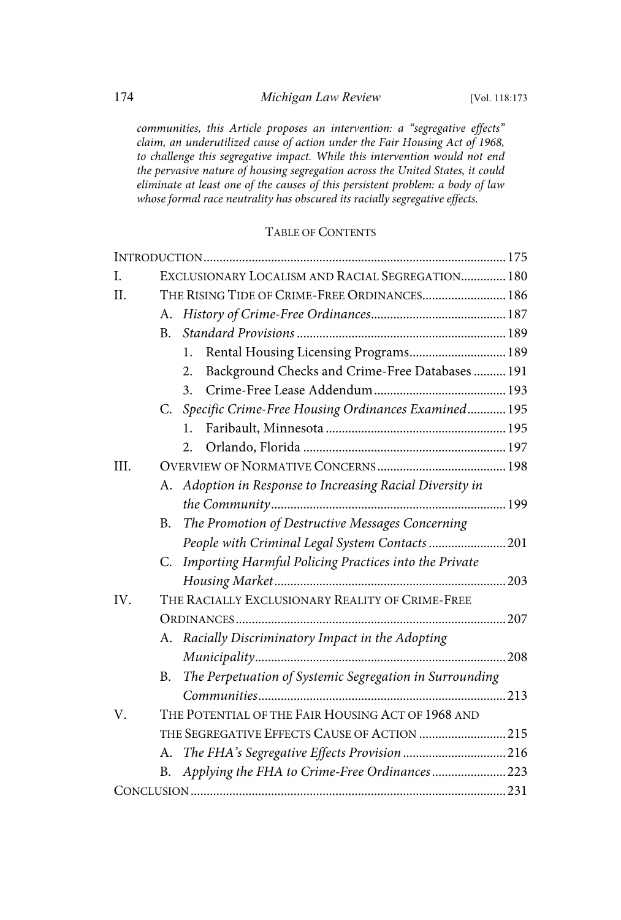*communities, this Article proposes an intervention: a "segregative effects" claim, an underutilized cause of action under the Fair Housing Act of 1968, to challenge this segregative impact. While this intervention would not end the pervasive nature of housing segregation across the United States, it could eliminate at least one of the causes of this persistent problem: a body of law whose formal race neutrality has obscured its racially segregative effects.*

## Table of Contents

- Introduction ... 175
- I. Exclusionary Localism and Racial Segregation ... 180
- II. The Rising Tide of Crime-Free Ordinances ... 186
  - A. *History of Crime-Free Ordinances* ... 187
  - B. *Standard Provisions* ... 189
    - 1. Rental Housing Licensing Programs ... 189
    - 2. Background Checks and Crime-Free Databases ... 191
    - 3. Crime-Free Lease Addendum ... 193
  - C. *Specific Crime-Free Housing Ordinances Examined* ... 195
    - 1. Faribault, Minnesota ... 195
    - 2. Orlando, Florida ... 197
- III. Overview of Normative Concerns ... 198
  - A. *Adoption in Response to Increasing Racial Diversity in the Community* ... 199
  - B. *The Promotion of Destructive Messages Concerning People with Criminal Legal System Contacts* ... 201
  - C. *Importing Harmful Policing Practices into the Private Housing Market* ... 203
- IV. The Racially Exclusionary Reality of Crime-Free Ordinances ... 207
  - A. *Racially Discriminatory Impact in the Adopting Municipality* ... 208
  - B. *The Perpetuation of Systemic Segregation in Surrounding Communities* ... 213
- V. The Potential of the Fair Housing Act of 1968 and the Segregative Effects Cause of Action ... 215
  - A. *The FHA's Segregative Effects Provision* ... 216
  - B. *Applying the FHA to Crime-Free Ordinances* ... 223
- Conclusion ... 231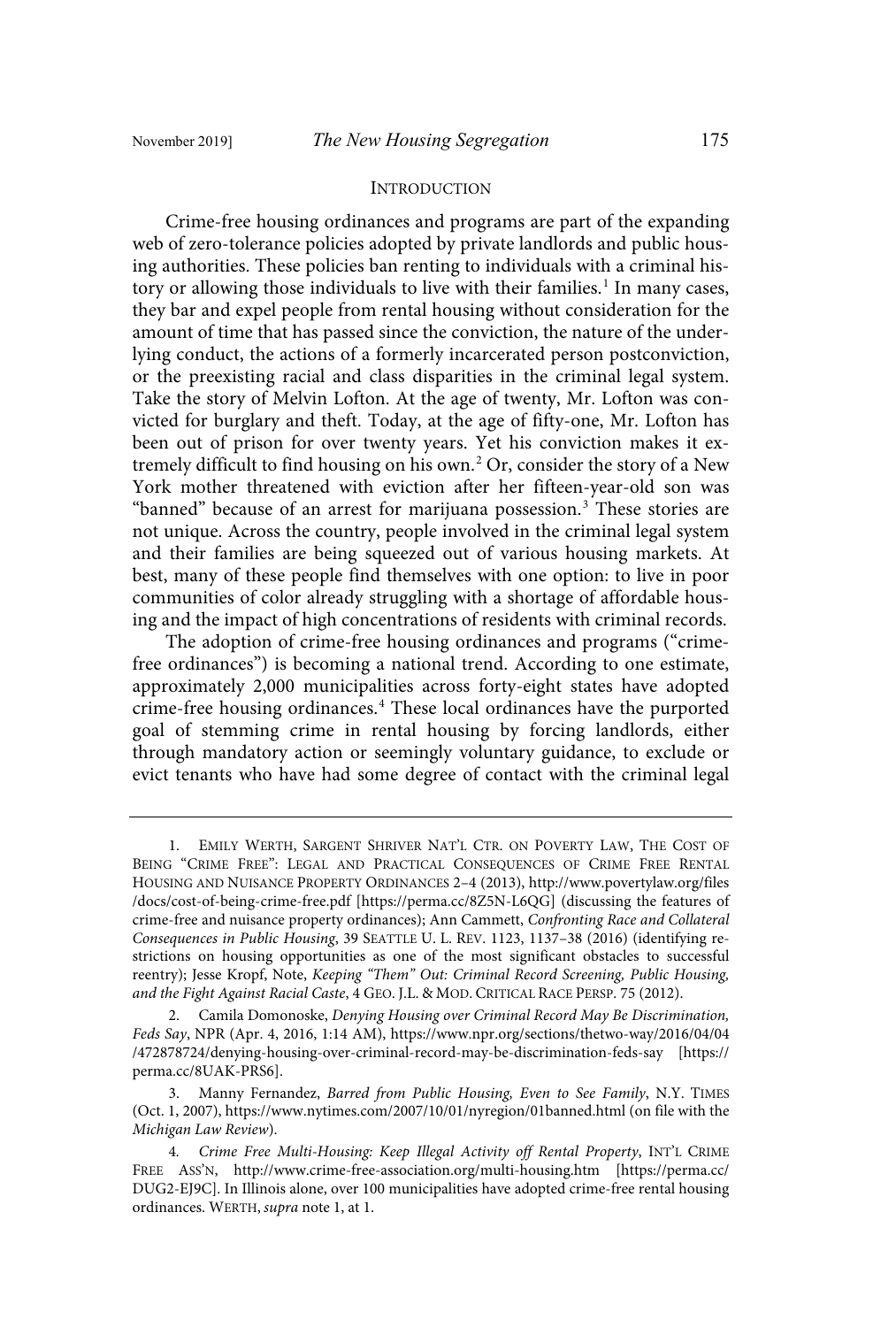## INTRODUCTION

Crime-free housing ordinances and programs are part of the expanding web of zero-tolerance policies adopted by private landlords and public housing authorities. These policies ban renting to individuals with a criminal history or allowing those individuals to live with their families.[1] In many cases, they bar and expel people from rental housing without consideration for the amount of time that has passed since the conviction, the nature of the underlying conduct, the actions of a formerly incarcerated person postconviction, or the preexisting racial and class disparities in the criminal legal system. Take the story of Melvin Lofton. At the age of twenty, Mr. Lofton was convicted for burglary and theft. Today, at the age of fifty-one, Mr. Lofton has been out of prison for over twenty years. Yet his conviction makes it extremely difficult to find housing on his own.[2] Or, consider the story of a New York mother threatened with eviction after her fifteen-year-old son was "banned" because of an arrest for marijuana possession.[3] These stories are not unique. Across the country, people involved in the criminal legal system and their families are being squeezed out of various housing markets. At best, many of these people find themselves with one option: to live in poor communities of color already struggling with a shortage of affordable housing and the impact of high concentrations of residents with criminal records.

The adoption of crime-free housing ordinances and programs ("crime-free ordinances") is becoming a national trend. According to one estimate, approximately 2,000 municipalities across forty-eight states have adopted crime-free housing ordinances.[4] These local ordinances have the purported goal of stemming crime in rental housing by forcing landlords, either through mandatory action or seemingly voluntary guidance, to exclude or evict tenants who have had some degree of contact with the criminal legal

---

1. EMILY WERTH, SARGENT SHRIVER NAT'L CTR. ON POVERTY LAW, THE COST OF BEING "CRIME FREE": LEGAL AND PRACTICAL CONSEQUENCES OF CRIME FREE RENTAL HOUSING AND NUISANCE PROPERTY ORDINANCES 2–4 (2013), http://www.povertylaw.org/files/docs/cost-of-being-crime-free.pdf [https://perma.cc/8Z5N-L6QG] (discussing the features of crime-free and nuisance property ordinances); Ann Cammett, *Confronting Race and Collateral Consequences in Public Housing*, 39 SEATTLE U. L. REV. 1123, 1137–38 (2016) (identifying restrictions on housing opportunities as one of the most significant obstacles to successful reentry); Jesse Kropf, Note, *Keeping "Them" Out: Criminal Record Screening, Public Housing, and the Fight Against Racial Caste*, 4 GEO. J.L. & MOD. CRITICAL RACE PERSP. 75 (2012).

2. Camila Domonoske, *Denying Housing over Criminal Record May Be Discrimination, Feds Say*, NPR (Apr. 4, 2016, 1:14 AM), https://www.npr.org/sections/thetwo-way/2016/04/04/472878724/denying-housing-over-criminal-record-may-be-discrimination-feds-say [https://perma.cc/8UAK-PRS6].

3. Manny Fernandez, *Barred from Public Housing, Even to See Family*, N.Y. TIMES (Oct. 1, 2007), https://www.nytimes.com/2007/10/01/nyregion/01banned.html (on file with the *Michigan Law Review*).

4. *Crime Free Multi-Housing: Keep Illegal Activity off Rental Property*, INT'L CRIME FREE ASS'N, http://www.crime-free-association.org/multi-housing.htm [https://perma.cc/DUG2-EJ9C]. In Illinois alone, over 100 municipalities have adopted crime-free rental housing ordinances. WERTH, *supra* note 1, at 1.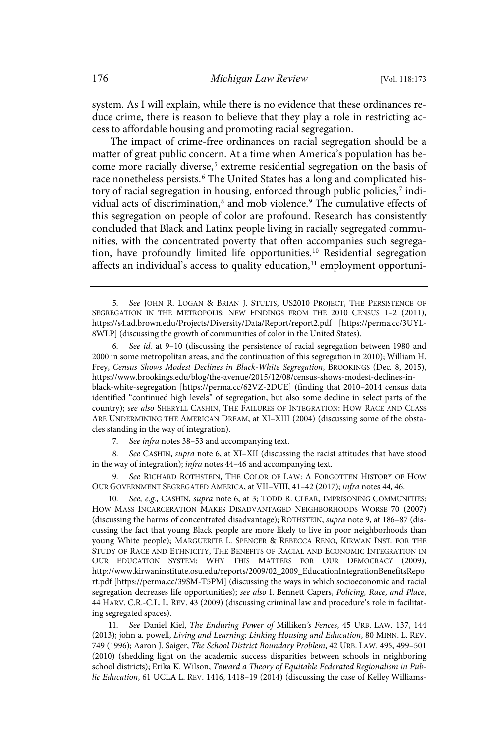system. As I will explain, while there is no evidence that these ordinances reduce crime, there is reason to believe that they play a role in restricting access to affordable housing and promoting racial segregation.

The impact of crime-free ordinances on racial segregation should be a matter of great public concern. At a time when America's population has become more racially diverse,[5] extreme residential segregation on the basis of race nonetheless persists.[6] The United States has a long and complicated history of racial segregation in housing, enforced through public policies,[7] individual acts of discrimination,[8] and mob violence.[9] The cumulative effects of this segregation on people of color are profound. Research has consistently concluded that Black and Latinx people living in racially segregated communities, with the concentrated poverty that often accompanies such segregation, have profoundly limited life opportunities.[10] Residential segregation affects an individual's access to quality education,[11] employment opportuni-

---

5. *See* JOHN R. LOGAN & BRIAN J. STULTS, US2010 PROJECT, THE PERSISTENCE OF SEGREGATION IN THE METROPOLIS: NEW FINDINGS FROM THE 2010 CENSUS 1–2 (2011), https://s4.ad.brown.edu/Projects/Diversity/Data/Report/report2.pdf [https://perma.cc/3UYL-8WLP] (discussing the growth of communities of color in the United States).

6. *See id.* at 9–10 (discussing the persistence of racial segregation between 1980 and 2000 in some metropolitan areas, and the continuation of this segregation in 2010); William H. Frey, *Census Shows Modest Declines in Black-White Segregation*, BROOKINGS (Dec. 8, 2015), https://www.brookings.edu/blog/the-avenue/2015/12/08/census-shows-modest-declines-in-black-white-segregation [https://perma.cc/62VZ-2DUE] (finding that 2010–2014 census data identified "continued high levels" of segregation, but also some decline in select parts of the country); *see also* SHERYLL CASHIN, THE FAILURES OF INTEGRATION: HOW RACE AND CLASS ARE UNDERMINING THE AMERICAN DREAM, at XI–XIII (2004) (discussing some of the obstacles standing in the way of integration).

7. *See infra* notes 38–53 and accompanying text.

8. *See* CASHIN, *supra* note 6, at XI–XII (discussing the racist attitudes that have stood in the way of integration); *infra* notes 44–46 and accompanying text.

9. *See* RICHARD ROTHSTEIN, THE COLOR OF LAW: A FORGOTTEN HISTORY OF HOW OUR GOVERNMENT SEGREGATED AMERICA, at VII–VIII, 41–42 (2017); *infra* notes 44, 46.

10. *See, e.g.*, CASHIN, *supra* note 6, at 3; TODD R. CLEAR, IMPRISONING COMMUNITIES: HOW MASS INCARCERATION MAKES DISADVANTAGED NEIGHBORHOODS WORSE 70 (2007) (discussing the harms of concentrated disadvantage); ROTHSTEIN, *supra* note 9, at 186–87 (discussing the fact that young Black people are more likely to live in poor neighborhoods than young White people); MARGUERITE L. SPENCER & REBECCA RENO, KIRWAN INST. FOR THE STUDY OF RACE AND ETHNICITY, THE BENEFITS OF RACIAL AND ECONOMIC INTEGRATION IN OUR EDUCATION SYSTEM: WHY THIS MATTERS FOR OUR DEMOCRACY (2009), http://www.kirwaninstitute.osu.edu/reports/2009/02_2009_EducationIntegrationBenefitsReport.pdf [https://perma.cc/39SM-T5PM] (discussing the ways in which socioeconomic and racial segregation decreases life opportunities); *see also* I. Bennett Capers, *Policing, Race, and Place*, 44 HARV. C.R.-C.L. L. REV. 43 (2009) (discussing criminal law and procedure's role in facilitating segregated spaces).

11. *See* Daniel Kiel, *The Enduring Power of* Milliken*'s Fences*, 45 URB. LAW. 137, 144 (2013); john a. powell, *Living and Learning: Linking Housing and Education*, 80 MINN. L. REV. 749 (1996); Aaron J. Saiger, *The School District Boundary Problem*, 42 URB. LAW. 495, 499–501 (2010) (shedding light on the academic success disparities between schools in neighboring school districts); Erika K. Wilson, *Toward a Theory of Equitable Federated Regionalism in Public Education*, 61 UCLA L. REV. 1416, 1418–19 (2014) (discussing the case of Kelley Williams-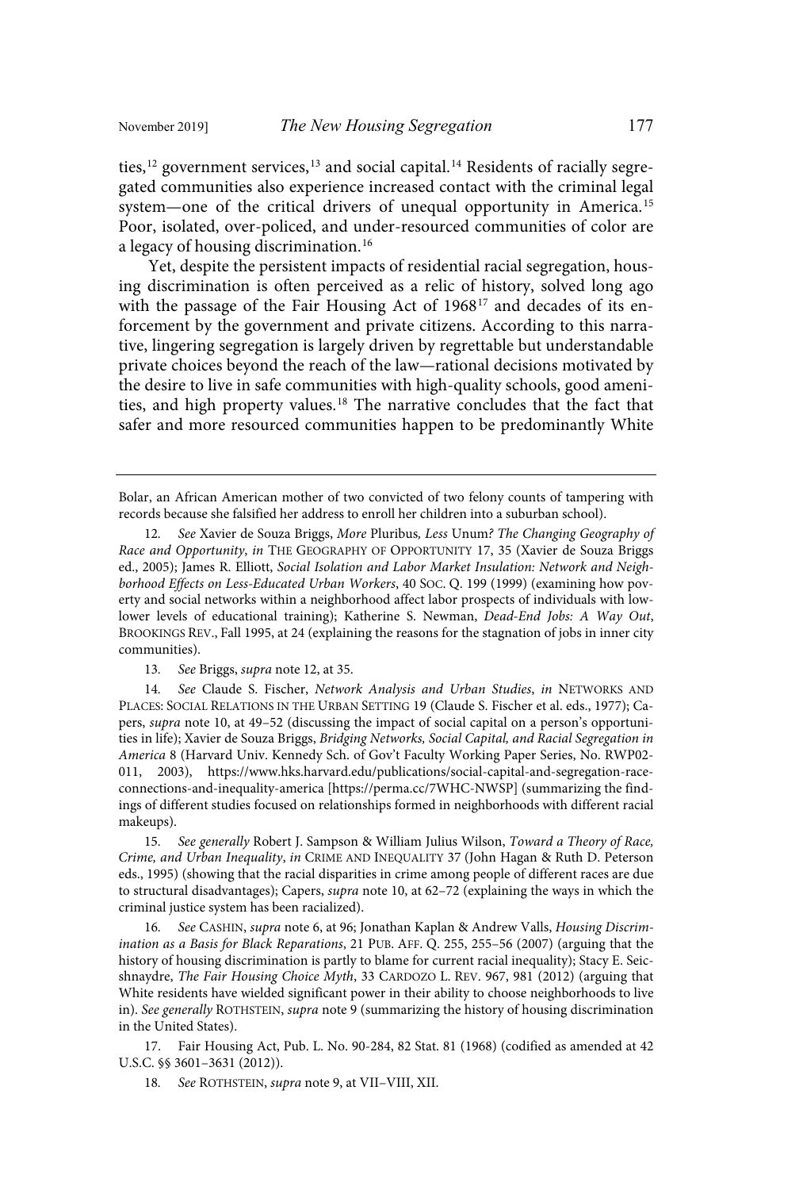ties,[12] government services,[13] and social capital.[14] Residents of racially segregated communities also experience increased contact with the criminal legal system—one of the critical drivers of unequal opportunity in America.[15] Poor, isolated, over-policed, and under-resourced communities of color are a legacy of housing discrimination.[16]

Yet, despite the persistent impacts of residential racial segregation, housing discrimination is often perceived as a relic of history, solved long ago with the passage of the Fair Housing Act of 1968[17] and decades of its enforcement by the government and private citizens. According to this narrative, lingering segregation is largely driven by regrettable but understandable private choices beyond the reach of the law—rational decisions motivated by the desire to live in safe communities with high-quality schools, good amenities, and high property values.[18] The narrative concludes that the fact that safer and more resourced communities happen to be predominantly White

---

Bolar, an African American mother of two convicted of two felony counts of tampering with records because she falsified her address to enroll her children into a suburban school).

12. *See* Xavier de Souza Briggs, *More* Pluribus*, Less* Unum*? The Changing Geography of Race and Opportunity*, *in* THE GEOGRAPHY OF OPPORTUNITY 17, 35 (Xavier de Souza Briggs ed., 2005); James R. Elliott, *Social Isolation and Labor Market Insulation: Network and Neighborhood Effects on Less-Educated Urban Workers*, 40 SOC. Q. 199 (1999) (examining how poverty and social networks within a neighborhood affect labor prospects of individuals with low-lower levels of educational training); Katherine S. Newman, *Dead-End Jobs: A Way Out*, BROOKINGS REV., Fall 1995, at 24 (explaining the reasons for the stagnation of jobs in inner city communities).

13. *See* Briggs, *supra* note 12, at 35.

14. *See* Claude S. Fischer, *Network Analysis and Urban Studies*, *in* NETWORKS AND PLACES: SOCIAL RELATIONS IN THE URBAN SETTING 19 (Claude S. Fischer et al. eds., 1977); Capers, *supra* note 10, at 49–52 (discussing the impact of social capital on a person's opportunities in life); Xavier de Souza Briggs, *Bridging Networks, Social Capital, and Racial Segregation in America* 8 (Harvard Univ. Kennedy Sch. of Gov't Faculty Working Paper Series, No. RWP02-011, 2003), https://www.hks.harvard.edu/publications/social-capital-and-segregation-race-connections-and-inequality-america [https://perma.cc/7WHC-NWSP] (summarizing the findings of different studies focused on relationships formed in neighborhoods with different racial makeups).

15. *See generally* Robert J. Sampson & William Julius Wilson, *Toward a Theory of Race, Crime, and Urban Inequality*, *in* CRIME AND INEQUALITY 37 (John Hagan & Ruth D. Peterson eds., 1995) (showing that the racial disparities in crime among people of different races are due to structural disadvantages); Capers, *supra* note 10, at 62–72 (explaining the ways in which the criminal justice system has been racialized).

16. *See* CASHIN, *supra* note 6, at 96; Jonathan Kaplan & Andrew Valls, *Housing Discrimination as a Basis for Black Reparations*, 21 PUB. AFF. Q. 255, 255–56 (2007) (arguing that the history of housing discrimination is partly to blame for current racial inequality); Stacy E. Seicshnaydre, *The Fair Housing Choice Myth*, 33 CARDOZO L. REV. 967, 981 (2012) (arguing that White residents have wielded significant power in their ability to choose neighborhoods to live in). *See generally* ROTHSTEIN, *supra* note 9 (summarizing the history of housing discrimination in the United States).

17. Fair Housing Act, Pub. L. No. 90-284, 82 Stat. 81 (1968) (codified as amended at 42 U.S.C. §§ 3601–3631 (2012)).

18. *See* ROTHSTEIN, *supra* note 9, at VII–VIII, XII.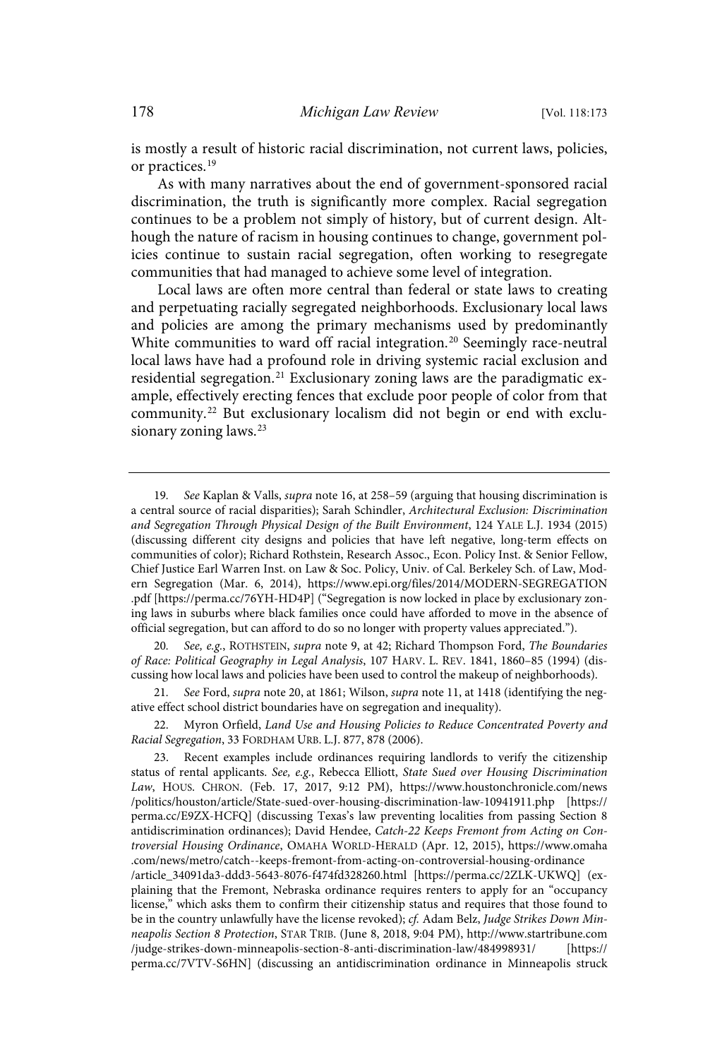is mostly a result of historic racial discrimination, not current laws, policies, or practices.[19]

As with many narratives about the end of government-sponsored racial discrimination, the truth is significantly more complex. Racial segregation continues to be a problem not simply of history, but of current design. Although the nature of racism in housing continues to change, government policies continue to sustain racial segregation, often working to resegregate communities that had managed to achieve some level of integration.

Local laws are often more central than federal or state laws to creating and perpetuating racially segregated neighborhoods. Exclusionary local laws and policies are among the primary mechanisms used by predominantly White communities to ward off racial integration.[20] Seemingly race-neutral local laws have had a profound role in driving systemic racial exclusion and residential segregation.[21] Exclusionary zoning laws are the paradigmatic example, effectively erecting fences that exclude poor people of color from that community.[22] But exclusionary localism did not begin or end with exclusionary zoning laws.[23]

---

19. *See* Kaplan & Valls, *supra* note 16, at 258–59 (arguing that housing discrimination is a central source of racial disparities); Sarah Schindler, *Architectural Exclusion: Discrimination and Segregation Through Physical Design of the Built Environment*, 124 YALE L.J. 1934 (2015) (discussing different city designs and policies that have left negative, long-term effects on communities of color); Richard Rothstein, Research Assoc., Econ. Policy Inst. & Senior Fellow, Chief Justice Earl Warren Inst. on Law & Soc. Policy, Univ. of Cal. Berkeley Sch. of Law, Modern Segregation (Mar. 6, 2014), https://www.epi.org/files/2014/MODERN-SEGREGATION.pdf [https://perma.cc/76YH-HD4P] ("Segregation is now locked in place by exclusionary zoning laws in suburbs where black families once could have afforded to move in the absence of official segregation, but can afford to do so no longer with property values appreciated.").

20. *See, e.g.*, ROTHSTEIN, *supra* note 9, at 42; Richard Thompson Ford, *The Boundaries of Race: Political Geography in Legal Analysis*, 107 HARV. L. REV. 1841, 1860–85 (1994) (discussing how local laws and policies have been used to control the makeup of neighborhoods).

21. *See* Ford, *supra* note 20, at 1861; Wilson, *supra* note 11, at 1418 (identifying the negative effect school district boundaries have on segregation and inequality).

22. Myron Orfield, *Land Use and Housing Policies to Reduce Concentrated Poverty and Racial Segregation*, 33 FORDHAM URB. L.J. 877, 878 (2006).

23. Recent examples include ordinances requiring landlords to verify the citizenship status of rental applicants. *See, e.g.*, Rebecca Elliott, *State Sued over Housing Discrimination Law*, HOUS. CHRON. (Feb. 17, 2017, 9:12 PM), https://www.houstonchronicle.com/news/politics/houston/article/State-sued-over-housing-discrimination-law-10941911.php [https://perma.cc/E9ZX-HCFQ] (discussing Texas's law preventing localities from passing Section 8 antidiscrimination ordinances); David Hendee, *Catch-22 Keeps Fremont from Acting on Controversial Housing Ordinance*, OMAHA WORLD-HERALD (Apr. 12, 2015), https://www.omaha.com/news/metro/catch--keeps-fremont-from-acting-on-controversial-housing-ordinance/article_34091da3-ddd3-5643-8076-f474fd328260.html [https://perma.cc/2ZLK-UKWQ] (explaining that the Fremont, Nebraska ordinance requires renters to apply for an "occupancy license," which asks them to confirm their citizenship status and requires that those found to be in the country unlawfully have the license revoked); *cf.* Adam Belz, *Judge Strikes Down Minneapolis Section 8 Protection*, STAR TRIB. (June 8, 2018, 9:04 PM), http://www.startribune.com/judge-strikes-down-minneapolis-section-8-anti-discrimination-law/484998931/ [https://perma.cc/7VTV-S6HN] (discussing an antidiscrimination ordinance in Minneapolis struck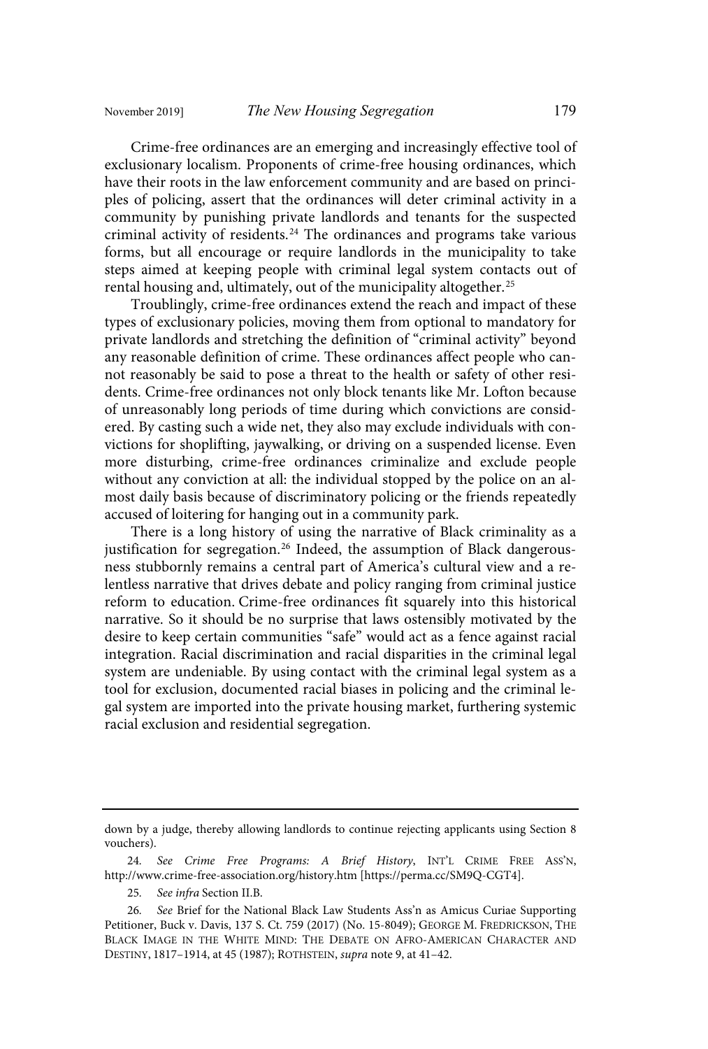Crime-free ordinances are an emerging and increasingly effective tool of exclusionary localism. Proponents of crime-free housing ordinances, which have their roots in the law enforcement community and are based on principles of policing, assert that the ordinances will deter criminal activity in a community by punishing private landlords and tenants for the suspected criminal activity of residents.[24] The ordinances and programs take various forms, but all encourage or require landlords in the municipality to take steps aimed at keeping people with criminal legal system contacts out of rental housing and, ultimately, out of the municipality altogether.[25]

Troublingly, crime-free ordinances extend the reach and impact of these types of exclusionary policies, moving them from optional to mandatory for private landlords and stretching the definition of "criminal activity" beyond any reasonable definition of crime. These ordinances affect people who cannot reasonably be said to pose a threat to the health or safety of other residents. Crime-free ordinances not only block tenants like Mr. Lofton because of unreasonably long periods of time during which convictions are considered. By casting such a wide net, they also may exclude individuals with convictions for shoplifting, jaywalking, or driving on a suspended license. Even more disturbing, crime-free ordinances criminalize and exclude people without any conviction at all: the individual stopped by the police on an almost daily basis because of discriminatory policing or the friends repeatedly accused of loitering for hanging out in a community park.

There is a long history of using the narrative of Black criminality as a justification for segregation.[26] Indeed, the assumption of Black dangerousness stubbornly remains a central part of America's cultural view and a relentless narrative that drives debate and policy ranging from criminal justice reform to education. Crime-free ordinances fit squarely into this historical narrative. So it should be no surprise that laws ostensibly motivated by the desire to keep certain communities "safe" would act as a fence against racial integration. Racial discrimination and racial disparities in the criminal legal system are undeniable. By using contact with the criminal legal system as a tool for exclusion, documented racial biases in policing and the criminal legal system are imported into the private housing market, furthering systemic racial exclusion and residential segregation.

---

down by a judge, thereby allowing landlords to continue rejecting applicants using Section 8 vouchers).

24. *See Crime Free Programs: A Brief History*, INT'L CRIME FREE ASS'N, http://www.crime-free-association.org/history.htm [https://perma.cc/SM9Q-CGT4].

25. *See infra* Section II.B.

26. *See* Brief for the National Black Law Students Ass'n as Amicus Curiae Supporting Petitioner, Buck v. Davis, 137 S. Ct. 759 (2017) (No. 15-8049); GEORGE M. FREDRICKSON, THE BLACK IMAGE IN THE WHITE MIND: THE DEBATE ON AFRO-AMERICAN CHARACTER AND DESTINY, 1817–1914, at 45 (1987); ROTHSTEIN, *supra* note 9, at 41–42.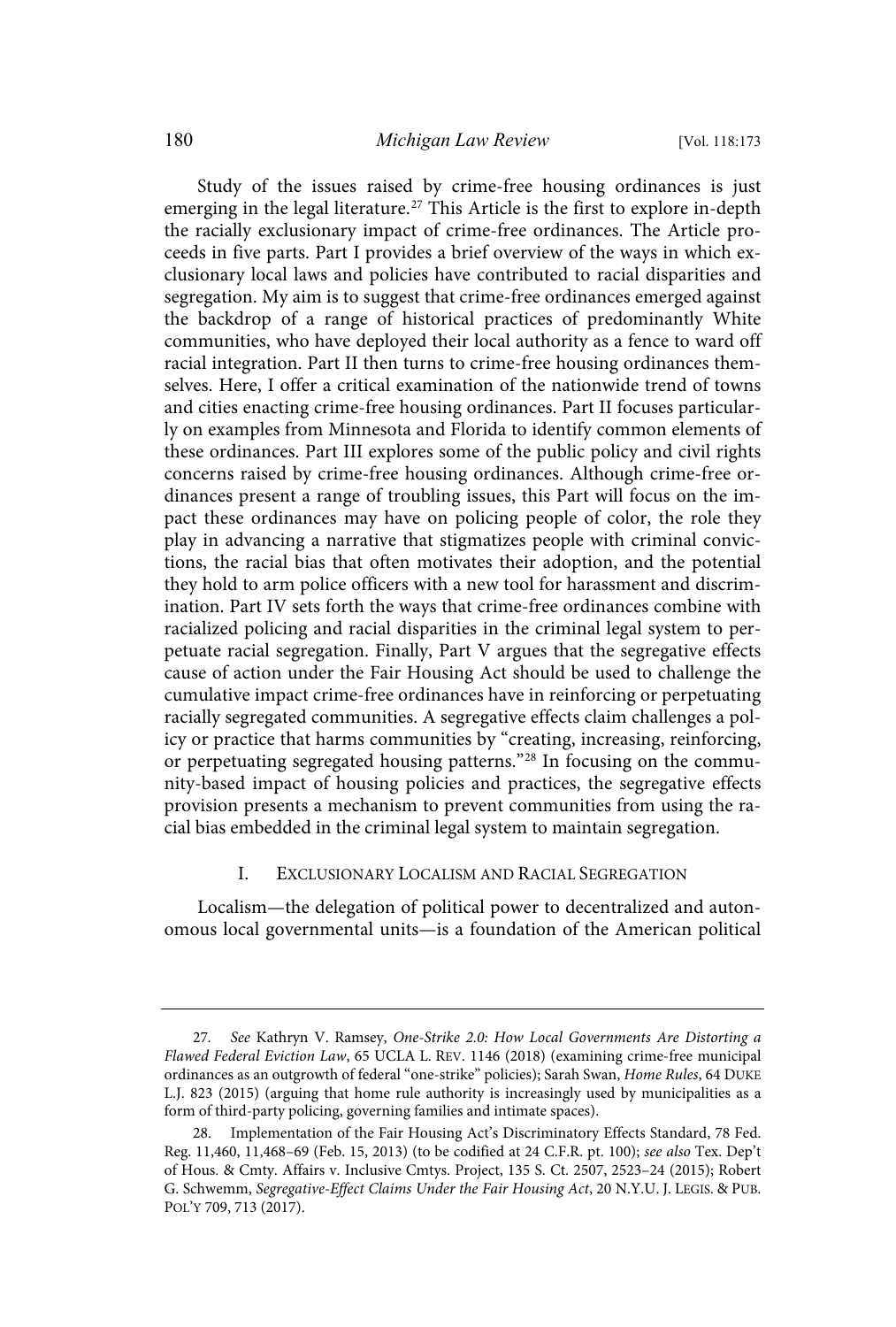Study of the issues raised by crime-free housing ordinances is just emerging in the legal literature.[27] This Article is the first to explore in-depth the racially exclusionary impact of crime-free ordinances. The Article proceeds in five parts. Part I provides a brief overview of the ways in which exclusionary local laws and policies have contributed to racial disparities and segregation. My aim is to suggest that crime-free ordinances emerged against the backdrop of a range of historical practices of predominantly White communities, who have deployed their local authority as a fence to ward off racial integration. Part II then turns to crime-free housing ordinances themselves. Here, I offer a critical examination of the nationwide trend of towns and cities enacting crime-free housing ordinances. Part II focuses particularly on examples from Minnesota and Florida to identify common elements of these ordinances. Part III explores some of the public policy and civil rights concerns raised by crime-free housing ordinances. Although crime-free ordinances present a range of troubling issues, this Part will focus on the impact these ordinances may have on policing people of color, the role they play in advancing a narrative that stigmatizes people with criminal convictions, the racial bias that often motivates their adoption, and the potential they hold to arm police officers with a new tool for harassment and discrimination. Part IV sets forth the ways that crime-free ordinances combine with racialized policing and racial disparities in the criminal legal system to perpetuate racial segregation. Finally, Part V argues that the segregative effects cause of action under the Fair Housing Act should be used to challenge the cumulative impact crime-free ordinances have in reinforcing or perpetuating racially segregated communities. A segregative effects claim challenges a policy or practice that harms communities by "creating, increasing, reinforcing, or perpetuating segregated housing patterns."[28] In focusing on the community-based impact of housing policies and practices, the segregative effects provision presents a mechanism to prevent communities from using the racial bias embedded in the criminal legal system to maintain segregation.

## I. Exclusionary Localism and Racial Segregation

Localism—the delegation of political power to decentralized and autonomous local governmental units—is a foundation of the American political

---

27. *See* Kathryn V. Ramsey, *One-Strike 2.0: How Local Governments Are Distorting a Flawed Federal Eviction Law*, 65 UCLA L. Rev. 1146 (2018) (examining crime-free municipal ordinances as an outgrowth of federal "one-strike" policies); Sarah Swan, *Home Rules*, 64 Duke L.J. 823 (2015) (arguing that home rule authority is increasingly used by municipalities as a form of third-party policing, governing families and intimate spaces).

28. Implementation of the Fair Housing Act's Discriminatory Effects Standard, 78 Fed. Reg. 11,460, 11,468–69 (Feb. 15, 2013) (to be codified at 24 C.F.R. pt. 100); *see also* Tex. Dep't of Hous. & Cmty. Affairs v. Inclusive Cmtys. Project, 135 S. Ct. 2507, 2523–24 (2015); Robert G. Schwemm, *Segregative-Effect Claims Under the Fair Housing Act*, 20 N.Y.U. J. Legis. & Pub. Pol'y 709, 713 (2017).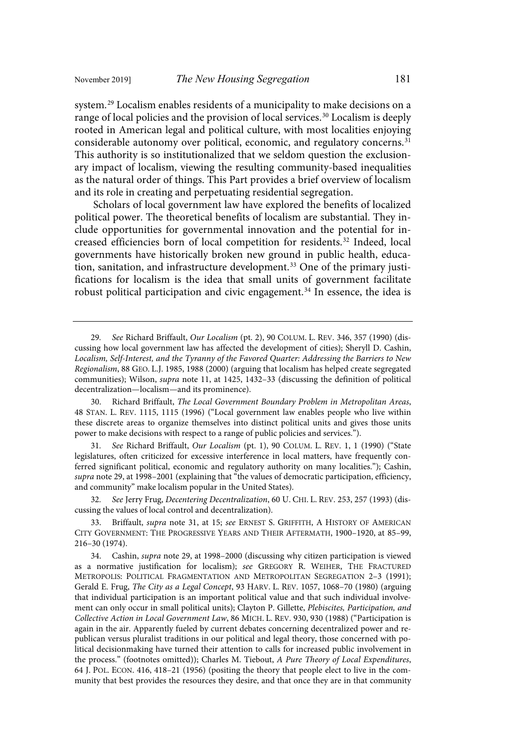system.[29] Localism enables residents of a municipality to make decisions on a range of local policies and the provision of local services.[30] Localism is deeply rooted in American legal and political culture, with most localities enjoying considerable autonomy over political, economic, and regulatory concerns.[31] This authority is so institutionalized that we seldom question the exclusionary impact of localism, viewing the resulting community-based inequalities as the natural order of things. This Part provides a brief overview of localism and its role in creating and perpetuating residential segregation.

Scholars of local government law have explored the benefits of localized political power. The theoretical benefits of localism are substantial. They include opportunities for governmental innovation and the potential for increased efficiencies born of local competition for residents.[32] Indeed, local governments have historically broken new ground in public health, education, sanitation, and infrastructure development.[33] One of the primary justifications for localism is the idea that small units of government facilitate robust political participation and civic engagement.[34] In essence, the idea is

---

29. *See* Richard Briffault, *Our Localism* (pt. 2), 90 COLUM. L. REV. 346, 357 (1990) (discussing how local government law has affected the development of cities); Sheryll D. Cashin, *Localism, Self-Interest, and the Tyranny of the Favored Quarter: Addressing the Barriers to New Regionalism*, 88 GEO. L.J. 1985, 1988 (2000) (arguing that localism has helped create segregated communities); Wilson, *supra* note 11, at 1425, 1432–33 (discussing the definition of political decentralization—localism—and its prominence).

30. Richard Briffault, *The Local Government Boundary Problem in Metropolitan Areas*, 48 STAN. L. REV. 1115, 1115 (1996) ("Local government law enables people who live within these discrete areas to organize themselves into distinct political units and gives those units power to make decisions with respect to a range of public policies and services.").

31. *See* Richard Briffault, *Our Localism* (pt. 1), 90 COLUM. L. REV. 1, 1 (1990) ("State legislatures, often criticized for excessive interference in local matters, have frequently conferred significant political, economic and regulatory authority on many localities."); Cashin, *supra* note 29, at 1998–2001 (explaining that "the values of democratic participation, efficiency, and community" make localism popular in the United States).

32. *See* Jerry Frug, *Decentering Decentralization*, 60 U. CHI. L. REV. 253, 257 (1993) (discussing the values of local control and decentralization).

33. Briffault, *supra* note 31, at 15; *see* ERNEST S. GRIFFITH, A HISTORY OF AMERICAN CITY GOVERNMENT: THE PROGRESSIVE YEARS AND THEIR AFTERMATH, 1900–1920, at 85–99, 216–30 (1974).

34. Cashin, *supra* note 29, at 1998–2000 (discussing why citizen participation is viewed as a normative justification for localism); *see* GREGORY R. WEIHER, THE FRACTURED METROPOLIS: POLITICAL FRAGMENTATION AND METROPOLITAN SEGREGATION 2–3 (1991); Gerald E. Frug, *The City as a Legal Concept*, 93 HARV. L. REV. 1057, 1068–70 (1980) (arguing that individual participation is an important political value and that such individual involvement can only occur in small political units); Clayton P. Gillette, *Plebiscites, Participation, and Collective Action in Local Government Law*, 86 MICH. L. REV. 930, 930 (1988) ("Participation is again in the air. Apparently fueled by current debates concerning decentralized power and republican versus pluralist traditions in our political and legal theory, those concerned with political decisionmaking have turned their attention to calls for increased public involvement in the process." (footnotes omitted)); Charles M. Tiebout, *A Pure Theory of Local Expenditures*, 64 J. POL. ECON. 416, 418–21 (1956) (positing the theory that people elect to live in the community that best provides the resources they desire, and that once they are in that community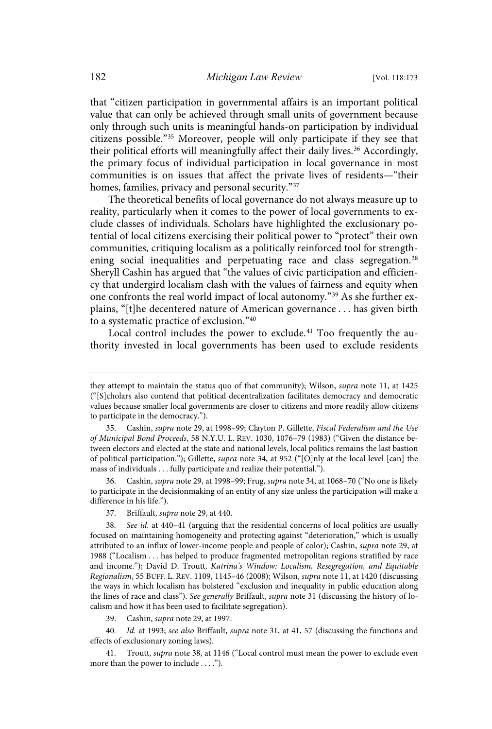that "citizen participation in governmental affairs is an important political value that can only be achieved through small units of government because only through such units is meaningful hands-on participation by individual citizens possible."[35] Moreover, people will only participate if they see that their political efforts will meaningfully affect their daily lives.[36] Accordingly, the primary focus of individual participation in local governance in most communities is on issues that affect the private lives of residents—"their homes, families, privacy and personal security."[37]

The theoretical benefits of local governance do not always measure up to reality, particularly when it comes to the power of local governments to exclude classes of individuals. Scholars have highlighted the exclusionary potential of local citizens exercising their political power to "protect" their own communities, critiquing localism as a politically reinforced tool for strengthening social inequalities and perpetuating race and class segregation.[38] Sheryll Cashin has argued that "the values of civic participation and efficiency that undergird localism clash with the values of fairness and equity when one confronts the real world impact of local autonomy."[39] As she further explains, "[t]he decentered nature of American governance . . . has given birth to a systematic practice of exclusion."[40]

Local control includes the power to exclude.[41] Too frequently the authority invested in local governments has been used to exclude residents

---

they attempt to maintain the status quo of that community); Wilson, *supra* note 11, at 1425 ("[S]cholars also contend that political decentralization facilitates democracy and democratic values because smaller local governments are closer to citizens and more readily allow citizens to participate in the democracy.").

35. Cashin, *supra* note 29, at 1998–99; Clayton P. Gillette, *Fiscal Federalism and the Use of Municipal Bond Proceeds*, 58 N.Y.U. L. REV. 1030, 1076–79 (1983) ("Given the distance between electors and elected at the state and national levels, local politics remains the last bastion of political participation."); Gillette, *supra* note 34, at 952 ("[O]nly at the local level [can] the mass of individuals . . . fully participate and realize their potential.").

36. Cashin, *supra* note 29, at 1998–99; Frug, *supra* note 34, at 1068–70 ("No one is likely to participate in the decisionmaking of an entity of any size unless the participation will make a difference in his life.").

37. Briffault, *supra* note 29, at 440.

38. *See id.* at 440–41 (arguing that the residential concerns of local politics are usually focused on maintaining homogeneity and protecting against "deterioration," which is usually attributed to an influx of lower-income people and people of color); Cashin, *supra* note 29, at 1988 ("Localism . . . has helped to produce fragmented metropolitan regions stratified by race and income."); David D. Troutt, *Katrina's Window: Localism, Resegregation, and Equitable Regionalism*, 55 BUFF. L. REV. 1109, 1145–46 (2008); Wilson, *supra* note 11, at 1420 (discussing the ways in which localism has bolstered "exclusion and inequality in public education along the lines of race and class"). *See generally* Briffault, *supra* note 31 (discussing the history of localism and how it has been used to facilitate segregation).

39. Cashin, *supra* note 29, at 1997.

40. *Id.* at 1993; *see also* Briffault, *supra* note 31, at 41, 57 (discussing the functions and effects of exclusionary zoning laws).

41. Troutt, *supra* note 38, at 1146 ("Local control must mean the power to exclude even more than the power to include . . . .").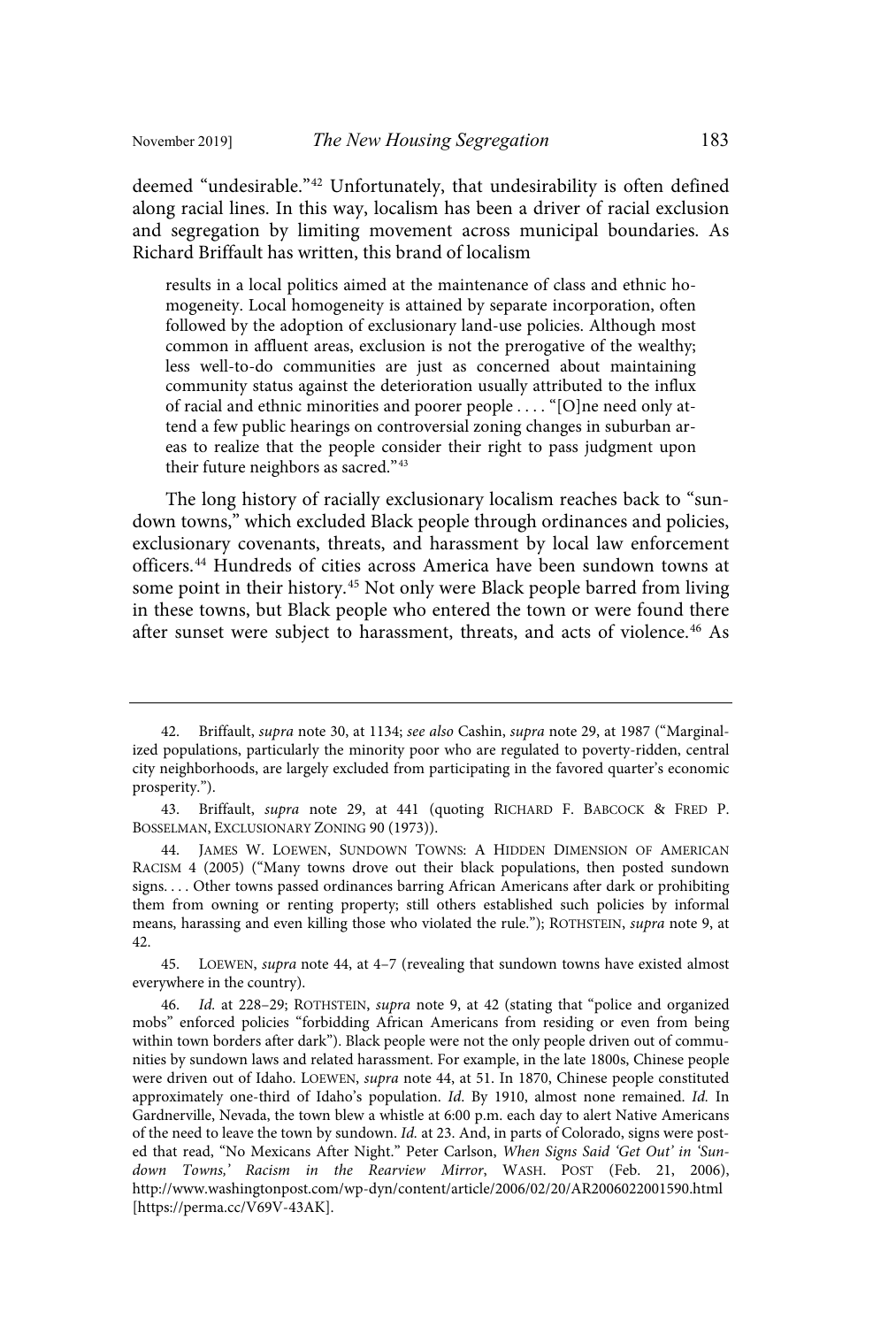deemed "undesirable."[42] Unfortunately, that undesirability is often defined along racial lines. In this way, localism has been a driver of racial exclusion and segregation by limiting movement across municipal boundaries. As Richard Briffault has written, this brand of localism

> results in a local politics aimed at the maintenance of class and ethnic homogeneity. Local homogeneity is attained by separate incorporation, often followed by the adoption of exclusionary land-use policies. Although most common in affluent areas, exclusion is not the prerogative of the wealthy; less well-to-do communities are just as concerned about maintaining community status against the deterioration usually attributed to the influx of racial and ethnic minorities and poorer people . . . . "[O]ne need only attend a few public hearings on controversial zoning changes in suburban areas to realize that the people consider their right to pass judgment upon their future neighbors as sacred."[43]

The long history of racially exclusionary localism reaches back to "sundown towns," which excluded Black people through ordinances and policies, exclusionary covenants, threats, and harassment by local law enforcement officers.[44] Hundreds of cities across America have been sundown towns at some point in their history.[45] Not only were Black people barred from living in these towns, but Black people who entered the town or were found there after sunset were subject to harassment, threats, and acts of violence.[46] As

---

42. Briffault, *supra* note 30, at 1134; *see also* Cashin, *supra* note 29, at 1987 ("Marginalized populations, particularly the minority poor who are regulated to poverty-ridden, central city neighborhoods, are largely excluded from participating in the favored quarter's economic prosperity.").

43. Briffault, *supra* note 29, at 441 (quoting RICHARD F. BABCOCK & FRED P. BOSSELMAN, EXCLUSIONARY ZONING 90 (1973)).

44. JAMES W. LOEWEN, SUNDOWN TOWNS: A HIDDEN DIMENSION OF AMERICAN RACISM 4 (2005) ("Many towns drove out their black populations, then posted sundown signs. . . . Other towns passed ordinances barring African Americans after dark or prohibiting them from owning or renting property; still others established such policies by informal means, harassing and even killing those who violated the rule."); ROTHSTEIN, *supra* note 9, at 42.

45. LOEWEN, *supra* note 44, at 4–7 (revealing that sundown towns have existed almost everywhere in the country).

46. *Id.* at 228–29; ROTHSTEIN, *supra* note 9, at 42 (stating that "police and organized mobs" enforced policies "forbidding African Americans from residing or even from being within town borders after dark"). Black people were not the only people driven out of communities by sundown laws and related harassment. For example, in the late 1800s, Chinese people were driven out of Idaho. LOEWEN, *supra* note 44, at 51. In 1870, Chinese people constituted approximately one-third of Idaho's population. *Id.* By 1910, almost none remained. *Id.* In Gardnerville, Nevada, the town blew a whistle at 6:00 p.m. each day to alert Native Americans of the need to leave the town by sundown. *Id.* at 23. And, in parts of Colorado, signs were posted that read, "No Mexicans After Night." Peter Carlson, *When Signs Said 'Get Out' in 'Sundown Towns,' Racism in the Rearview Mirror*, WASH. POST (Feb. 21, 2006), http://www.washingtonpost.com/wp-dyn/content/article/2006/02/20/AR2006022001590.html [https://perma.cc/V69V-43AK].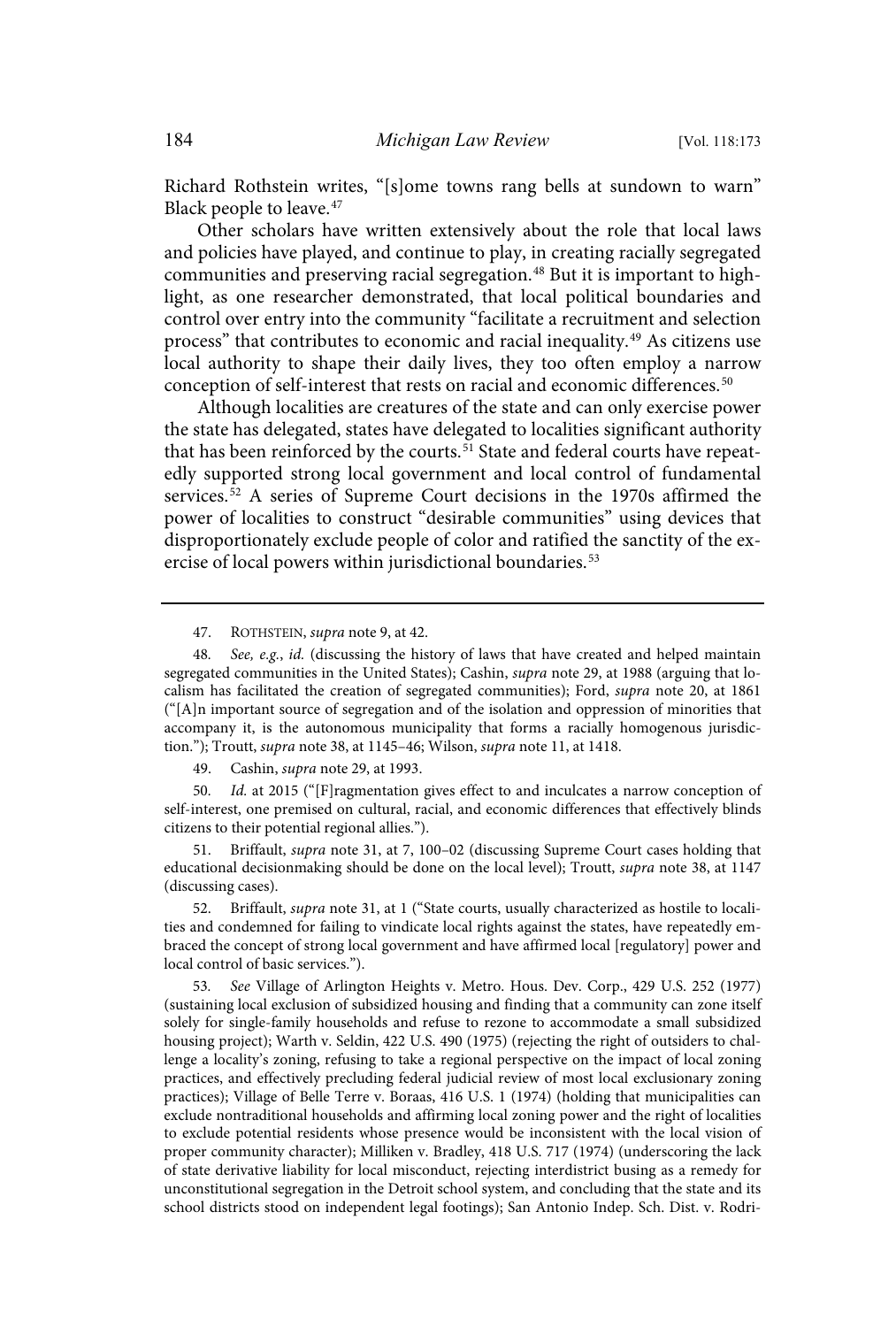Richard Rothstein writes, "[s]ome towns rang bells at sundown to warn" Black people to leave.[47]

Other scholars have written extensively about the role that local laws and policies have played, and continue to play, in creating racially segregated communities and preserving racial segregation.[48] But it is important to highlight, as one researcher demonstrated, that local political boundaries and control over entry into the community "facilitate a recruitment and selection process" that contributes to economic and racial inequality.[49] As citizens use local authority to shape their daily lives, they too often employ a narrow conception of self-interest that rests on racial and economic differences.[50]

Although localities are creatures of the state and can only exercise power the state has delegated, states have delegated to localities significant authority that has been reinforced by the courts.[51] State and federal courts have repeatedly supported strong local government and local control of fundamental services.[52] A series of Supreme Court decisions in the 1970s affirmed the power of localities to construct "desirable communities" using devices that disproportionately exclude people of color and ratified the sanctity of the exercise of local powers within jurisdictional boundaries.[53]

---

47. ROTHSTEIN, *supra* note 9, at 42.

48. *See, e.g.*, *id.* (discussing the history of laws that have created and helped maintain segregated communities in the United States); Cashin, *supra* note 29, at 1988 (arguing that localism has facilitated the creation of segregated communities); Ford, *supra* note 20, at 1861 ("[A]n important source of segregation and of the isolation and oppression of minorities that accompany it, is the autonomous municipality that forms a racially homogenous jurisdiction."); Troutt, *supra* note 38, at 1145–46; Wilson, *supra* note 11, at 1418.

49. Cashin, *supra* note 29, at 1993.

50. *Id.* at 2015 ("[F]ragmentation gives effect to and inculcates a narrow conception of self-interest, one premised on cultural, racial, and economic differences that effectively blinds citizens to their potential regional allies.").

51. Briffault, *supra* note 31, at 7, 100–02 (discussing Supreme Court cases holding that educational decisionmaking should be done on the local level); Troutt, *supra* note 38, at 1147 (discussing cases).

52. Briffault, *supra* note 31, at 1 ("State courts, usually characterized as hostile to localities and condemned for failing to vindicate local rights against the states, have repeatedly embraced the concept of strong local government and have affirmed local [regulatory] power and local control of basic services.").

53. *See* Village of Arlington Heights v. Metro. Hous. Dev. Corp., 429 U.S. 252 (1977) (sustaining local exclusion of subsidized housing and finding that a community can zone itself solely for single-family households and refuse to rezone to accommodate a small subsidized housing project); Warth v. Seldin, 422 U.S. 490 (1975) (rejecting the right of outsiders to challenge a locality's zoning, refusing to take a regional perspective on the impact of local zoning practices, and effectively precluding federal judicial review of most local exclusionary zoning practices); Village of Belle Terre v. Boraas, 416 U.S. 1 (1974) (holding that municipalities can exclude nontraditional households and affirming local zoning power and the right of localities to exclude potential residents whose presence would be inconsistent with the local vision of proper community character); Milliken v. Bradley, 418 U.S. 717 (1974) (underscoring the lack of state derivative liability for local misconduct, rejecting interdistrict busing as a remedy for unconstitutional segregation in the Detroit school system, and concluding that the state and its school districts stood on independent legal footings); San Antonio Indep. Sch. Dist. v. Rodri-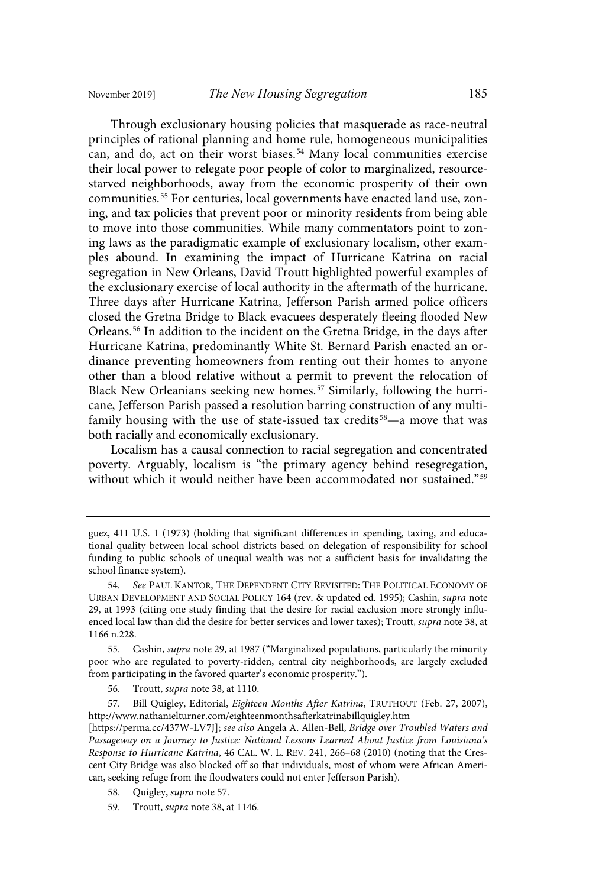Through exclusionary housing policies that masquerade as race-neutral principles of rational planning and home rule, homogeneous municipalities can, and do, act on their worst biases.[54] Many local communities exercise their local power to relegate poor people of color to marginalized, resource-starved neighborhoods, away from the economic prosperity of their own communities.[55] For centuries, local governments have enacted land use, zoning, and tax policies that prevent poor or minority residents from being able to move into those communities. While many commentators point to zoning laws as the paradigmatic example of exclusionary localism, other examples abound. In examining the impact of Hurricane Katrina on racial segregation in New Orleans, David Troutt highlighted powerful examples of the exclusionary exercise of local authority in the aftermath of the hurricane. Three days after Hurricane Katrina, Jefferson Parish armed police officers closed the Gretna Bridge to Black evacuees desperately fleeing flooded New Orleans.[56] In addition to the incident on the Gretna Bridge, in the days after Hurricane Katrina, predominantly White St. Bernard Parish enacted an ordinance preventing homeowners from renting out their homes to anyone other than a blood relative without a permit to prevent the relocation of Black New Orleanians seeking new homes.[57] Similarly, following the hurricane, Jefferson Parish passed a resolution barring construction of any multi-family housing with the use of state-issued tax credits[58]—a move that was both racially and economically exclusionary.

Localism has a causal connection to racial segregation and concentrated poverty. Arguably, localism is "the primary agency behind resegregation, without which it would neither have been accommodated nor sustained."[59]

---

guez, 411 U.S. 1 (1973) (holding that significant differences in spending, taxing, and educational quality between local school districts based on delegation of responsibility for school funding to public schools of unequal wealth was not a sufficient basis for invalidating the school finance system).

54. *See* PAUL KANTOR, THE DEPENDENT CITY REVISITED: THE POLITICAL ECONOMY OF URBAN DEVELOPMENT AND SOCIAL POLICY 164 (rev. & updated ed. 1995); Cashin, *supra* note 29, at 1993 (citing one study finding that the desire for racial exclusion more strongly influenced local law than did the desire for better services and lower taxes); Troutt, *supra* note 38, at 1166 n.228.

55. Cashin, *supra* note 29, at 1987 ("Marginalized populations, particularly the minority poor who are regulated to poverty-ridden, central city neighborhoods, are largely excluded from participating in the favored quarter's economic prosperity.").

56. Troutt, *supra* note 38, at 1110.

57. Bill Quigley, Editorial, *Eighteen Months After Katrina*, TRUTHOUT (Feb. 27, 2007), http://www.nathanielturner.com/eighteenmonthsafterkatrinabillquigley.htm [https://perma.cc/437W-LV7J]; *see also* Angela A. Allen-Bell, *Bridge over Troubled Waters and Passageway on a Journey to Justice: National Lessons Learned About Justice from Louisiana's Response to Hurricane Katrina*, 46 CAL. W. L. REV. 241, 266–68 (2010) (noting that the Crescent City Bridge was also blocked off so that individuals, most of whom were African American, seeking refuge from the floodwaters could not enter Jefferson Parish).

58. Quigley, *supra* note 57.

59. Troutt, *supra* note 38, at 1146.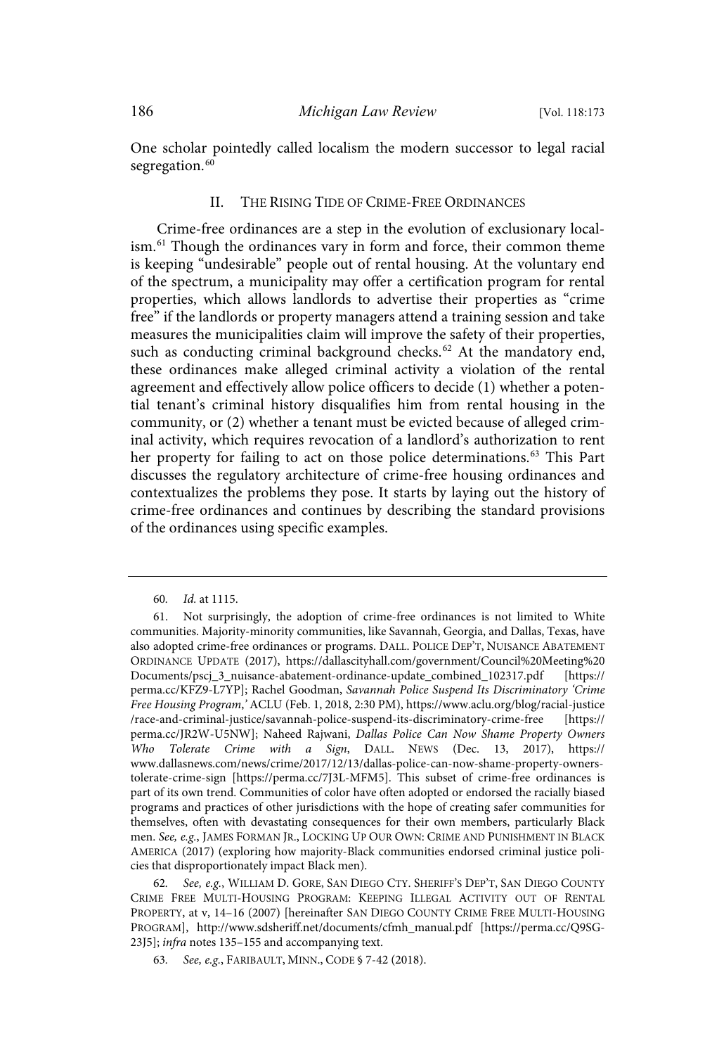One scholar pointedly called localism the modern successor to legal racial segregation.[60]

## II. The Rising Tide of Crime-Free Ordinances

Crime-free ordinances are a step in the evolution of exclusionary localism.[61] Though the ordinances vary in form and force, their common theme is keeping "undesirable" people out of rental housing. At the voluntary end of the spectrum, a municipality may offer a certification program for rental properties, which allows landlords to advertise their properties as "crime free" if the landlords or property managers attend a training session and take measures the municipalities claim will improve the safety of their properties, such as conducting criminal background checks.[62] At the mandatory end, these ordinances make alleged criminal activity a violation of the rental agreement and effectively allow police officers to decide (1) whether a potential tenant's criminal history disqualifies him from rental housing in the community, or (2) whether a tenant must be evicted because of alleged criminal activity, which requires revocation of a landlord's authorization to rent her property for failing to act on those police determinations.[63] This Part discusses the regulatory architecture of crime-free housing ordinances and contextualizes the problems they pose. It starts by laying out the history of crime-free ordinances and continues by describing the standard provisions of the ordinances using specific examples.

---

60. *Id.* at 1115.

61. Not surprisingly, the adoption of crime-free ordinances is not limited to White communities. Majority-minority communities, like Savannah, Georgia, and Dallas, Texas, have also adopted crime-free ordinances or programs. Dall. Police Dep't, Nuisance Abatement Ordinance Update (2017), https://dallascityhall.com/government/Council%20Meeting%20Documents/pscj_3_nuisance-abatement-ordinance-update_combined_102317.pdf [https://perma.cc/KFZ9-L7YP]; Rachel Goodman, *Savannah Police Suspend Its Discriminatory 'Crime Free Housing Program,'* ACLU (Feb. 1, 2018, 2:30 PM), https://www.aclu.org/blog/racial-justice/race-and-criminal-justice/savannah-police-suspend-its-discriminatory-crime-free [https://perma.cc/JR2W-U5NW]; Naheed Rajwani, *Dallas Police Can Now Shame Property Owners Who Tolerate Crime with a Sign*, Dall. News (Dec. 13, 2017), https://www.dallasnews.com/news/crime/2017/12/13/dallas-police-can-now-shame-property-owners-tolerate-crime-sign [https://perma.cc/7J3L-MFM5]. This subset of crime-free ordinances is part of its own trend. Communities of color have often adopted or endorsed the racially biased programs and practices of other jurisdictions with the hope of creating safer communities for themselves, often with devastating consequences for their own members, particularly Black men. *See, e.g.*, James Forman Jr., Locking Up Our Own: Crime and Punishment in Black America (2017) (exploring how majority-Black communities endorsed criminal justice policies that disproportionately impact Black men).

62. *See, e.g.*, William D. Gore, San Diego Cty. Sheriff's Dep't, San Diego County Crime Free Multi-Housing Program: Keeping Illegal Activity out of Rental Property, at v, 14–16 (2007) [hereinafter San Diego County Crime Free Multi-Housing Program], http://www.sdsheriff.net/documents/cfmh_manual.pdf [https://perma.cc/Q9SG-23J5]; *infra* notes 135–155 and accompanying text.

63. *See, e.g.*, Faribault, Minn., Code § 7-42 (2018).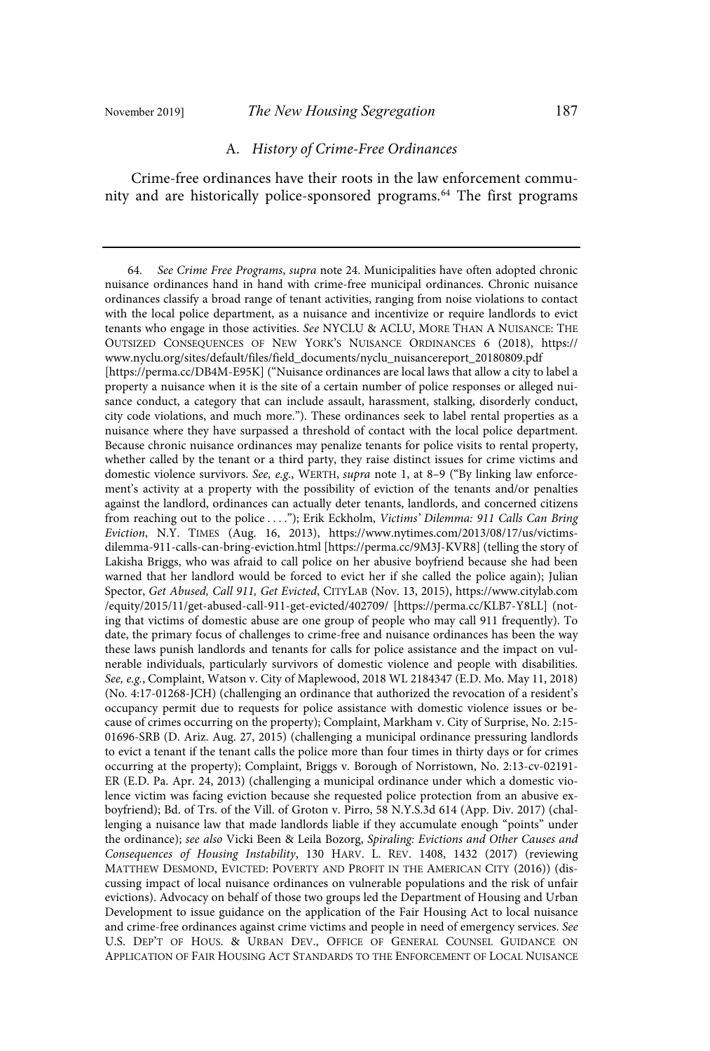### A. *History of Crime-Free Ordinances*

Crime-free ordinances have their roots in the law enforcement community and are historically police-sponsored programs.[64] The first programs

---

64. *See Crime Free Programs*, *supra* note 24. Municipalities have often adopted chronic nuisance ordinances hand in hand with crime-free municipal ordinances. Chronic nuisance ordinances classify a broad range of tenant activities, ranging from noise violations to contact with the local police department, as a nuisance and incentivize or require landlords to evict tenants who engage in those activities. *See* NYCLU & ACLU, MORE THAN A NUISANCE: THE OUTSIZED CONSEQUENCES OF NEW YORK'S NUISANCE ORDINANCES 6 (2018), https://www.nyclu.org/sites/default/files/field_documents/nyclu_nuisancereport_20180809.pdf [https://perma.cc/DB4M-E95K] ("Nuisance ordinances are local laws that allow a city to label a property a nuisance when it is the site of a certain number of police responses or alleged nuisance conduct, a category that can include assault, harassment, stalking, disorderly conduct, city code violations, and much more."). These ordinances seek to label rental properties as a nuisance where they have surpassed a threshold of contact with the local police department. Because chronic nuisance ordinances may penalize tenants for police visits to rental property, whether called by the tenant or a third party, they raise distinct issues for crime victims and domestic violence survivors. *See, e.g.*, WERTH, *supra* note 1, at 8–9 ("By linking law enforcement's activity at a property with the possibility of eviction of the tenants and/or penalties against the landlord, ordinances can actually deter tenants, landlords, and concerned citizens from reaching out to the police . . . ."); Erik Eckholm, *Victims' Dilemma: 911 Calls Can Bring Eviction*, N.Y. TIMES (Aug. 16, 2013), https://www.nytimes.com/2013/08/17/us/victims-dilemma-911-calls-can-bring-eviction.html [https://perma.cc/9M3J-KVR8] (telling the story of Lakisha Briggs, who was afraid to call police on her abusive boyfriend because she had been warned that her landlord would be forced to evict her if she called the police again); Julian Spector, *Get Abused, Call 911, Get Evicted*, CITYLAB (Nov. 13, 2015), https://www.citylab.com/equity/2015/11/get-abused-call-911-get-evicted/402709/ [https://perma.cc/KLB7-Y8LL] (noting that victims of domestic abuse are one group of people who may call 911 frequently). To date, the primary focus of challenges to crime-free and nuisance ordinances has been the way these laws punish landlords and tenants for calls for police assistance and the impact on vulnerable individuals, particularly survivors of domestic violence and people with disabilities. *See, e.g.*, Complaint, Watson v. City of Maplewood, 2018 WL 2184347 (E.D. Mo. May 11, 2018) (No. 4:17-01268-JCH) (challenging an ordinance that authorized the revocation of a resident's occupancy permit due to requests for police assistance with domestic violence issues or because of crimes occurring on the property); Complaint, Markham v. City of Surprise, No. 2:15-01696-SRB (D. Ariz. Aug. 27, 2015) (challenging a municipal ordinance pressuring landlords to evict a tenant if the tenant calls the police more than four times in thirty days or for crimes occurring at the property); Complaint, Briggs v. Borough of Norristown, No. 2:13-cv-02191-ER (E.D. Pa. Apr. 24, 2013) (challenging a municipal ordinance under which a domestic violence victim was facing eviction because she requested police protection from an abusive ex-boyfriend); Bd. of Trs. of the Vill. of Groton v. Pirro, 58 N.Y.S.3d 614 (App. Div. 2017) (challenging a nuisance law that made landlords liable if they accumulate enough "points" under the ordinance); *see also* Vicki Been & Leila Bozorg, *Spiraling: Evictions and Other Causes and Consequences of Housing Instability*, 130 HARV. L. REV. 1408, 1432 (2017) (reviewing MATTHEW DESMOND, EVICTED: POVERTY AND PROFIT IN THE AMERICAN CITY (2016)) (discussing impact of local nuisance ordinances on vulnerable populations and the risk of unfair evictions). Advocacy on behalf of those two groups led the Department of Housing and Urban Development to issue guidance on the application of the Fair Housing Act to local nuisance and crime-free ordinances against crime victims and people in need of emergency services. *See* U.S. DEP'T OF HOUS. & URBAN DEV., OFFICE OF GENERAL COUNSEL GUIDANCE ON APPLICATION OF FAIR HOUSING ACT STANDARDS TO THE ENFORCEMENT OF LOCAL NUISANCE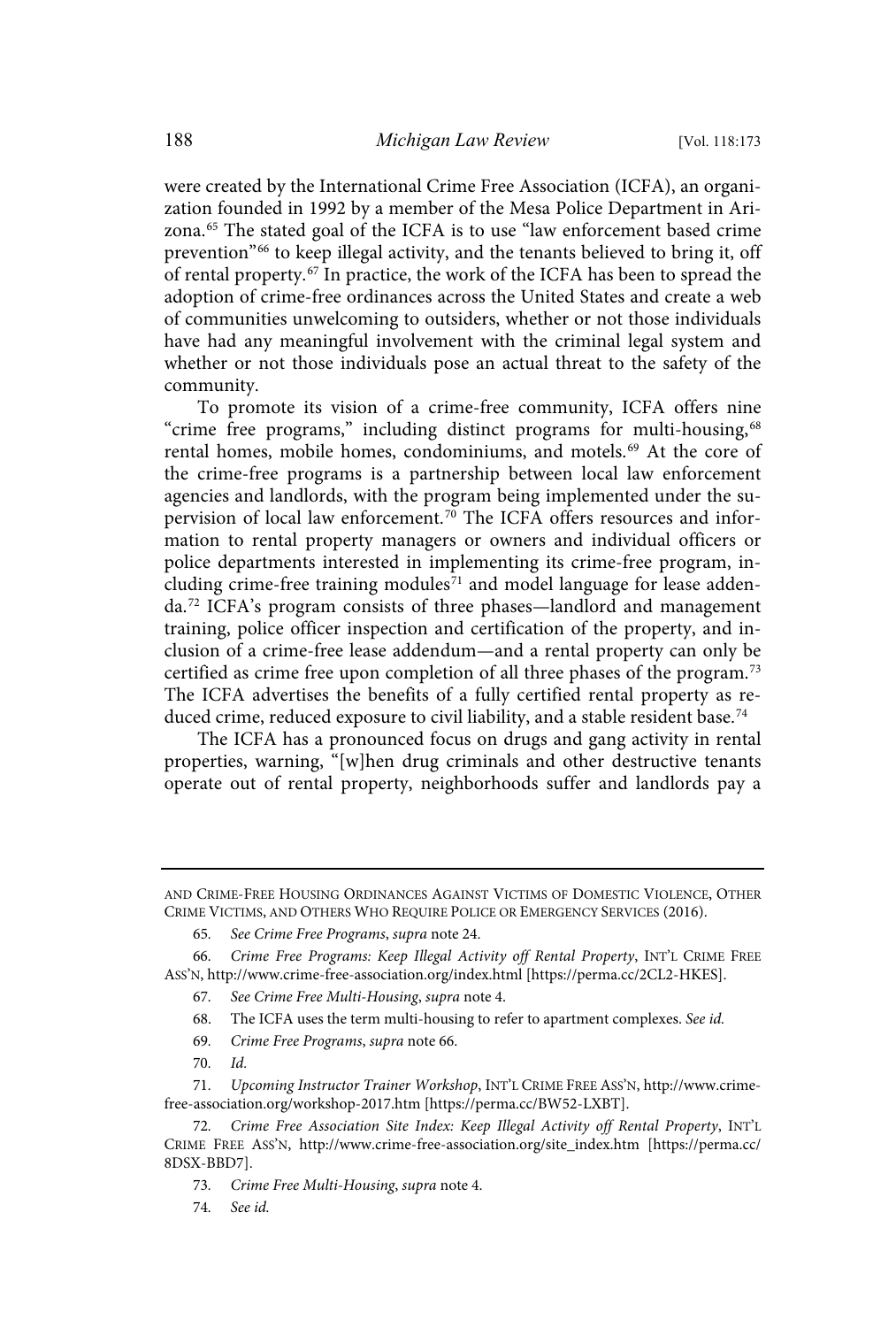were created by the International Crime Free Association (ICFA), an organization founded in 1992 by a member of the Mesa Police Department in Arizona.[65] The stated goal of the ICFA is to use "law enforcement based crime prevention"[66] to keep illegal activity, and the tenants believed to bring it, off of rental property.[67] In practice, the work of the ICFA has been to spread the adoption of crime-free ordinances across the United States and create a web of communities unwelcoming to outsiders, whether or not those individuals have had any meaningful involvement with the criminal legal system and whether or not those individuals pose an actual threat to the safety of the community.

To promote its vision of a crime-free community, ICFA offers nine "crime free programs," including distinct programs for multi-housing,[68] rental homes, mobile homes, condominiums, and motels.[69] At the core of the crime-free programs is a partnership between local law enforcement agencies and landlords, with the program being implemented under the supervision of local law enforcement.[70] The ICFA offers resources and information to rental property managers or owners and individual officers or police departments interested in implementing its crime-free program, including crime-free training modules[71] and model language for lease addenda.[72] ICFA's program consists of three phases—landlord and management training, police officer inspection and certification of the property, and inclusion of a crime-free lease addendum—and a rental property can only be certified as crime free upon completion of all three phases of the program.[73] The ICFA advertises the benefits of a fully certified rental property as reduced crime, reduced exposure to civil liability, and a stable resident base.[74]

The ICFA has a pronounced focus on drugs and gang activity in rental properties, warning, "[w]hen drug criminals and other destructive tenants operate out of rental property, neighborhoods suffer and landlords pay a

---

AND CRIME-FREE HOUSING ORDINANCES AGAINST VICTIMS OF DOMESTIC VIOLENCE, OTHER CRIME VICTIMS, AND OTHERS WHO REQUIRE POLICE OR EMERGENCY SERVICES (2016).

65. *See Crime Free Programs*, *supra* note 24.

66. *Crime Free Programs: Keep Illegal Activity off Rental Property*, INT'L CRIME FREE ASS'N, http://www.crime-free-association.org/index.html [https://perma.cc/2CL2-HKES].

67. *See Crime Free Multi-Housing*, *supra* note 4.

68. The ICFA uses the term multi-housing to refer to apartment complexes. *See id.*

69. *Crime Free Programs*, *supra* note 66.

70. *Id.*

71. *Upcoming Instructor Trainer Workshop*, INT'L CRIME FREE ASS'N, http://www.crime-free-association.org/workshop-2017.htm [https://perma.cc/BW52-LXBT].

72. *Crime Free Association Site Index: Keep Illegal Activity off Rental Property*, INT'L CRIME FREE ASS'N, http://www.crime-free-association.org/site_index.htm [https://perma.cc/8DSX-BBD7].

73. *Crime Free Multi-Housing*, *supra* note 4.

74. *See id.*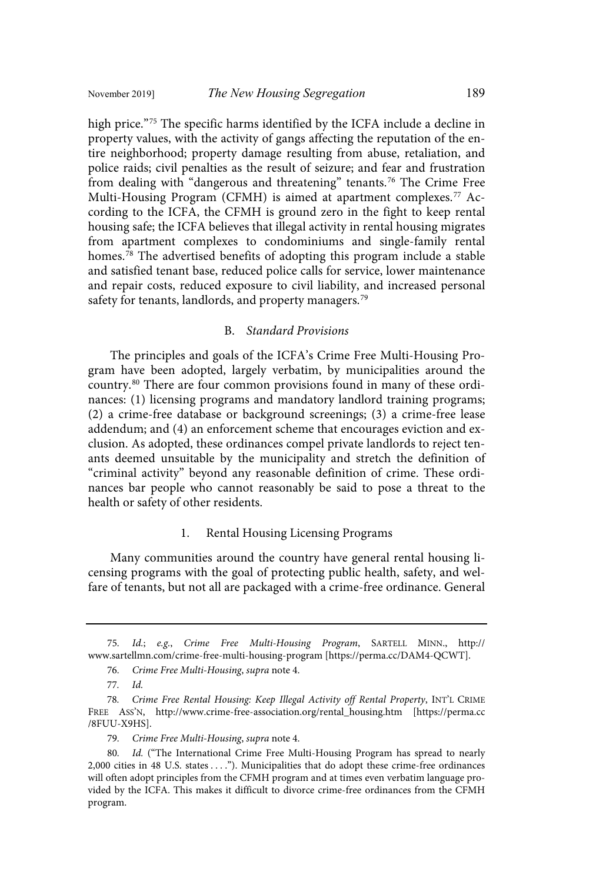high price."[75] The specific harms identified by the ICFA include a decline in property values, with the activity of gangs affecting the reputation of the entire neighborhood; property damage resulting from abuse, retaliation, and police raids; civil penalties as the result of seizure; and fear and frustration from dealing with "dangerous and threatening" tenants.[76] The Crime Free Multi-Housing Program (CFMH) is aimed at apartment complexes.[77] According to the ICFA, the CFMH is ground zero in the fight to keep rental housing safe; the ICFA believes that illegal activity in rental housing migrates from apartment complexes to condominiums and single-family rental homes.[78] The advertised benefits of adopting this program include a stable and satisfied tenant base, reduced police calls for service, lower maintenance and repair costs, reduced exposure to civil liability, and increased personal safety for tenants, landlords, and property managers.[79]

### B. *Standard Provisions*

The principles and goals of the ICFA's Crime Free Multi-Housing Program have been adopted, largely verbatim, by municipalities around the country.[80] There are four common provisions found in many of these ordinances: (1) licensing programs and mandatory landlord training programs; (2) a crime-free database or background screenings; (3) a crime-free lease addendum; and (4) an enforcement scheme that encourages eviction and exclusion. As adopted, these ordinances compel private landlords to reject tenants deemed unsuitable by the municipality and stretch the definition of "criminal activity" beyond any reasonable definition of crime. These ordinances bar people who cannot reasonably be said to pose a threat to the health or safety of other residents.

#### 1. Rental Housing Licensing Programs

Many communities around the country have general rental housing licensing programs with the goal of protecting public health, safety, and welfare of tenants, but not all are packaged with a crime-free ordinance. General

---

75. *Id.*; *e.g.*, *Crime Free Multi-Housing Program*, SARTELL MINN., http://www.sartellmn.com/crime-free-multi-housing-program [https://perma.cc/DAM4-QCWT].

76. *Crime Free Multi-Housing*, *supra* note 4.

77. *Id.*

78. *Crime Free Rental Housing: Keep Illegal Activity off Rental Property*, INT'L CRIME FREE ASS'N, http://www.crime-free-association.org/rental_housing.htm [https://perma.cc/8FUU-X9HS].

79. *Crime Free Multi-Housing*, *supra* note 4.

80. *Id.* ("The International Crime Free Multi-Housing Program has spread to nearly 2,000 cities in 48 U.S. states . . . ."). Municipalities that do adopt these crime-free ordinances will often adopt principles from the CFMH program and at times even verbatim language provided by the ICFA. This makes it difficult to divorce crime-free ordinances from the CFMH program.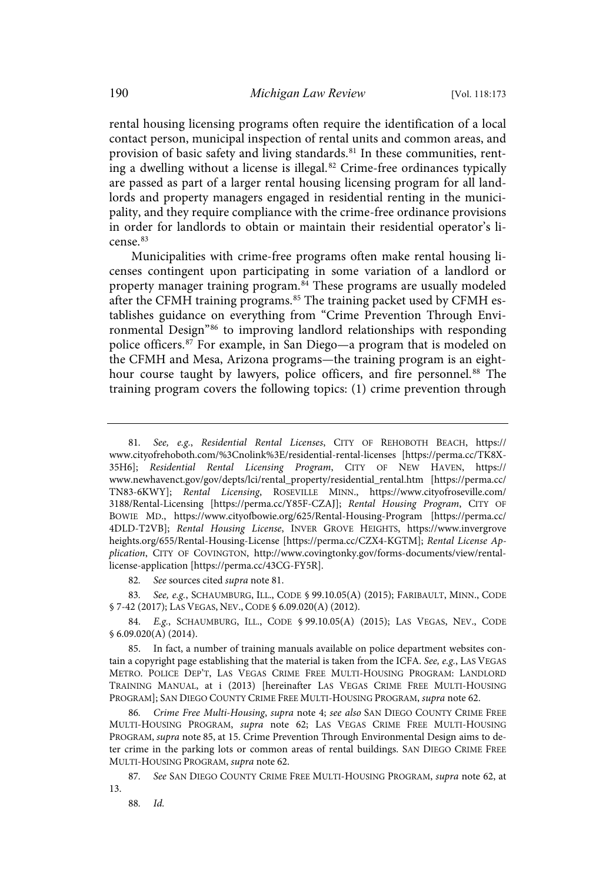rental housing licensing programs often require the identification of a local contact person, municipal inspection of rental units and common areas, and provision of basic safety and living standards.[81] In these communities, renting a dwelling without a license is illegal.[82] Crime-free ordinances typically are passed as part of a larger rental housing licensing program for all landlords and property managers engaged in residential renting in the municipality, and they require compliance with the crime-free ordinance provisions in order for landlords to obtain or maintain their residential operator's license.[83]

Municipalities with crime-free programs often make rental housing licenses contingent upon participating in some variation of a landlord or property manager training program.[84] These programs are usually modeled after the CFMH training programs.[85] The training packet used by CFMH establishes guidance on everything from "Crime Prevention Through Environmental Design"[86] to improving landlord relationships with responding police officers.[87] For example, in San Diego—a program that is modeled on the CFMH and Mesa, Arizona programs—the training program is an eight-hour course taught by lawyers, police officers, and fire personnel.[88] The training program covers the following topics: (1) crime prevention through

---

81. *See, e.g.*, *Residential Rental Licenses*, CITY OF REHOBOTH BEACH, https://www.cityofrehoboth.com/%3Cnolink%3E/residential-rental-licenses [https://perma.cc/TK8X-35H6]; *Residential Rental Licensing Program*, CITY OF NEW HAVEN, https://www.newhavenct.gov/gov/depts/lci/rental_property/residential_rental.htm [https://perma.cc/TN83-6KWY]; *Rental Licensing*, ROSEVILLE MINN., https://www.cityofroseville.com/3188/Rental-Licensing [https://perma.cc/Y85F-CZAJ]; *Rental Housing Program*, CITY OF BOWIE MD., https://www.cityofbowie.org/625/Rental-Housing-Program [https://perma.cc/4DLD-T2VB]; *Rental Housing License*, INVER GROVE HEIGHTS, https://www.invergroveheights.org/655/Rental-Housing-License [https://perma.cc/CZX4-KGTM]; *Rental License Application*, CITY OF COVINGTON, http://www.covingtonky.gov/forms-documents/view/rental-license-application [https://perma.cc/43CG-FY5R].

82. *See* sources cited *supra* note 81.

83. *See, e.g.*, SCHAUMBURG, ILL., CODE § 99.10.05(A) (2015); FARIBAULT, MINN., CODE § 7-42 (2017); LAS VEGAS, NEV., CODE § 6.09.020(A) (2012).

84. *E.g.*, SCHAUMBURG, ILL., CODE § 99.10.05(A) (2015); LAS VEGAS, NEV., CODE § 6.09.020(A) (2014).

85. In fact, a number of training manuals available on police department websites contain a copyright page establishing that the material is taken from the ICFA. *See, e.g.*, LAS VEGAS METRO. POLICE DEP'T, LAS VEGAS CRIME FREE MULTI-HOUSING PROGRAM: LANDLORD TRAINING MANUAL, at i (2013) [hereinafter LAS VEGAS CRIME FREE MULTI-HOUSING PROGRAM]; SAN DIEGO COUNTY CRIME FREE MULTI-HOUSING PROGRAM, *supra* note 62.

86. *Crime Free Multi-Housing*, *supra* note 4; *see also* SAN DIEGO COUNTY CRIME FREE MULTI-HOUSING PROGRAM, *supra* note 62; LAS VEGAS CRIME FREE MULTI-HOUSING PROGRAM, *supra* note 85, at 15. Crime Prevention Through Environmental Design aims to deter crime in the parking lots or common areas of rental buildings. SAN DIEGO CRIME FREE MULTI-HOUSING PROGRAM, *supra* note 62.

87. *See* SAN DIEGO COUNTY CRIME FREE MULTI-HOUSING PROGRAM, *supra* note 62, at 13.

88. *Id.*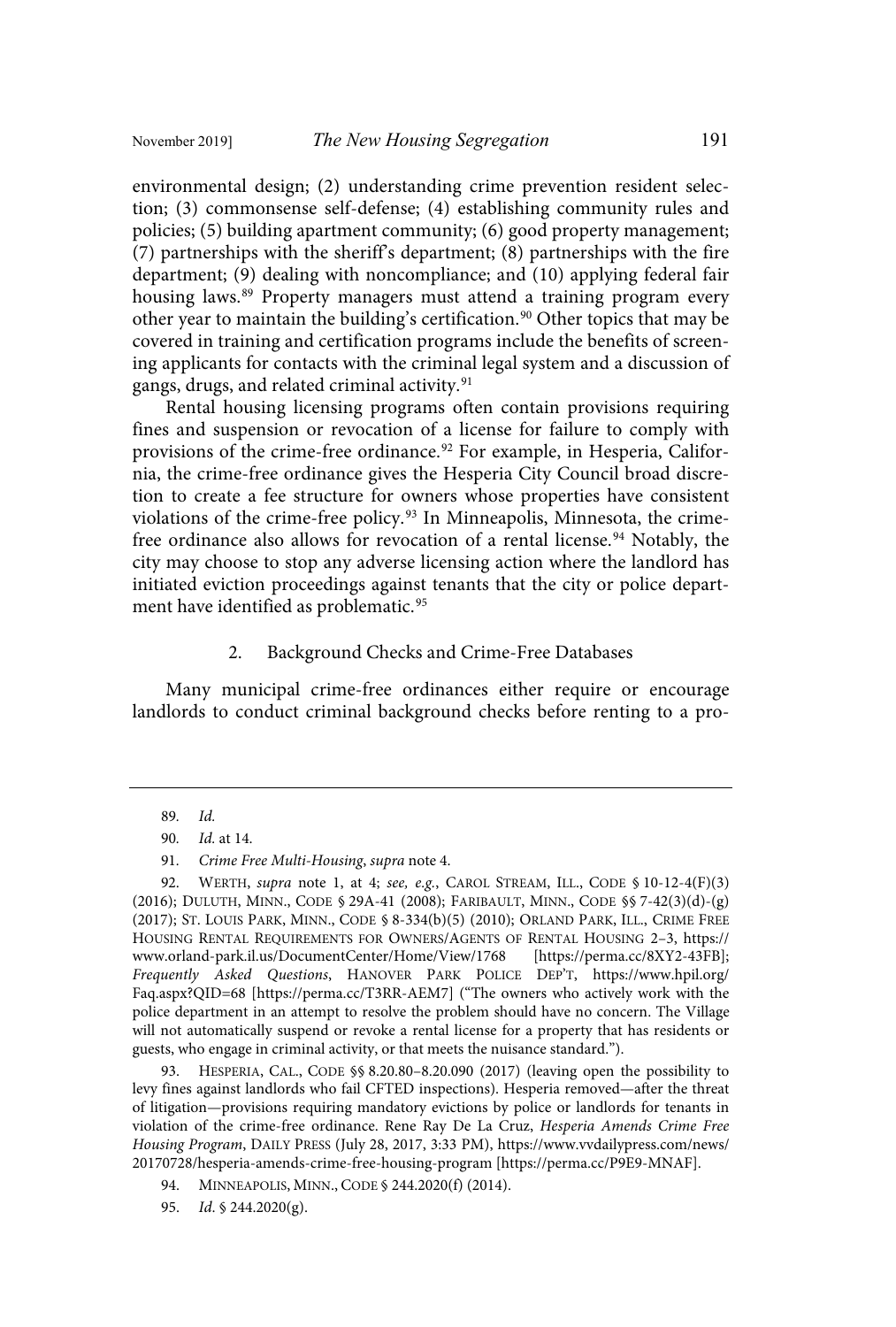environmental design; (2) understanding crime prevention resident selection; (3) commonsense self-defense; (4) establishing community rules and policies; (5) building apartment community; (6) good property management; (7) partnerships with the sheriff's department; (8) partnerships with the fire department; (9) dealing with noncompliance; and (10) applying federal fair housing laws.[89] Property managers must attend a training program every other year to maintain the building's certification.[90] Other topics that may be covered in training and certification programs include the benefits of screening applicants for contacts with the criminal legal system and a discussion of gangs, drugs, and related criminal activity.[91]

Rental housing licensing programs often contain provisions requiring fines and suspension or revocation of a license for failure to comply with provisions of the crime-free ordinance.[92] For example, in Hesperia, California, the crime-free ordinance gives the Hesperia City Council broad discretion to create a fee structure for owners whose properties have consistent violations of the crime-free policy.[93] In Minneapolis, Minnesota, the crime-free ordinance also allows for revocation of a rental license.[94] Notably, the city may choose to stop any adverse licensing action where the landlord has initiated eviction proceedings against tenants that the city or police department have identified as problematic.[95]

### 2. Background Checks and Crime-Free Databases

Many municipal crime-free ordinances either require or encourage landlords to conduct criminal background checks before renting to a pro-

---

89. *Id.*

90. *Id.* at 14.

91. *Crime Free Multi-Housing*, *supra* note 4.

92. WERTH, *supra* note 1, at 4; *see, e.g.*, CAROL STREAM, ILL., CODE § 10-12-4(F)(3) (2016); DULUTH, MINN., CODE § 29A-41 (2008); FARIBAULT, MINN., CODE §§ 7-42(3)(d)-(g) (2017); ST. LOUIS PARK, MINN., CODE § 8-334(b)(5) (2010); ORLAND PARK, ILL., CRIME FREE HOUSING RENTAL REQUIREMENTS FOR OWNERS/AGENTS OF RENTAL HOUSING 2–3, https://www.orland-park.il.us/DocumentCenter/Home/View/1768 [https://perma.cc/8XY2-43FB]; *Frequently Asked Questions*, HANOVER PARK POLICE DEP'T, https://www.hpil.org/Faq.aspx?QID=68 [https://perma.cc/T3RR-AEM7] ("The owners who actively work with the police department in an attempt to resolve the problem should have no concern. The Village will not automatically suspend or revoke a rental license for a property that has residents or guests, who engage in criminal activity, or that meets the nuisance standard.").

93. HESPERIA, CAL., CODE §§ 8.20.80–8.20.090 (2017) (leaving open the possibility to levy fines against landlords who fail CFTED inspections). Hesperia removed—after the threat of litigation—provisions requiring mandatory evictions by police or landlords for tenants in violation of the crime-free ordinance. Rene Ray De La Cruz, *Hesperia Amends Crime Free Housing Program*, DAILY PRESS (July 28, 2017, 3:33 PM), https://www.vvdailypress.com/news/20170728/hesperia-amends-crime-free-housing-program [https://perma.cc/P9E9-MNAF].

94. MINNEAPOLIS, MINN., CODE § 244.2020(f) (2014).

95. *Id.* § 244.2020(g).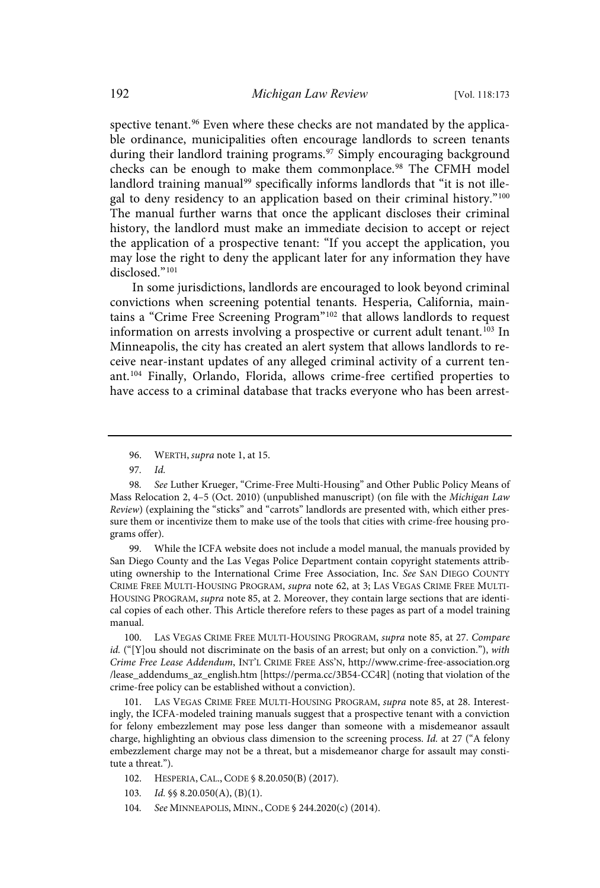spective tenant.[96] Even where these checks are not mandated by the applicable ordinance, municipalities often encourage landlords to screen tenants during their landlord training programs.[97] Simply encouraging background checks can be enough to make them commonplace.[98] The CFMH model landlord training manual[99] specifically informs landlords that "it is not illegal to deny residency to an application based on their criminal history."[100] The manual further warns that once the applicant discloses their criminal history, the landlord must make an immediate decision to accept or reject the application of a prospective tenant: "If you accept the application, you may lose the right to deny the applicant later for any information they have disclosed."[101]

In some jurisdictions, landlords are encouraged to look beyond criminal convictions when screening potential tenants. Hesperia, California, maintains a "Crime Free Screening Program"[102] that allows landlords to request information on arrests involving a prospective or current adult tenant.[103] In Minneapolis, the city has created an alert system that allows landlords to receive near-instant updates of any alleged criminal activity of a current tenant.[104] Finally, Orlando, Florida, allows crime-free certified properties to have access to a criminal database that tracks everyone who has been arrest-

---

96. WERTH, *supra* note 1, at 15.

97. *Id.*

98. *See* Luther Krueger, "Crime-Free Multi-Housing" and Other Public Policy Means of Mass Relocation 2, 4–5 (Oct. 2010) (unpublished manuscript) (on file with the *Michigan Law Review*) (explaining the "sticks" and "carrots" landlords are presented with, which either pressure them or incentivize them to make use of the tools that cities with crime-free housing programs offer).

99. While the ICFA website does not include a model manual, the manuals provided by San Diego County and the Las Vegas Police Department contain copyright statements attributing ownership to the International Crime Free Association, Inc. *See* SAN DIEGO COUNTY CRIME FREE MULTI-HOUSING PROGRAM, *supra* note 62, at 3; LAS VEGAS CRIME FREE MULTI-HOUSING PROGRAM, *supra* note 85, at 2. Moreover, they contain large sections that are identical copies of each other. This Article therefore refers to these pages as part of a model training manual.

100. LAS VEGAS CRIME FREE MULTI-HOUSING PROGRAM, *supra* note 85, at 27. *Compare id.* ("[Y]ou should not discriminate on the basis of an arrest; but only on a conviction."), *with Crime Free Lease Addendum*, INT'L CRIME FREE ASS'N, http://www.crime-free-association.org/lease_addendums_az_english.htm [https://perma.cc/3B54-CC4R] (noting that violation of the crime-free policy can be established without a conviction).

101. LAS VEGAS CRIME FREE MULTI-HOUSING PROGRAM, *supra* note 85, at 28. Interestingly, the ICFA-modeled training manuals suggest that a prospective tenant with a conviction for felony embezzlement may pose less danger than someone with a misdemeanor assault charge, highlighting an obvious class dimension to the screening process. *Id.* at 27 ("A felony embezzlement charge may not be a threat, but a misdemeanor charge for assault may constitute a threat.").

102. HESPERIA, CAL., CODE § 8.20.050(B) (2017).

103. *Id.* §§ 8.20.050(A), (B)(1).

104. *See* MINNEAPOLIS, MINN., CODE § 244.2020(c) (2014).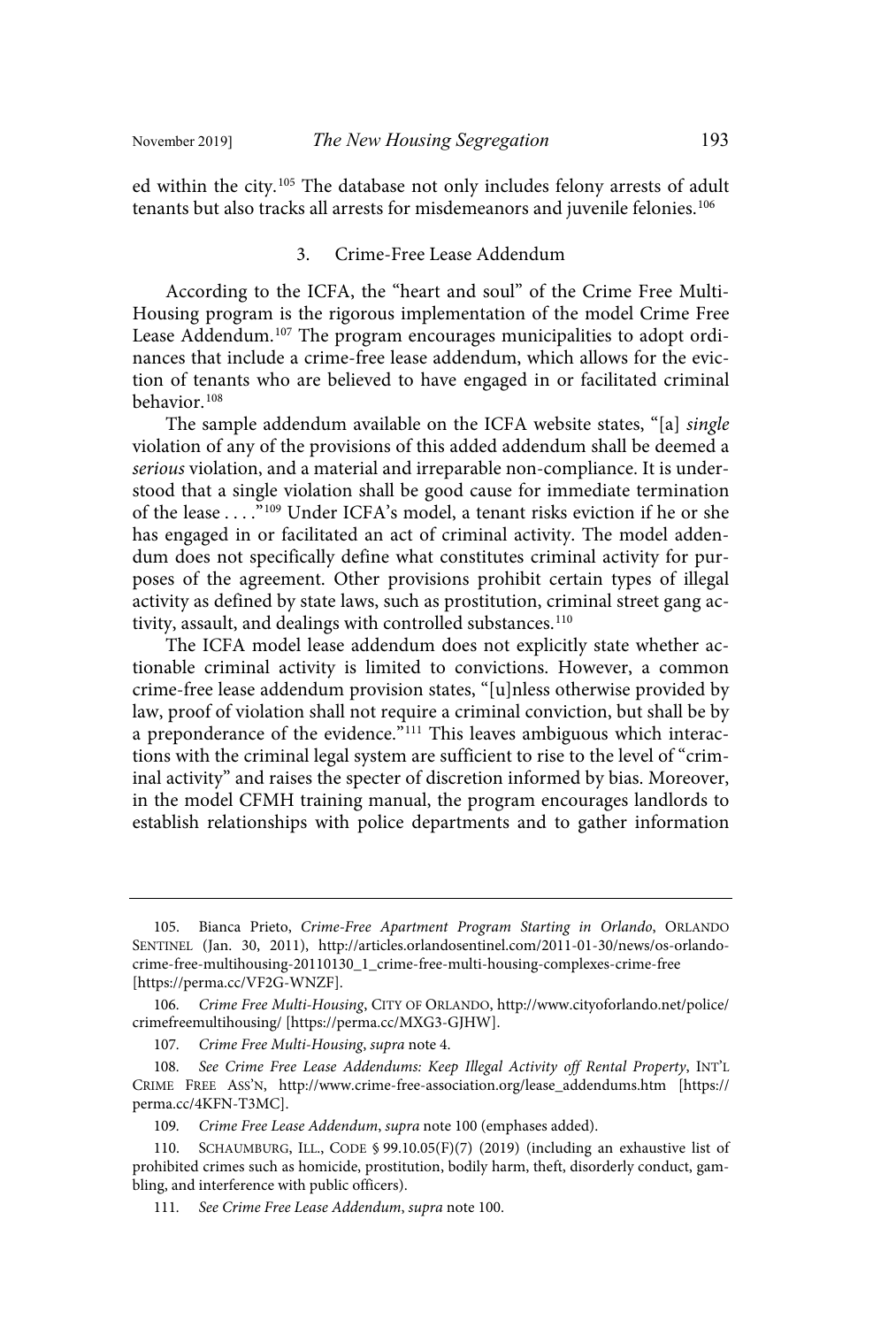ed within the city.[105] The database not only includes felony arrests of adult tenants but also tracks all arrests for misdemeanors and juvenile felonies.[106]

### 3. Crime-Free Lease Addendum

According to the ICFA, the "heart and soul" of the Crime Free Multi-Housing program is the rigorous implementation of the model Crime Free Lease Addendum.[107] The program encourages municipalities to adopt ordinances that include a crime-free lease addendum, which allows for the eviction of tenants who are believed to have engaged in or facilitated criminal behavior.[108]

The sample addendum available on the ICFA website states, "[a] *single* violation of any of the provisions of this added addendum shall be deemed a *serious* violation, and a material and irreparable non-compliance. It is understood that a single violation shall be good cause for immediate termination of the lease . . . ."[109] Under ICFA's model, a tenant risks eviction if he or she has engaged in or facilitated an act of criminal activity. The model addendum does not specifically define what constitutes criminal activity for purposes of the agreement. Other provisions prohibit certain types of illegal activity as defined by state laws, such as prostitution, criminal street gang activity, assault, and dealings with controlled substances.[110]

The ICFA model lease addendum does not explicitly state whether actionable criminal activity is limited to convictions. However, a common crime-free lease addendum provision states, "[u]nless otherwise provided by law, proof of violation shall not require a criminal conviction, but shall be by a preponderance of the evidence."[111] This leaves ambiguous which interactions with the criminal legal system are sufficient to rise to the level of "criminal activity" and raises the specter of discretion informed by bias. Moreover, in the model CFMH training manual, the program encourages landlords to establish relationships with police departments and to gather information

---

105. Bianca Prieto, *Crime-Free Apartment Program Starting in Orlando*, ORLANDO SENTINEL (Jan. 30, 2011), http://articles.orlandosentinel.com/2011-01-30/news/os-orlando-crime-free-multihousing-20110130_1_crime-free-multi-housing-complexes-crime-free [https://perma.cc/VF2G-WNZF].

106. *Crime Free Multi-Housing*, CITY OF ORLANDO, http://www.cityoforlando.net/police/crimefreemultihousing/ [https://perma.cc/MXG3-GJHW].

107. *Crime Free Multi-Housing*, *supra* note 4.

108. *See Crime Free Lease Addendums: Keep Illegal Activity off Rental Property*, INT'L CRIME FREE ASS'N, http://www.crime-free-association.org/lease_addendums.htm [https://perma.cc/4KFN-T3MC].

109. *Crime Free Lease Addendum*, *supra* note 100 (emphases added).

110. SCHAUMBURG, ILL., CODE § 99.10.05(F)(7) (2019) (including an exhaustive list of prohibited crimes such as homicide, prostitution, bodily harm, theft, disorderly conduct, gambling, and interference with public officers).

111. *See Crime Free Lease Addendum*, *supra* note 100.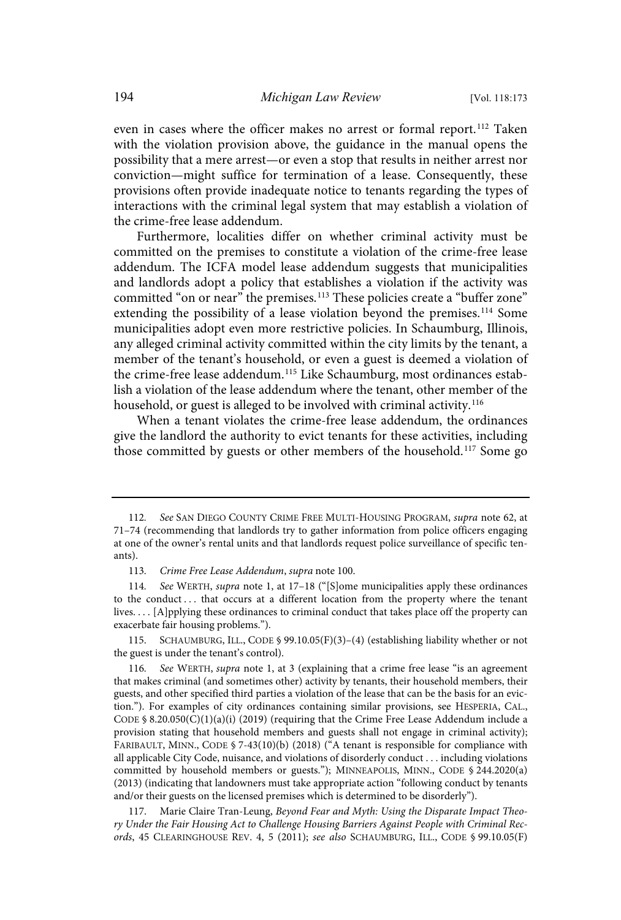even in cases where the officer makes no arrest or formal report.[112] Taken with the violation provision above, the guidance in the manual opens the possibility that a mere arrest—or even a stop that results in neither arrest nor conviction—might suffice for termination of a lease. Consequently, these provisions often provide inadequate notice to tenants regarding the types of interactions with the criminal legal system that may establish a violation of the crime-free lease addendum.

Furthermore, localities differ on whether criminal activity must be committed on the premises to constitute a violation of the crime-free lease addendum. The ICFA model lease addendum suggests that municipalities and landlords adopt a policy that establishes a violation if the activity was committed "on or near" the premises.[113] These policies create a "buffer zone" extending the possibility of a lease violation beyond the premises.[114] Some municipalities adopt even more restrictive policies. In Schaumburg, Illinois, any alleged criminal activity committed within the city limits by the tenant, a member of the tenant's household, or even a guest is deemed a violation of the crime-free lease addendum.[115] Like Schaumburg, most ordinances establish a violation of the lease addendum where the tenant, other member of the household, or guest is alleged to be involved with criminal activity.[116]

When a tenant violates the crime-free lease addendum, the ordinances give the landlord the authority to evict tenants for these activities, including those committed by guests or other members of the household.[117] Some go

---

112. *See* SAN DIEGO COUNTY CRIME FREE MULTI-HOUSING PROGRAM, *supra* note 62, at 71–74 (recommending that landlords try to gather information from police officers engaging at one of the owner's rental units and that landlords request police surveillance of specific tenants).

113. *Crime Free Lease Addendum*, *supra* note 100.

114. *See* WERTH, *supra* note 1, at 17–18 ("[S]ome municipalities apply these ordinances to the conduct . . . that occurs at a different location from the property where the tenant lives. . . . [A]pplying these ordinances to criminal conduct that takes place off the property can exacerbate fair housing problems.").

115. SCHAUMBURG, ILL., CODE § 99.10.05(F)(3)–(4) (establishing liability whether or not the guest is under the tenant's control).

116. *See* WERTH, *supra* note 1, at 3 (explaining that a crime free lease "is an agreement that makes criminal (and sometimes other) activity by tenants, their household members, their guests, and other specified third parties a violation of the lease that can be the basis for an eviction."). For examples of city ordinances containing similar provisions, see HESPERIA, CAL., CODE § 8.20.050(C)(1)(a)(i) (2019) (requiring that the Crime Free Lease Addendum include a provision stating that household members and guests shall not engage in criminal activity); FARIBAULT, MINN., CODE § 7-43(10)(b) (2018) ("A tenant is responsible for compliance with all applicable City Code, nuisance, and violations of disorderly conduct . . . including violations committed by household members or guests."); MINNEAPOLIS, MINN., CODE § 244.2020(a) (2013) (indicating that landowners must take appropriate action "following conduct by tenants and/or their guests on the licensed premises which is determined to be disorderly").

117. Marie Claire Tran-Leung, *Beyond Fear and Myth: Using the Disparate Impact Theory Under the Fair Housing Act to Challenge Housing Barriers Against People with Criminal Records*, 45 CLEARINGHOUSE REV. 4, 5 (2011); *see also* SCHAUMBURG, ILL., CODE § 99.10.05(F)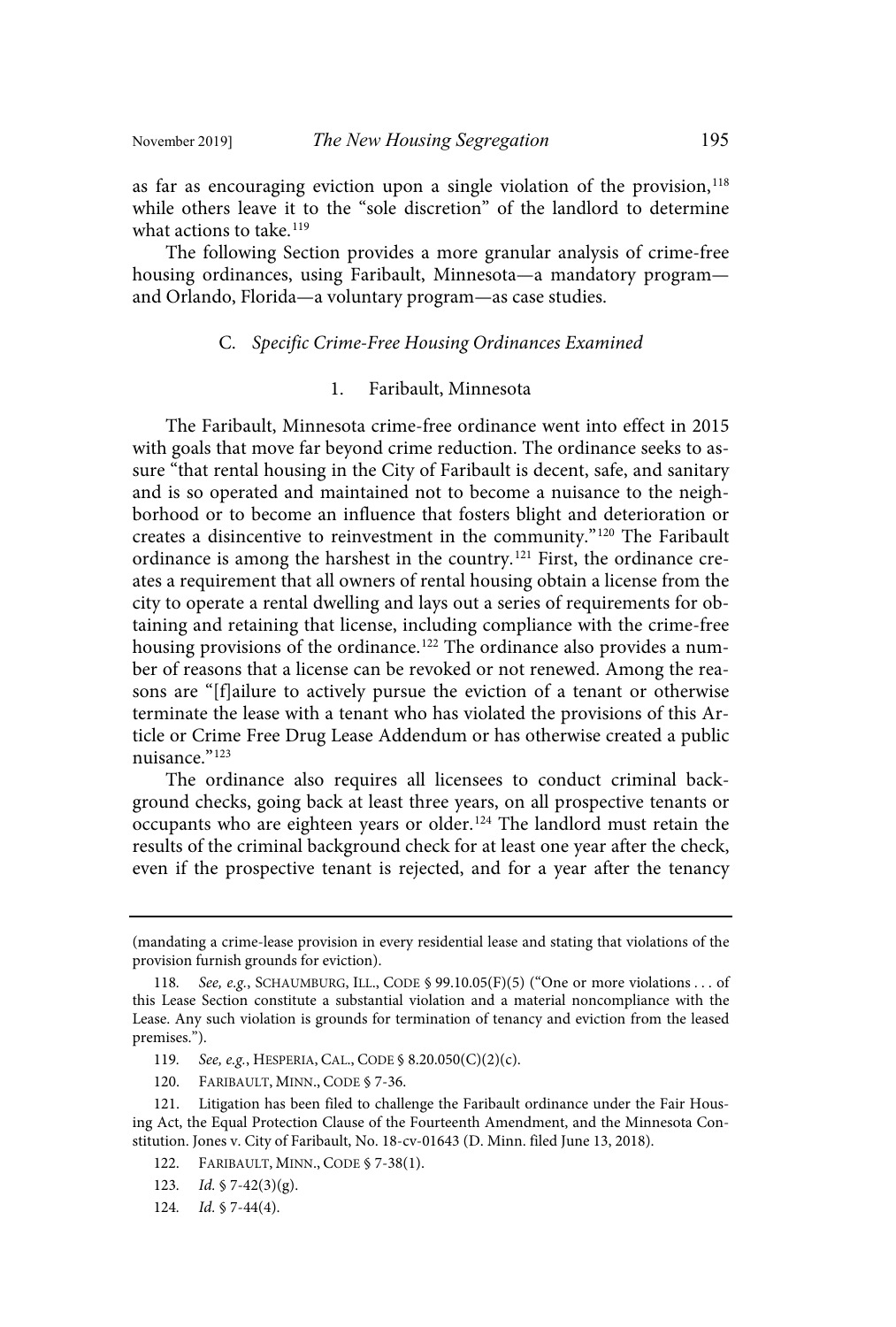as far as encouraging eviction upon a single violation of the provision,[118] while others leave it to the "sole discretion" of the landlord to determine what actions to take.[119]

The following Section provides a more granular analysis of crime-free housing ordinances, using Faribault, Minnesota—a mandatory program—and Orlando, Florida—a voluntary program—as case studies.

### C. *Specific Crime-Free Housing Ordinances Examined*

#### 1. Faribault, Minnesota

The Faribault, Minnesota crime-free ordinance went into effect in 2015 with goals that move far beyond crime reduction. The ordinance seeks to assure "that rental housing in the City of Faribault is decent, safe, and sanitary and is so operated and maintained not to become a nuisance to the neighborhood or to become an influence that fosters blight and deterioration or creates a disincentive to reinvestment in the community."[120] The Faribault ordinance is among the harshest in the country.[121] First, the ordinance creates a requirement that all owners of rental housing obtain a license from the city to operate a rental dwelling and lays out a series of requirements for obtaining and retaining that license, including compliance with the crime-free housing provisions of the ordinance.[122] The ordinance also provides a number of reasons that a license can be revoked or not renewed. Among the reasons are "[f]ailure to actively pursue the eviction of a tenant or otherwise terminate the lease with a tenant who has violated the provisions of this Article or Crime Free Drug Lease Addendum or has otherwise created a public nuisance."[123]

The ordinance also requires all licensees to conduct criminal background checks, going back at least three years, on all prospective tenants or occupants who are eighteen years or older.[124] The landlord must retain the results of the criminal background check for at least one year after the check, even if the prospective tenant is rejected, and for a year after the tenancy

---

(mandating a crime-lease provision in every residential lease and stating that violations of the provision furnish grounds for eviction).

118. *See, e.g.*, SCHAUMBURG, ILL., CODE § 99.10.05(F)(5) ("One or more violations . . . of this Lease Section constitute a substantial violation and a material noncompliance with the Lease. Any such violation is grounds for termination of tenancy and eviction from the leased premises.").

119. *See, e.g.*, HESPERIA, CAL., CODE § 8.20.050(C)(2)(c).

120. FARIBAULT, MINN., CODE § 7-36.

121. Litigation has been filed to challenge the Faribault ordinance under the Fair Housing Act, the Equal Protection Clause of the Fourteenth Amendment, and the Minnesota Constitution. Jones v. City of Faribault, No. 18-cv-01643 (D. Minn. filed June 13, 2018).

122. FARIBAULT, MINN., CODE § 7-38(1).

123. *Id.* § 7-42(3)(g).

124. *Id.* § 7-44(4).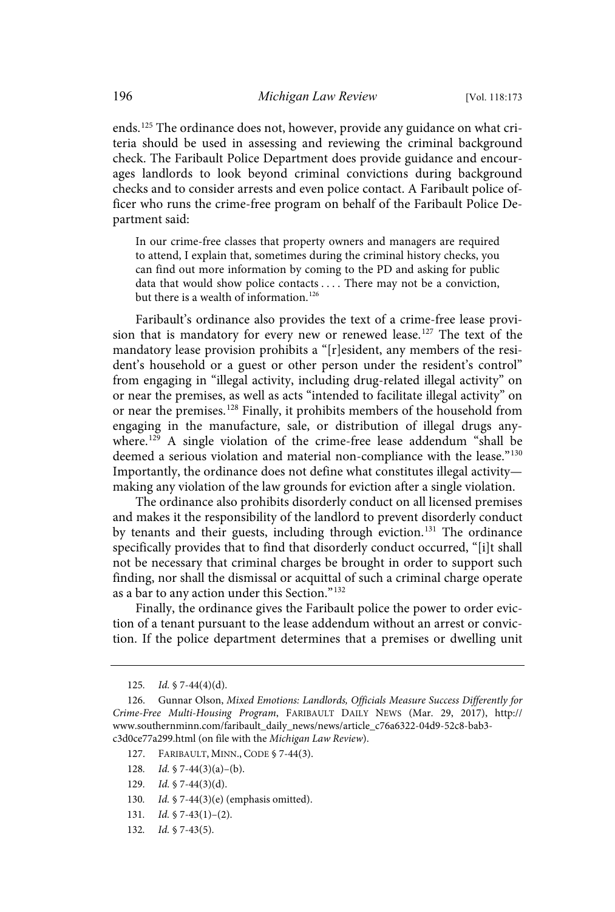ends.[125] The ordinance does not, however, provide any guidance on what criteria should be used in assessing and reviewing the criminal background check. The Faribault Police Department does provide guidance and encourages landlords to look beyond criminal convictions during background checks and to consider arrests and even police contact. A Faribault police officer who runs the crime-free program on behalf of the Faribault Police Department said:

> In our crime-free classes that property owners and managers are required to attend, I explain that, sometimes during the criminal history checks, you can find out more information by coming to the PD and asking for public data that would show police contacts . . . . There may not be a conviction, but there is a wealth of information.[126]

Faribault's ordinance also provides the text of a crime-free lease provision that is mandatory for every new or renewed lease.[127] The text of the mandatory lease provision prohibits a "[r]esident, any members of the resident's household or a guest or other person under the resident's control" from engaging in "illegal activity, including drug-related illegal activity" on or near the premises, as well as acts "intended to facilitate illegal activity" on or near the premises.[128] Finally, it prohibits members of the household from engaging in the manufacture, sale, or distribution of illegal drugs anywhere.[129] A single violation of the crime-free lease addendum "shall be deemed a serious violation and material non-compliance with the lease."[130] Importantly, the ordinance does not define what constitutes illegal activity—making any violation of the law grounds for eviction after a single violation.

The ordinance also prohibits disorderly conduct on all licensed premises and makes it the responsibility of the landlord to prevent disorderly conduct by tenants and their guests, including through eviction.[131] The ordinance specifically provides that to find that disorderly conduct occurred, "[i]t shall not be necessary that criminal charges be brought in order to support such finding, nor shall the dismissal or acquittal of such a criminal charge operate as a bar to any action under this Section."[132]

Finally, the ordinance gives the Faribault police the power to order eviction of a tenant pursuant to the lease addendum without an arrest or conviction. If the police department determines that a premises or dwelling unit

---

125. *Id.* § 7-44(4)(d).

126. Gunnar Olson, *Mixed Emotions: Landlords, Officials Measure Success Differently for Crime-Free Multi-Housing Program*, FARIBAULT DAILY NEWS (Mar. 29, 2017), http://www.southernminn.com/faribault_daily_news/news/article_c76a6322-04d9-52c8-bab3-c3d0ce77a299.html (on file with the *Michigan Law Review*).

127. FARIBAULT, MINN., CODE § 7-44(3).

128. *Id.* § 7-44(3)(a)–(b).

129. *Id.* § 7-44(3)(d).

130. *Id.* § 7-44(3)(e) (emphasis omitted).

131. *Id.* § 7-43(1)–(2).

132. *Id.* § 7-43(5).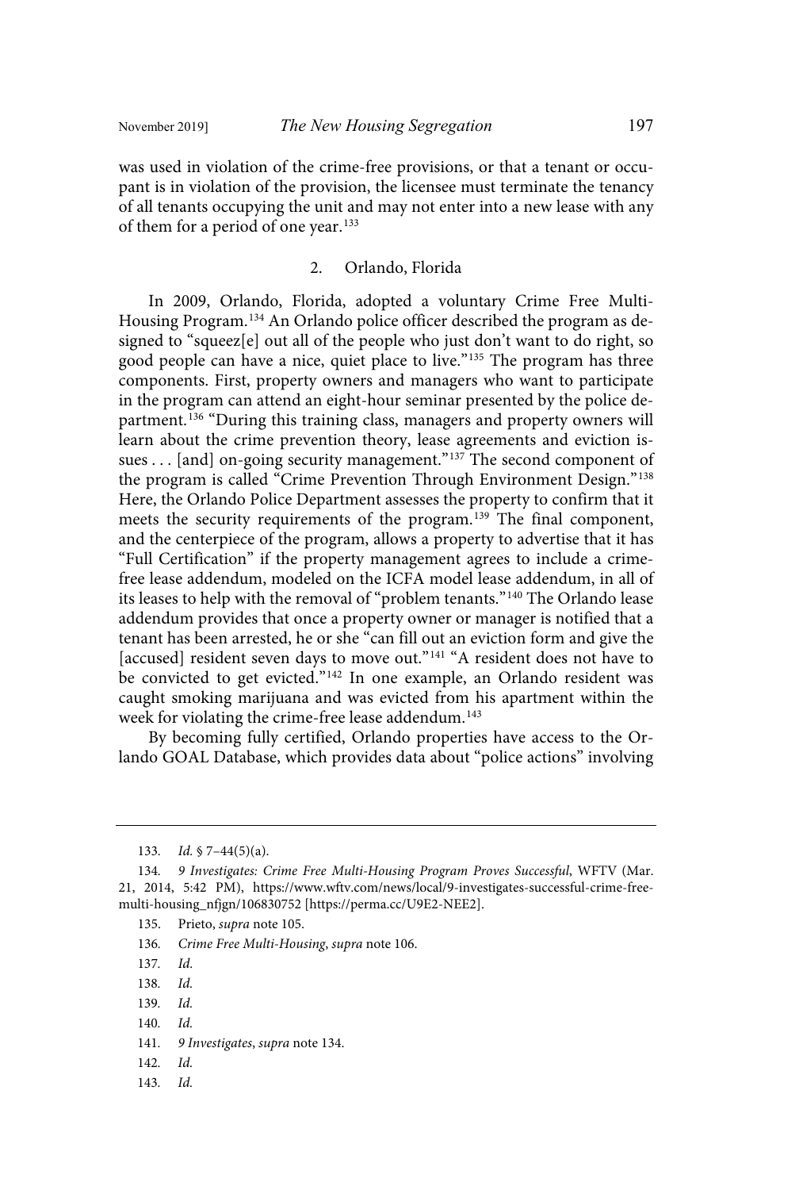was used in violation of the crime-free provisions, or that a tenant or occupant is in violation of the provision, the licensee must terminate the tenancy of all tenants occupying the unit and may not enter into a new lease with any of them for a period of one year.[133]

### 2. Orlando, Florida

In 2009, Orlando, Florida, adopted a voluntary Crime Free Multi-Housing Program.[134] An Orlando police officer described the program as designed to "squeez[e] out all of the people who just don't want to do right, so good people can have a nice, quiet place to live."[135] The program has three components. First, property owners and managers who want to participate in the program can attend an eight-hour seminar presented by the police department.[136] "During this training class, managers and property owners will learn about the crime prevention theory, lease agreements and eviction issues . . . [and] on-going security management."[137] The second component of the program is called "Crime Prevention Through Environment Design."[138] Here, the Orlando Police Department assesses the property to confirm that it meets the security requirements of the program.[139] The final component, and the centerpiece of the program, allows a property to advertise that it has "Full Certification" if the property management agrees to include a crime-free lease addendum, modeled on the ICFA model lease addendum, in all of its leases to help with the removal of "problem tenants."[140] The Orlando lease addendum provides that once a property owner or manager is notified that a tenant has been arrested, he or she "can fill out an eviction form and give the [accused] resident seven days to move out."[141] "A resident does not have to be convicted to get evicted."[142] In one example, an Orlando resident was caught smoking marijuana and was evicted from his apartment within the week for violating the crime-free lease addendum.[143]

By becoming fully certified, Orlando properties have access to the Orlando GOAL Database, which provides data about "police actions" involving

---

133. *Id.* § 7–44(5)(a).

134. *9 Investigates: Crime Free Multi-Housing Program Proves Successful*, WFTV (Mar. 21, 2014, 5:42 PM), https://www.wftv.com/news/local/9-investigates-successful-crime-free-multi-housing_nfjgn/106830752 [https://perma.cc/U9E2-NEE2].

135. Prieto, *supra* note 105.

136. *Crime Free Multi-Housing*, *supra* note 106.

137. *Id.*

138. *Id.*

139. *Id.*

140. *Id.*

141. *9 Investigates*, *supra* note 134.

142. *Id.*

143. *Id.*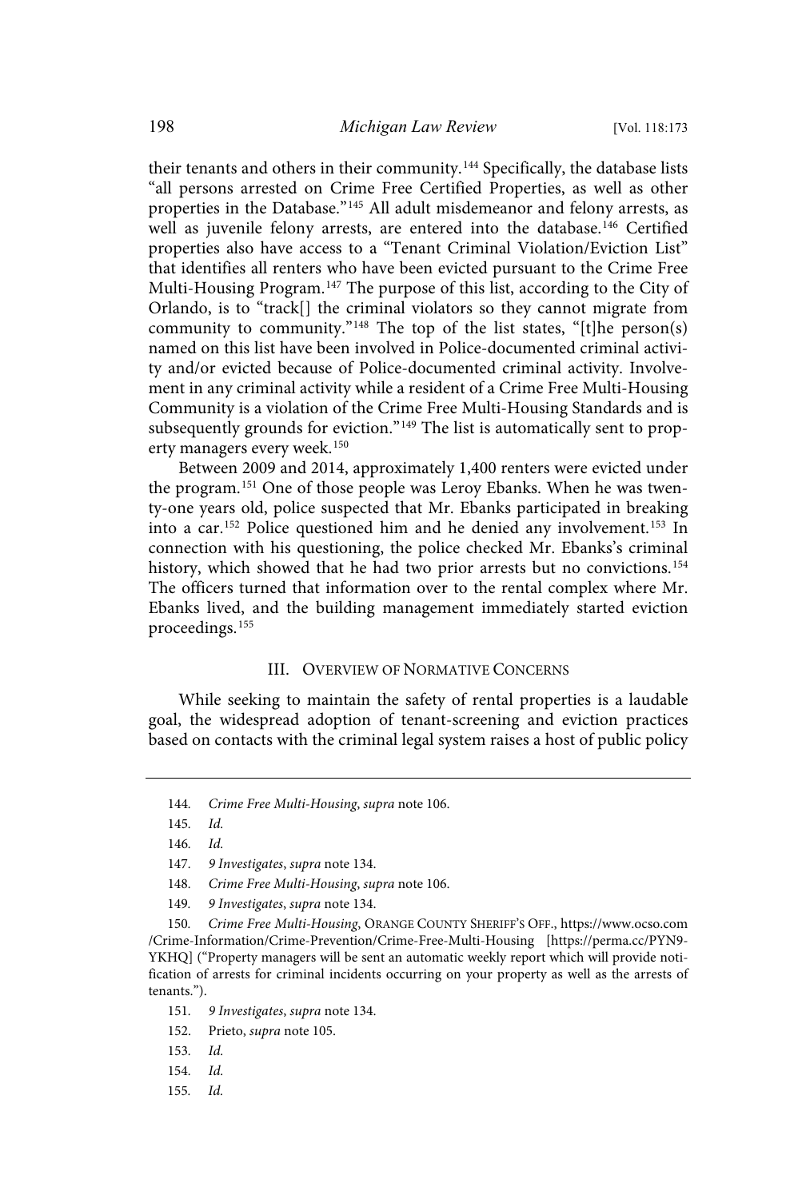their tenants and others in their community.[144] Specifically, the database lists "all persons arrested on Crime Free Certified Properties, as well as other properties in the Database."[145] All adult misdemeanor and felony arrests, as well as juvenile felony arrests, are entered into the database.[146] Certified properties also have access to a "Tenant Criminal Violation/Eviction List" that identifies all renters who have been evicted pursuant to the Crime Free Multi-Housing Program.[147] The purpose of this list, according to the City of Orlando, is to "track[] the criminal violators so they cannot migrate from community to community."[148] The top of the list states, "[t]he person(s) named on this list have been involved in Police-documented criminal activity and/or evicted because of Police-documented criminal activity. Involvement in any criminal activity while a resident of a Crime Free Multi-Housing Community is a violation of the Crime Free Multi-Housing Standards and is subsequently grounds for eviction."[149] The list is automatically sent to property managers every week.[150]

Between 2009 and 2014, approximately 1,400 renters were evicted under the program.[151] One of those people was Leroy Ebanks. When he was twenty-one years old, police suspected that Mr. Ebanks participated in breaking into a car.[152] Police questioned him and he denied any involvement.[153] In connection with his questioning, the police checked Mr. Ebanks's criminal history, which showed that he had two prior arrests but no convictions.[154] The officers turned that information over to the rental complex where Mr. Ebanks lived, and the building management immediately started eviction proceedings.[155]

## III. Overview of Normative Concerns

While seeking to maintain the safety of rental properties is a laudable goal, the widespread adoption of tenant-screening and eviction practices based on contacts with the criminal legal system raises a host of public policy

---

144. *Crime Free Multi-Housing*, *supra* note 106.

145. *Id.*

146. *Id.*

147. *9 Investigates*, *supra* note 134.

148. *Crime Free Multi-Housing*, *supra* note 106.

149. *9 Investigates*, *supra* note 134.

150. *Crime Free Multi-Housing*, Orange County Sheriff's Off., https://www.ocso.com/Crime-Information/Crime-Prevention/Crime-Free-Multi-Housing [https://perma.cc/PYN9-YKHQ] ("Property managers will be sent an automatic weekly report which will provide notification of arrests for criminal incidents occurring on your property as well as the arrests of tenants.").

151. *9 Investigates*, *supra* note 134.

152. Prieto, *supra* note 105.

153. *Id.*

154. *Id.*

155. *Id.*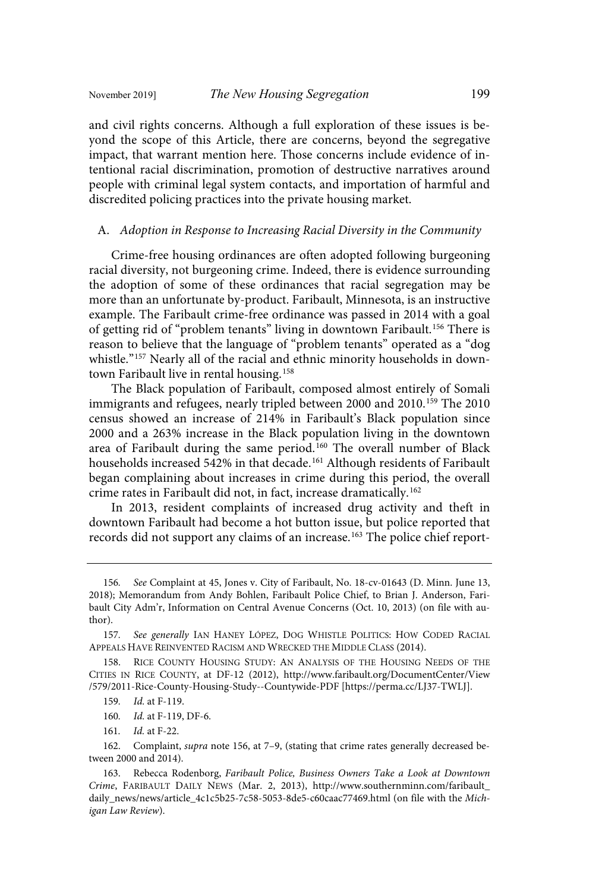and civil rights concerns. Although a full exploration of these issues is beyond the scope of this Article, there are concerns, beyond the segregative impact, that warrant mention here. Those concerns include evidence of intentional racial discrimination, promotion of destructive narratives around people with criminal legal system contacts, and importation of harmful and discredited policing practices into the private housing market.

### A. *Adoption in Response to Increasing Racial Diversity in the Community*

Crime-free housing ordinances are often adopted following burgeoning racial diversity, not burgeoning crime. Indeed, there is evidence surrounding the adoption of some of these ordinances that racial segregation may be more than an unfortunate by-product. Faribault, Minnesota, is an instructive example. The Faribault crime-free ordinance was passed in 2014 with a goal of getting rid of "problem tenants" living in downtown Faribault.[156] There is reason to believe that the language of "problem tenants" operated as a "dog whistle."[157] Nearly all of the racial and ethnic minority households in downtown Faribault live in rental housing.[158]

The Black population of Faribault, composed almost entirely of Somali immigrants and refugees, nearly tripled between 2000 and 2010.[159] The 2010 census showed an increase of 214% in Faribault's Black population since 2000 and a 263% increase in the Black population living in the downtown area of Faribault during the same period.[160] The overall number of Black households increased 542% in that decade.[161] Although residents of Faribault began complaining about increases in crime during this period, the overall crime rates in Faribault did not, in fact, increase dramatically.[162]

In 2013, resident complaints of increased drug activity and theft in downtown Faribault had become a hot button issue, but police reported that records did not support any claims of an increase.[163] The police chief report-

---

156. *See* Complaint at 45, Jones v. City of Faribault, No. 18-cv-01643 (D. Minn. June 13, 2018); Memorandum from Andy Bohlen, Faribault Police Chief, to Brian J. Anderson, Faribault City Adm'r, Information on Central Avenue Concerns (Oct. 10, 2013) (on file with author).

157. *See generally* IAN HANEY LÓPEZ, DOG WHISTLE POLITICS: HOW CODED RACIAL APPEALS HAVE REINVENTED RACISM AND WRECKED THE MIDDLE CLASS (2014).

158. RICE COUNTY HOUSING STUDY: AN ANALYSIS OF THE HOUSING NEEDS OF THE CITIES IN RICE COUNTY, at DF-12 (2012), http://www.faribault.org/DocumentCenter/View/579/2011-Rice-County-Housing-Study--Countywide-PDF [https://perma.cc/LJ37-TWLJ].

159. *Id.* at F-119.

160. *Id.* at F-119, DF-6.

161. *Id.* at F-22.

162. Complaint, *supra* note 156, at 7–9, (stating that crime rates generally decreased between 2000 and 2014).

163. Rebecca Rodenborg, *Faribault Police, Business Owners Take a Look at Downtown Crime*, FARIBAULT DAILY NEWS (Mar. 2, 2013), http://www.southernminn.com/faribault_daily_news/news/article_4c1c5b25-7c58-5053-8de5-c60caac77469.html (on file with the *Michigan Law Review*).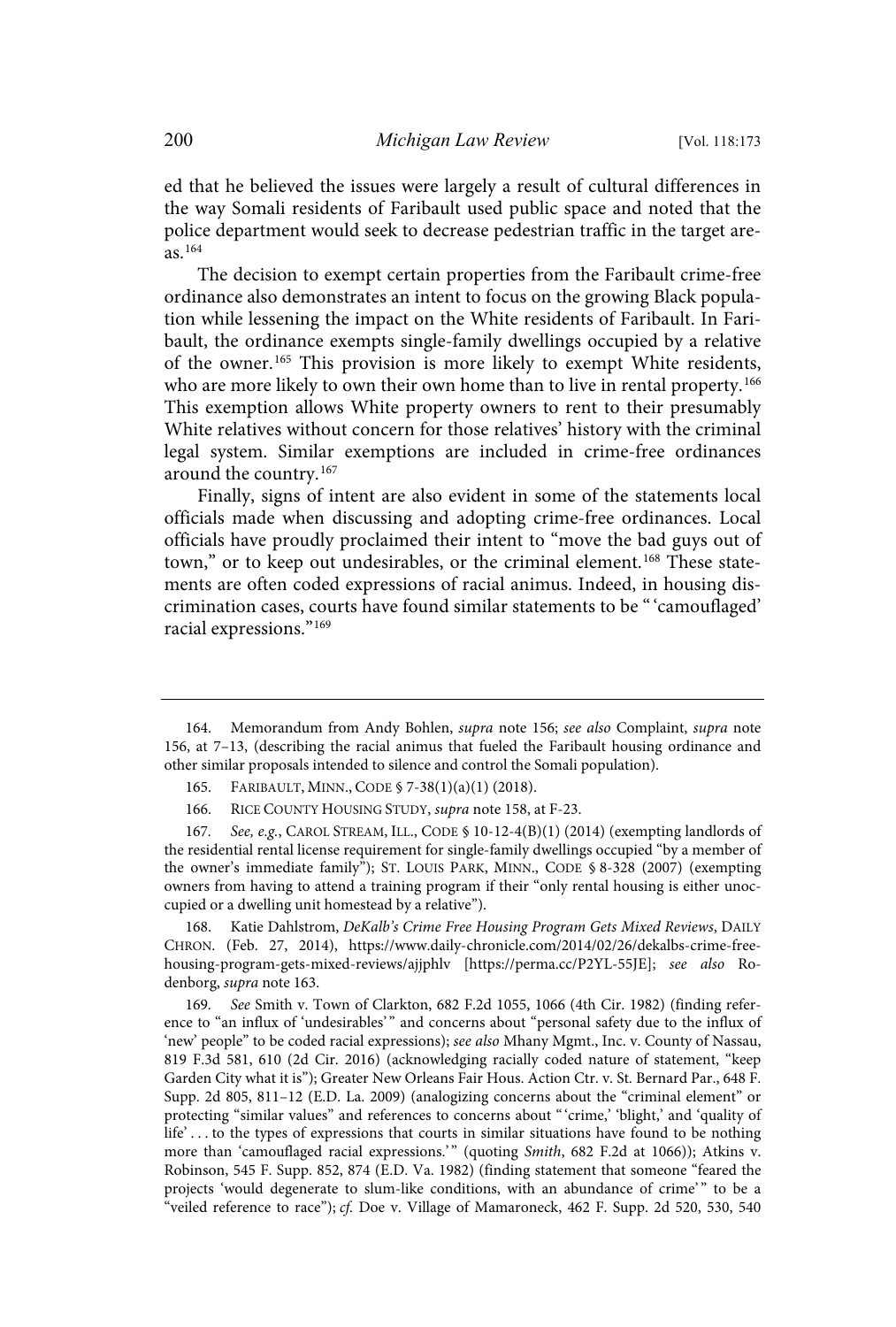ed that he believed the issues were largely a result of cultural differences in the way Somali residents of Faribault used public space and noted that the police department would seek to decrease pedestrian traffic in the target areas.[164]

The decision to exempt certain properties from the Faribault crime-free ordinance also demonstrates an intent to focus on the growing Black population while lessening the impact on the White residents of Faribault. In Faribault, the ordinance exempts single-family dwellings occupied by a relative of the owner.[165] This provision is more likely to exempt White residents, who are more likely to own their own home than to live in rental property.[166] This exemption allows White property owners to rent to their presumably White relatives without concern for those relatives' history with the criminal legal system. Similar exemptions are included in crime-free ordinances around the country.[167]

Finally, signs of intent are also evident in some of the statements local officials made when discussing and adopting crime-free ordinances. Local officials have proudly proclaimed their intent to "move the bad guys out of town," or to keep out undesirables, or the criminal element.[168] These statements are often coded expressions of racial animus. Indeed, in housing discrimination cases, courts have found similar statements to be " 'camouflaged' racial expressions."[169]

---

164. Memorandum from Andy Bohlen, *supra* note 156; *see also* Complaint, *supra* note 156, at 7–13, (describing the racial animus that fueled the Faribault housing ordinance and other similar proposals intended to silence and control the Somali population).

165. FARIBAULT, MINN., CODE § 7-38(1)(a)(1) (2018).

166. RICE COUNTY HOUSING STUDY, *supra* note 158, at F-23.

167. *See, e.g.*, CAROL STREAM, ILL., CODE § 10-12-4(B)(1) (2014) (exempting landlords of the residential rental license requirement for single-family dwellings occupied "by a member of the owner's immediate family"); ST. LOUIS PARK, MINN., CODE § 8-328 (2007) (exempting owners from having to attend a training program if their "only rental housing is either unoccupied or a dwelling unit homestead by a relative").

168. Katie Dahlstrom, *DeKalb's Crime Free Housing Program Gets Mixed Reviews*, DAILY CHRON. (Feb. 27, 2014), https://www.daily-chronicle.com/2014/02/26/dekalbs-crime-free-housing-program-gets-mixed-reviews/ajjphlv [https://perma.cc/P2YL-55JE]; *see also* Rodenborg, *supra* note 163.

169. *See* Smith v. Town of Clarkton, 682 F.2d 1055, 1066 (4th Cir. 1982) (finding reference to "an influx of 'undesirables' " and concerns about "personal safety due to the influx of 'new' people" to be coded racial expressions); *see also* Mhany Mgmt., Inc. v. County of Nassau, 819 F.3d 581, 610 (2d Cir. 2016) (acknowledging racially coded nature of statement, "keep Garden City what it is"); Greater New Orleans Fair Hous. Action Ctr. v. St. Bernard Par., 648 F. Supp. 2d 805, 811–12 (E.D. La. 2009) (analogizing concerns about the "criminal element" or protecting "similar values" and references to concerns about " 'crime,' 'blight,' and 'quality of life' . . . to the types of expressions that courts in similar situations have found to be nothing more than 'camouflaged racial expressions.' " (quoting *Smith*, 682 F.2d at 1066)); Atkins v. Robinson, 545 F. Supp. 852, 874 (E.D. Va. 1982) (finding statement that someone "feared the projects 'would degenerate to slum-like conditions, with an abundance of crime' " to be a "veiled reference to race"); *cf.* Doe v. Village of Mamaroneck, 462 F. Supp. 2d 520, 530, 540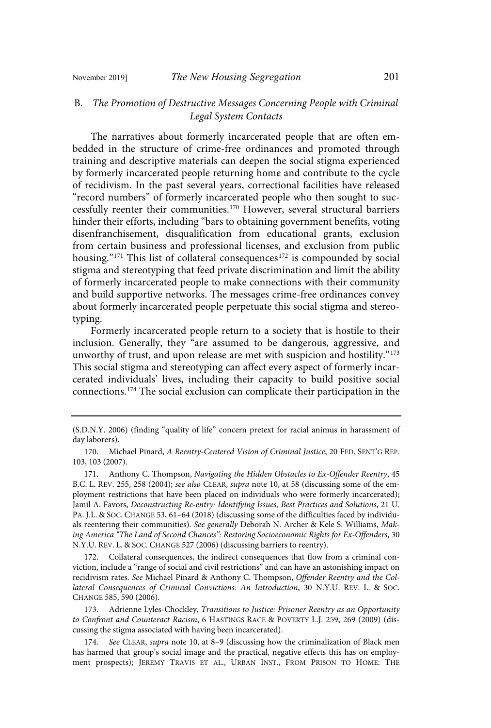### B. *The Promotion of Destructive Messages Concerning People with Criminal Legal System Contacts*

The narratives about formerly incarcerated people that are often embedded in the structure of crime-free ordinances and promoted through training and descriptive materials can deepen the social stigma experienced by formerly incarcerated people returning home and contribute to the cycle of recidivism. In the past several years, correctional facilities have released "record numbers" of formerly incarcerated people who then sought to successfully reenter their communities.[170] However, several structural barriers hinder their efforts, including "bars to obtaining government benefits, voting disenfranchisement, disqualification from educational grants, exclusion from certain business and professional licenses, and exclusion from public housing."[171] This list of collateral consequences[172] is compounded by social stigma and stereotyping that feed private discrimination and limit the ability of formerly incarcerated people to make connections with their community and build supportive networks. The messages crime-free ordinances convey about formerly incarcerated people perpetuate this social stigma and stereotyping.

Formerly incarcerated people return to a society that is hostile to their inclusion. Generally, they "are assumed to be dangerous, aggressive, and unworthy of trust, and upon release are met with suspicion and hostility."[173] This social stigma and stereotyping can affect every aspect of formerly incarcerated individuals' lives, including their capacity to build positive social connections.[174] The social exclusion can complicate their participation in the

---

(S.D.N.Y. 2006) (finding "quality of life" concern pretext for racial animus in harassment of day laborers).

170. Michael Pinard, *A Reentry-Centered Vision of Criminal Justice*, 20 FED. SENT'G REP. 103, 103 (2007).

171. Anthony C. Thompson, *Navigating the Hidden Obstacles to Ex-Offender Reentry*, 45 B.C. L. REV. 255, 258 (2004); *see also* CLEAR, *supra* note 10, at 58 (discussing some of the employment restrictions that have been placed on individuals who were formerly incarcerated); Jamil A. Favors, *Deconstructing Re-entry: Identifying Issues, Best Practices and Solutions*, 21 U. PA. J.L. & SOC. CHANGE 53, 61–64 (2018) (discussing some of the difficulties faced by individuals reentering their communities). *See generally* Deborah N. Archer & Kele S. Williams, *Making America "The Land of Second Chances": Restoring Socioeconomic Rights for Ex-Offenders*, 30 N.Y.U. REV. L. & SOC. CHANGE 527 (2006) (discussing barriers to reentry).

172. Collateral consequences, the indirect consequences that flow from a criminal conviction, include a "range of social and civil restrictions" and can have an astonishing impact on recidivism rates. *See* Michael Pinard & Anthony C. Thompson, *Offender Reentry and the Collateral Consequences of Criminal Convictions: An Introduction*, 30 N.Y.U. REV. L. & SOC. CHANGE 585, 590 (2006).

173. Adrienne Lyles-Chockley, *Transitions to Justice: Prisoner Reentry as an Opportunity to Confront and Counteract Racism*, 6 HASTINGS RACE & POVERTY L.J. 259, 269 (2009) (discussing the stigma associated with having been incarcerated).

174. *See* CLEAR, *supra* note 10, at 8–9 (discussing how the criminalization of Black men has harmed that group's social image and the practical, negative effects this has on employment prospects); JEREMY TRAVIS ET AL., URBAN INST., FROM PRISON TO HOME: THE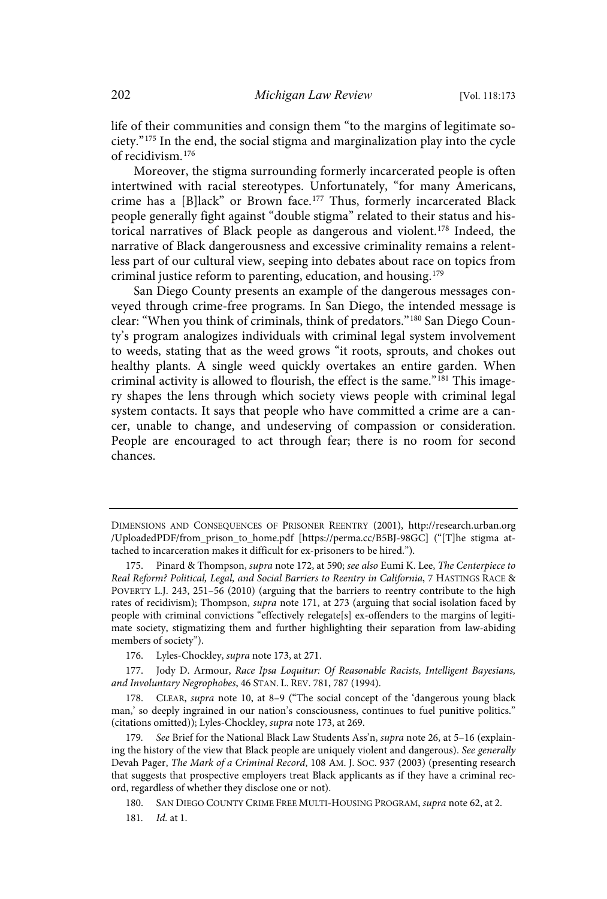life of their communities and consign them "to the margins of legitimate society."[175] In the end, the social stigma and marginalization play into the cycle of recidivism.[176]

Moreover, the stigma surrounding formerly incarcerated people is often intertwined with racial stereotypes. Unfortunately, "for many Americans, crime has a [B]lack" or Brown face.[177] Thus, formerly incarcerated Black people generally fight against "double stigma" related to their status and historical narratives of Black people as dangerous and violent.[178] Indeed, the narrative of Black dangerousness and excessive criminality remains a relentless part of our cultural view, seeping into debates about race on topics from criminal justice reform to parenting, education, and housing.[179]

San Diego County presents an example of the dangerous messages conveyed through crime-free programs. In San Diego, the intended message is clear: "When you think of criminals, think of predators."[180] San Diego County's program analogizes individuals with criminal legal system involvement to weeds, stating that as the weed grows "it roots, sprouts, and chokes out healthy plants. A single weed quickly overtakes an entire garden. When criminal activity is allowed to flourish, the effect is the same."[181] This imagery shapes the lens through which society views people with criminal legal system contacts. It says that people who have committed a crime are a cancer, unable to change, and undeserving of compassion or consideration. People are encouraged to act through fear; there is no room for second chances.

---

DIMENSIONS AND CONSEQUENCES OF PRISONER REENTRY (2001), http://research.urban.org/UploadedPDF/from_prison_to_home.pdf [https://perma.cc/B5BJ-98GC] ("[T]he stigma attached to incarceration makes it difficult for ex-prisoners to be hired.").

175. Pinard & Thompson, *supra* note 172, at 590; *see also* Eumi K. Lee, *The Centerpiece to Real Reform? Political, Legal, and Social Barriers to Reentry in California*, 7 HASTINGS RACE & POVERTY L.J. 243, 251–56 (2010) (arguing that the barriers to reentry contribute to the high rates of recidivism); Thompson, *supra* note 171, at 273 (arguing that social isolation faced by people with criminal convictions "effectively relegate[s] ex-offenders to the margins of legitimate society, stigmatizing them and further highlighting their separation from law-abiding members of society").

176. Lyles-Chockley, *supra* note 173, at 271.

177. Jody D. Armour, *Race Ipsa Loquitur: Of Reasonable Racists, Intelligent Bayesians, and Involuntary Negrophobes*, 46 STAN. L. REV. 781, 787 (1994).

178. CLEAR, *supra* note 10, at 8–9 ("The social concept of the 'dangerous young black man,' so deeply ingrained in our nation's consciousness, continues to fuel punitive politics." (citations omitted)); Lyles-Chockley, *supra* note 173, at 269.

179. *See* Brief for the National Black Law Students Ass'n, *supra* note 26, at 5–16 (explaining the history of the view that Black people are uniquely violent and dangerous). *See generally* Devah Pager, *The Mark of a Criminal Record*, 108 AM. J. SOC. 937 (2003) (presenting research that suggests that prospective employers treat Black applicants as if they have a criminal record, regardless of whether they disclose one or not).

180. SAN DIEGO COUNTY CRIME FREE MULTI-HOUSING PROGRAM, *supra* note 62, at 2.

181. *Id.* at 1.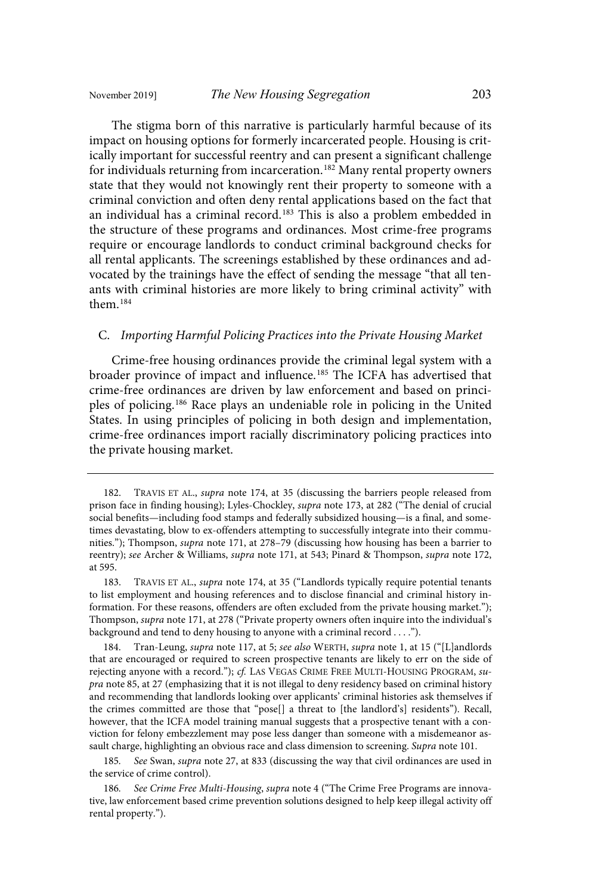The stigma born of this narrative is particularly harmful because of its impact on housing options for formerly incarcerated people. Housing is critically important for successful reentry and can present a significant challenge for individuals returning from incarceration.[182] Many rental property owners state that they would not knowingly rent their property to someone with a criminal conviction and often deny rental applications based on the fact that an individual has a criminal record.[183] This is also a problem embedded in the structure of these programs and ordinances. Most crime-free programs require or encourage landlords to conduct criminal background checks for all rental applicants. The screenings established by these ordinances and advocated by the trainings have the effect of sending the message "that all tenants with criminal histories are more likely to bring criminal activity" with them.[184]

### C. *Importing Harmful Policing Practices into the Private Housing Market*

Crime-free housing ordinances provide the criminal legal system with a broader province of impact and influence.[185] The ICFA has advertised that crime-free ordinances are driven by law enforcement and based on principles of policing.[186] Race plays an undeniable role in policing in the United States. In using principles of policing in both design and implementation, crime-free ordinances import racially discriminatory policing practices into the private housing market.

---

182. TRAVIS ET AL., *supra* note 174, at 35 (discussing the barriers people released from prison face in finding housing); Lyles-Chockley, *supra* note 173, at 282 ("The denial of crucial social benefits—including food stamps and federally subsidized housing—is a final, and sometimes devastating, blow to ex-offenders attempting to successfully integrate into their communities."); Thompson, *supra* note 171, at 278–79 (discussing how housing has been a barrier to reentry); *see* Archer & Williams, *supra* note 171, at 543; Pinard & Thompson, *supra* note 172, at 595.

183. TRAVIS ET AL., *supra* note 174, at 35 ("Landlords typically require potential tenants to list employment and housing references and to disclose financial and criminal history information. For these reasons, offenders are often excluded from the private housing market."); Thompson, *supra* note 171, at 278 ("Private property owners often inquire into the individual's background and tend to deny housing to anyone with a criminal record . . . .").

184. Tran-Leung, *supra* note 117, at 5; *see also* WERTH, *supra* note 1, at 15 ("[L]andlords that are encouraged or required to screen prospective tenants are likely to err on the side of rejecting anyone with a record."); *cf.* LAS VEGAS CRIME FREE MULTI-HOUSING PROGRAM, *supra* note 85, at 27 (emphasizing that it is not illegal to deny residency based on criminal history and recommending that landlords looking over applicants' criminal histories ask themselves if the crimes committed are those that "pose[] a threat to [the landlord's] residents"). Recall, however, that the ICFA model training manual suggests that a prospective tenant with a conviction for felony embezzlement may pose less danger than someone with a misdemeanor assault charge, highlighting an obvious race and class dimension to screening. *Supra* note 101.

185. *See* Swan, *supra* note 27, at 833 (discussing the way that civil ordinances are used in the service of crime control).

186. *See Crime Free Multi-Housing*, *supra* note 4 ("The Crime Free Programs are innovative, law enforcement based crime prevention solutions designed to help keep illegal activity off rental property.").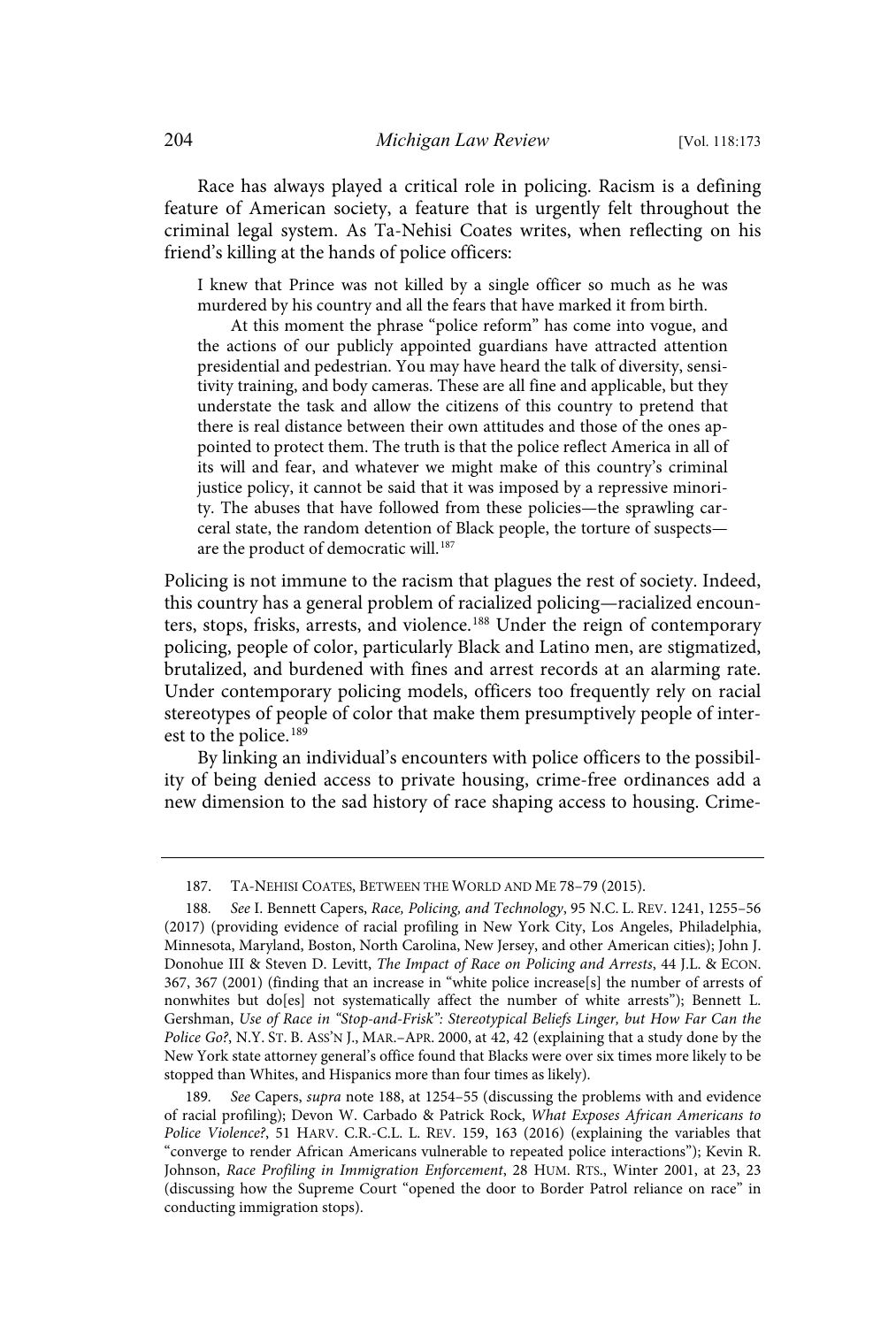Race has always played a critical role in policing. Racism is a defining feature of American society, a feature that is urgently felt throughout the criminal legal system. As Ta-Nehisi Coates writes, when reflecting on his friend's killing at the hands of police officers:

> I knew that Prince was not killed by a single officer so much as he was murdered by his country and all the fears that have marked it from birth.
>
> At this moment the phrase "police reform" has come into vogue, and the actions of our publicly appointed guardians have attracted attention presidential and pedestrian. You may have heard the talk of diversity, sensitivity training, and body cameras. These are all fine and applicable, but they understate the task and allow the citizens of this country to pretend that there is real distance between their own attitudes and those of the ones appointed to protect them. The truth is that the police reflect America in all of its will and fear, and whatever we might make of this country's criminal justice policy, it cannot be said that it was imposed by a repressive minority. The abuses that have followed from these policies—the sprawling carceral state, the random detention of Black people, the torture of suspects—are the product of democratic will.[187]

Policing is not immune to the racism that plagues the rest of society. Indeed, this country has a general problem of racialized policing—racialized encounters, stops, frisks, arrests, and violence.[188] Under the reign of contemporary policing, people of color, particularly Black and Latino men, are stigmatized, brutalized, and burdened with fines and arrest records at an alarming rate. Under contemporary policing models, officers too frequently rely on racial stereotypes of people of color that make them presumptively people of interest to the police.[189]

By linking an individual's encounters with police officers to the possibility of being denied access to private housing, crime-free ordinances add a new dimension to the sad history of race shaping access to housing. Crime-

---

187. TA-NEHISI COATES, BETWEEN THE WORLD AND ME 78–79 (2015).

188. *See* I. Bennett Capers, *Race, Policing, and Technology*, 95 N.C. L. REV. 1241, 1255–56 (2017) (providing evidence of racial profiling in New York City, Los Angeles, Philadelphia, Minnesota, Maryland, Boston, North Carolina, New Jersey, and other American cities); John J. Donohue III & Steven D. Levitt, *The Impact of Race on Policing and Arrests*, 44 J.L. & ECON. 367, 367 (2001) (finding that an increase in "white police increase[s] the number of arrests of nonwhites but do[es] not systematically affect the number of white arrests"); Bennett L. Gershman, *Use of Race in "Stop-and-Frisk": Stereotypical Beliefs Linger, but How Far Can the Police Go?*, N.Y. ST. B. ASS'N J., MAR.–APR. 2000, at 42, 42 (explaining that a study done by the New York state attorney general's office found that Blacks were over six times more likely to be stopped than Whites, and Hispanics more than four times as likely).

189. *See* Capers, *supra* note 188, at 1254–55 (discussing the problems with and evidence of racial profiling); Devon W. Carbado & Patrick Rock, *What Exposes African Americans to Police Violence?*, 51 HARV. C.R.-C.L. L. REV. 159, 163 (2016) (explaining the variables that "converge to render African Americans vulnerable to repeated police interactions"); Kevin R. Johnson, *Race Profiling in Immigration Enforcement*, 28 HUM. RTS., Winter 2001, at 23, 23 (discussing how the Supreme Court "opened the door to Border Patrol reliance on race" in conducting immigration stops).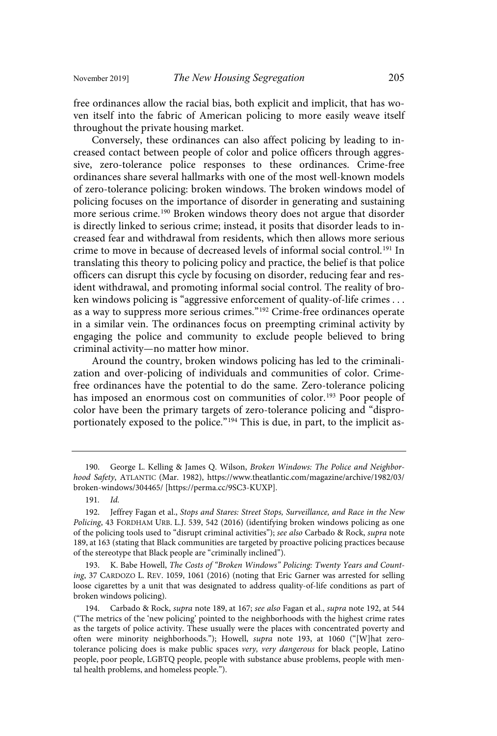free ordinances allow the racial bias, both explicit and implicit, that has woven itself into the fabric of American policing to more easily weave itself throughout the private housing market.

Conversely, these ordinances can also affect policing by leading to increased contact between people of color and police officers through aggressive, zero-tolerance police responses to these ordinances. Crime-free ordinances share several hallmarks with one of the most well-known models of zero-tolerance policing: broken windows. The broken windows model of policing focuses on the importance of disorder in generating and sustaining more serious crime.[190] Broken windows theory does not argue that disorder is directly linked to serious crime; instead, it posits that disorder leads to increased fear and withdrawal from residents, which then allows more serious crime to move in because of decreased levels of informal social control.[191] In translating this theory to policing policy and practice, the belief is that police officers can disrupt this cycle by focusing on disorder, reducing fear and resident withdrawal, and promoting informal social control. The reality of broken windows policing is "aggressive enforcement of quality-of-life crimes . . . as a way to suppress more serious crimes."[192] Crime-free ordinances operate in a similar vein. The ordinances focus on preempting criminal activity by engaging the police and community to exclude people believed to bring criminal activity—no matter how minor.

Around the country, broken windows policing has led to the criminalization and over-policing of individuals and communities of color. Crime-free ordinances have the potential to do the same. Zero-tolerance policing has imposed an enormous cost on communities of color.[193] Poor people of color have been the primary targets of zero-tolerance policing and "disproportionately exposed to the police."[194] This is due, in part, to the implicit as-

---

190. George L. Kelling & James Q. Wilson, *Broken Windows: The Police and Neighborhood Safety*, ATLANTIC (Mar. 1982), https://www.theatlantic.com/magazine/archive/1982/03/broken-windows/304465/ [https://perma.cc/9SC3-KUXP].

191. *Id.*

192. Jeffrey Fagan et al., *Stops and Stares: Street Stops, Surveillance, and Race in the New Policing*, 43 FORDHAM URB. L.J. 539, 542 (2016) (identifying broken windows policing as one of the policing tools used to "disrupt criminal activities"); *see also* Carbado & Rock, *supra* note 189, at 163 (stating that Black communities are targeted by proactive policing practices because of the stereotype that Black people are "criminally inclined").

193. K. Babe Howell, *The Costs of "Broken Windows" Policing: Twenty Years and Counting*, 37 CARDOZO L. REV. 1059, 1061 (2016) (noting that Eric Garner was arrested for selling loose cigarettes by a unit that was designated to address quality-of-life conditions as part of broken windows policing).

194. Carbado & Rock, *supra* note 189, at 167; *see also* Fagan et al., *supra* note 192, at 544 ("The metrics of the 'new policing' pointed to the neighborhoods with the highest crime rates as the targets of police activity. These usually were the places with concentrated poverty and often were minority neighborhoods."); Howell, *supra* note 193, at 1060 ("[W]hat zero-tolerance policing does is make public spaces *very, very dangerous* for black people, Latino people, poor people, LGBTQ people, people with substance abuse problems, people with mental health problems, and homeless people.").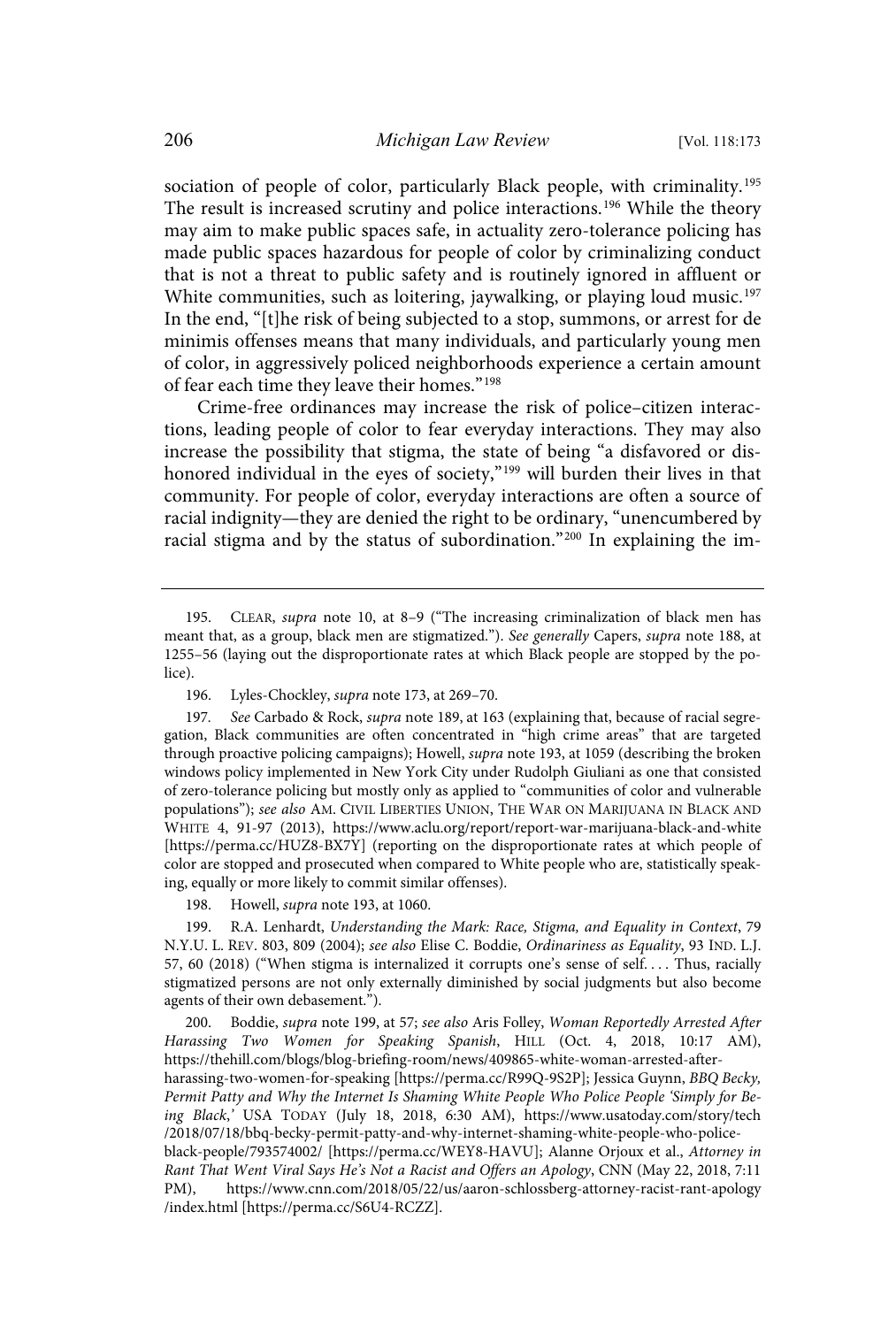sociation of people of color, particularly Black people, with criminality.[195] The result is increased scrutiny and police interactions.[196] While the theory may aim to make public spaces safe, in actuality zero-tolerance policing has made public spaces hazardous for people of color by criminalizing conduct that is not a threat to public safety and is routinely ignored in affluent or White communities, such as loitering, jaywalking, or playing loud music.[197] In the end, "[t]he risk of being subjected to a stop, summons, or arrest for de minimis offenses means that many individuals, and particularly young men of color, in aggressively policed neighborhoods experience a certain amount of fear each time they leave their homes."[198]

Crime-free ordinances may increase the risk of police–citizen interactions, leading people of color to fear everyday interactions. They may also increase the possibility that stigma, the state of being "a disfavored or dishonored individual in the eyes of society,"[199] will burden their lives in that community. For people of color, everyday interactions are often a source of racial indignity—they are denied the right to be ordinary, "unencumbered by racial stigma and by the status of subordination."[200] In explaining the im-

---

195. CLEAR, *supra* note 10, at 8–9 ("The increasing criminalization of black men has meant that, as a group, black men are stigmatized."). *See generally* Capers, *supra* note 188, at 1255–56 (laying out the disproportionate rates at which Black people are stopped by the police).

196. Lyles-Chockley, *supra* note 173, at 269–70.

197. *See* Carbado & Rock, *supra* note 189, at 163 (explaining that, because of racial segregation, Black communities are often concentrated in "high crime areas" that are targeted through proactive policing campaigns); Howell, *supra* note 193, at 1059 (describing the broken windows policy implemented in New York City under Rudolph Giuliani as one that consisted of zero-tolerance policing but mostly only as applied to "communities of color and vulnerable populations"); *see also* AM. CIVIL LIBERTIES UNION, THE WAR ON MARIJUANA IN BLACK AND WHITE 4, 91-97 (2013), https://www.aclu.org/report/report-war-marijuana-black-and-white [https://perma.cc/HUZ8-BX7Y] (reporting on the disproportionate rates at which people of color are stopped and prosecuted when compared to White people who are, statistically speaking, equally or more likely to commit similar offenses).

198. Howell, *supra* note 193, at 1060.

199. R.A. Lenhardt, *Understanding the Mark: Race, Stigma, and Equality in Context*, 79 N.Y.U. L. REV. 803, 809 (2004); *see also* Elise C. Boddie, *Ordinariness as Equality*, 93 IND. L.J. 57, 60 (2018) ("When stigma is internalized it corrupts one's sense of self. . . . Thus, racially stigmatized persons are not only externally diminished by social judgments but also become agents of their own debasement.").

200. Boddie, *supra* note 199, at 57; *see also* Aris Folley, *Woman Reportedly Arrested After Harassing Two Women for Speaking Spanish*, HILL (Oct. 4, 2018, 10:17 AM), https://thehill.com/blogs/blog-briefing-room/news/409865-white-woman-arrested-after-harassing-two-women-for-speaking [https://perma.cc/R99Q-9S2P]; Jessica Guynn, *BBQ Becky, Permit Patty and Why the Internet Is Shaming White People Who Police People 'Simply for Being Black*,' USA TODAY (July 18, 2018, 6:30 AM), https://www.usatoday.com/story/tech/2018/07/18/bbq-becky-permit-patty-and-why-internet-shaming-white-people-who-police-black-people/793574002/ [https://perma.cc/WEY8-HAVU]; Alanne Orjoux et al., *Attorney in Rant That Went Viral Says He's Not a Racist and Offers an Apology*, CNN (May 22, 2018, 7:11 PM), https://www.cnn.com/2018/05/22/us/aaron-schlossberg-attorney-racist-rant-apology/index.html [https://perma.cc/S6U4-RCZZ].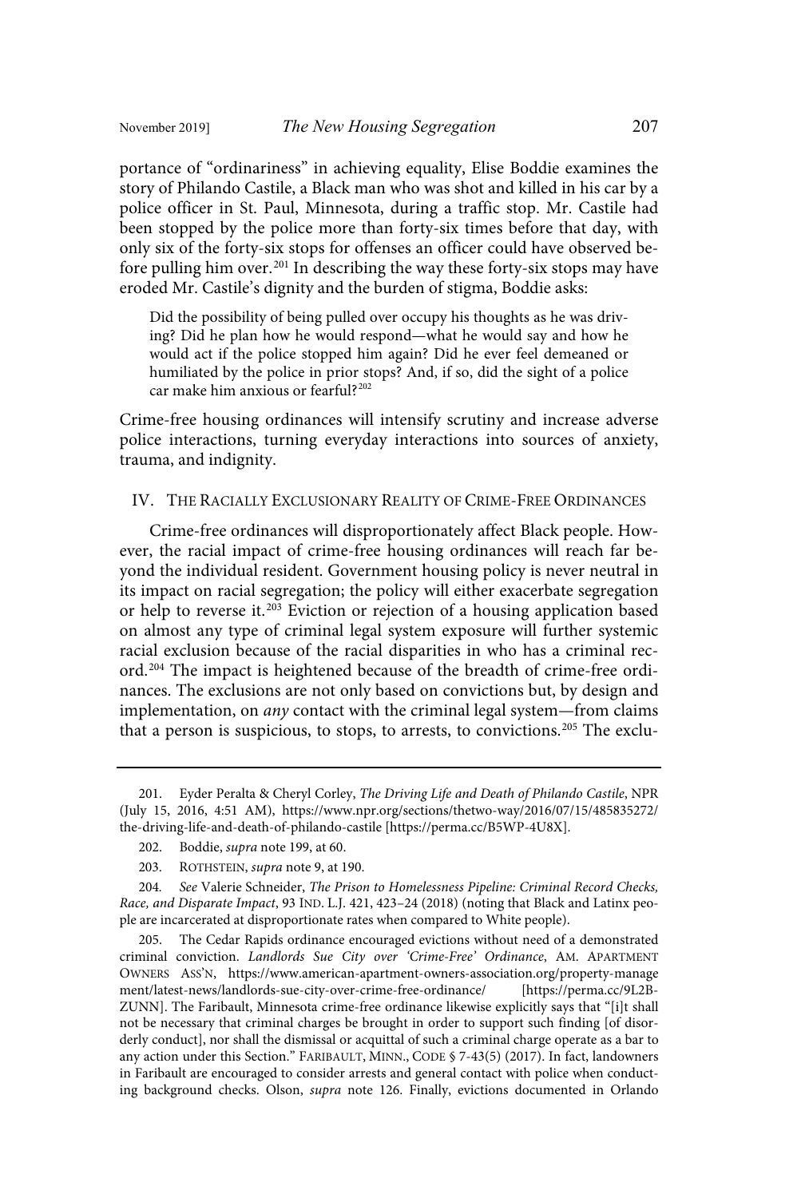portance of "ordinariness" in achieving equality, Elise Boddie examines the story of Philando Castile, a Black man who was shot and killed in his car by a police officer in St. Paul, Minnesota, during a traffic stop. Mr. Castile had been stopped by the police more than forty-six times before that day, with only six of the forty-six stops for offenses an officer could have observed before pulling him over.[201] In describing the way these forty-six stops may have eroded Mr. Castile's dignity and the burden of stigma, Boddie asks:

> Did the possibility of being pulled over occupy his thoughts as he was driving? Did he plan how he would respond—what he would say and how he would act if the police stopped him again? Did he ever feel demeaned or humiliated by the police in prior stops? And, if so, did the sight of a police car make him anxious or fearful?[202]

Crime-free housing ordinances will intensify scrutiny and increase adverse police interactions, turning everyday interactions into sources of anxiety, trauma, and indignity.

## IV. The Racially Exclusionary Reality of Crime-Free Ordinances

Crime-free ordinances will disproportionately affect Black people. However, the racial impact of crime-free housing ordinances will reach far beyond the individual resident. Government housing policy is never neutral in its impact on racial segregation; the policy will either exacerbate segregation or help to reverse it.[203] Eviction or rejection of a housing application based on almost any type of criminal legal system exposure will further systemic racial exclusion because of the racial disparities in who has a criminal record.[204] The impact is heightened because of the breadth of crime-free ordinances. The exclusions are not only based on convictions but, by design and implementation, on *any* contact with the criminal legal system—from claims that a person is suspicious, to stops, to arrests, to convictions.[205] The exclu-

---

201. Eyder Peralta & Cheryl Corley, *The Driving Life and Death of Philando Castile*, NPR (July 15, 2016, 4:51 AM), https://www.npr.org/sections/thetwo-way/2016/07/15/485835272/the-driving-life-and-death-of-philando-castile [https://perma.cc/B5WP-4U8X].

202. Boddie, *supra* note 199, at 60.

203. Rothstein, *supra* note 9, at 190.

204. *See* Valerie Schneider, *The Prison to Homelessness Pipeline: Criminal Record Checks, Race, and Disparate Impact*, 93 Ind. L.J. 421, 423–24 (2018) (noting that Black and Latinx people are incarcerated at disproportionate rates when compared to White people).

205. The Cedar Rapids ordinance encouraged evictions without need of a demonstrated criminal conviction. *Landlords Sue City over 'Crime-Free' Ordinance*, Am. Apartment Owners Ass'n, https://www.american-apartment-owners-association.org/property-management/latest-news/landlords-sue-city-over-crime-free-ordinance/ [https://perma.cc/9L2B-ZUNN]. The Faribault, Minnesota crime-free ordinance likewise explicitly says that "[i]t shall not be necessary that criminal charges be brought in order to support such finding [of disorderly conduct], nor shall the dismissal or acquittal of such a criminal charge operate as a bar to any action under this Section." Faribault, Minn., Code § 7-43(5) (2017). In fact, landowners in Faribault are encouraged to consider arrests and general contact with police when conducting background checks. Olson, *supra* note 126. Finally, evictions documented in Orlando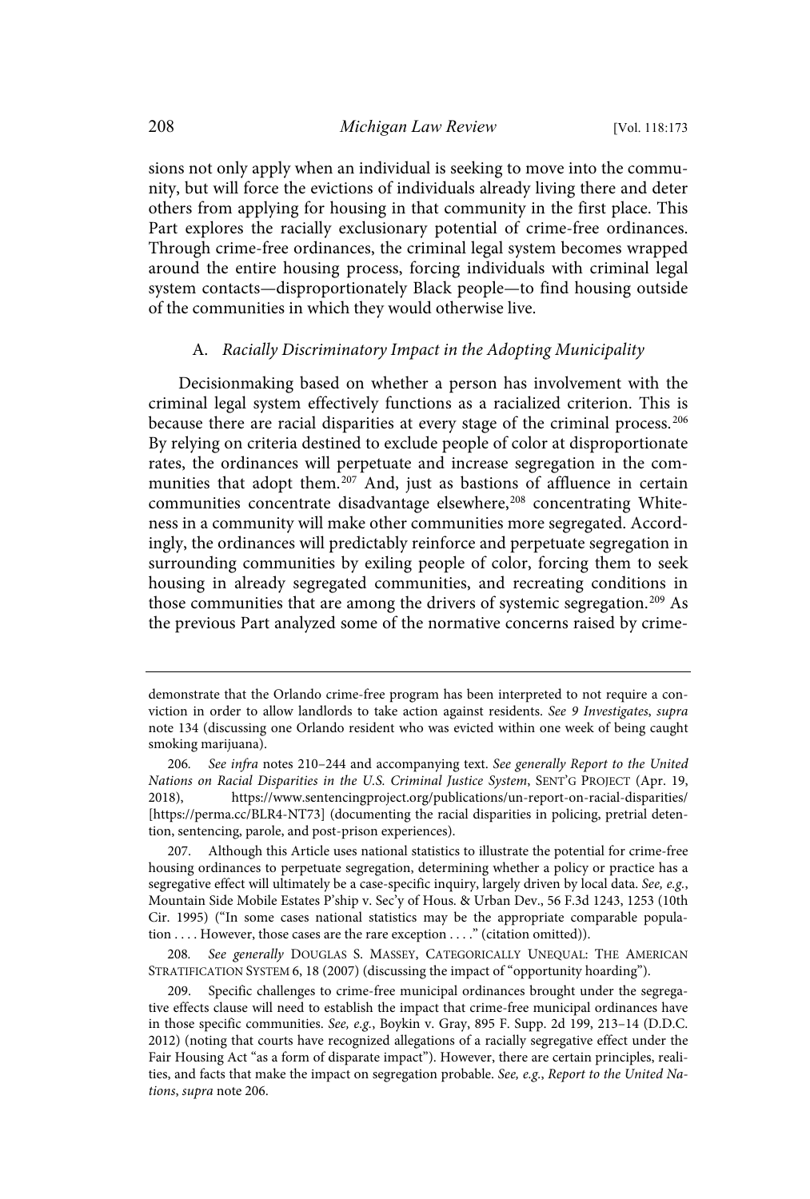sions not only apply when an individual is seeking to move into the community, but will force the evictions of individuals already living there and deter others from applying for housing in that community in the first place. This Part explores the racially exclusionary potential of crime-free ordinances. Through crime-free ordinances, the criminal legal system becomes wrapped around the entire housing process, forcing individuals with criminal legal system contacts—disproportionately Black people—to find housing outside of the communities in which they would otherwise live.

### A. *Racially Discriminatory Impact in the Adopting Municipality*

Decisionmaking based on whether a person has involvement with the criminal legal system effectively functions as a racialized criterion. This is because there are racial disparities at every stage of the criminal process.[206] By relying on criteria destined to exclude people of color at disproportionate rates, the ordinances will perpetuate and increase segregation in the communities that adopt them.[207] And, just as bastions of affluence in certain communities concentrate disadvantage elsewhere,[208] concentrating Whiteness in a community will make other communities more segregated. Accordingly, the ordinances will predictably reinforce and perpetuate segregation in surrounding communities by exiling people of color, forcing them to seek housing in already segregated communities, and recreating conditions in those communities that are among the drivers of systemic segregation.[209] As the previous Part analyzed some of the normative concerns raised by crime-

---

demonstrate that the Orlando crime-free program has been interpreted to not require a conviction in order to allow landlords to take action against residents. *See 9 Investigates*, *supra* note 134 (discussing one Orlando resident who was evicted within one week of being caught smoking marijuana).

206. *See infra* notes 210–244 and accompanying text. *See generally Report to the United Nations on Racial Disparities in the U.S. Criminal Justice System*, SENT'G PROJECT (Apr. 19, 2018), https://www.sentencingproject.org/publications/un-report-on-racial-disparities/ [https://perma.cc/BLR4-NT73] (documenting the racial disparities in policing, pretrial detention, sentencing, parole, and post-prison experiences).

207. Although this Article uses national statistics to illustrate the potential for crime-free housing ordinances to perpetuate segregation, determining whether a policy or practice has a segregative effect will ultimately be a case-specific inquiry, largely driven by local data. *See, e.g.*, Mountain Side Mobile Estates P'ship v. Sec'y of Hous. & Urban Dev., 56 F.3d 1243, 1253 (10th Cir. 1995) ("In some cases national statistics may be the appropriate comparable population . . . . However, those cases are the rare exception . . . ." (citation omitted)).

208. *See generally* DOUGLAS S. MASSEY, CATEGORICALLY UNEQUAL: THE AMERICAN STRATIFICATION SYSTEM 6, 18 (2007) (discussing the impact of "opportunity hoarding").

209. Specific challenges to crime-free municipal ordinances brought under the segregative effects clause will need to establish the impact that crime-free municipal ordinances have in those specific communities. *See, e.g.*, Boykin v. Gray, 895 F. Supp. 2d 199, 213–14 (D.D.C. 2012) (noting that courts have recognized allegations of a racially segregative effect under the Fair Housing Act "as a form of disparate impact"). However, there are certain principles, realities, and facts that make the impact on segregation probable. *See, e.g.*, *Report to the United Nations*, *supra* note 206.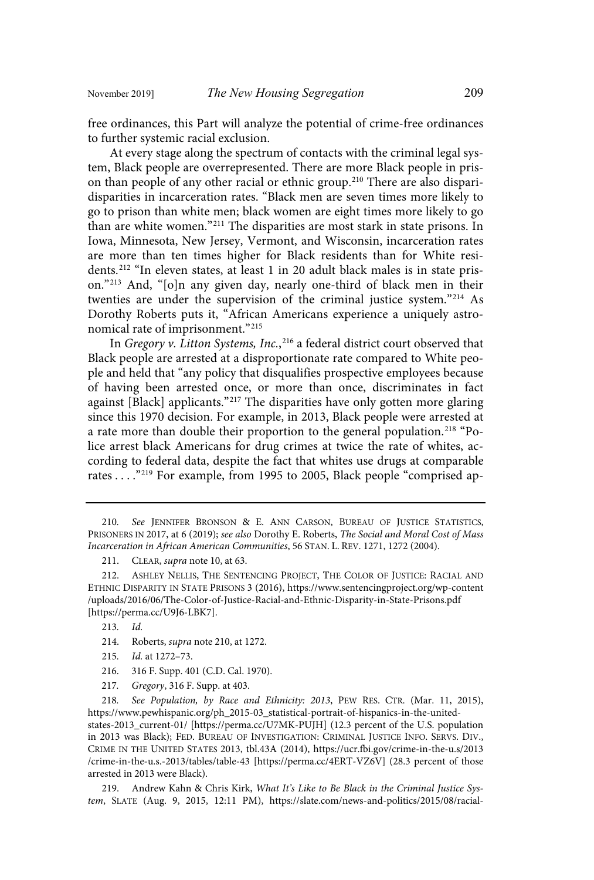free ordinances, this Part will analyze the potential of crime-free ordinances to further systemic racial exclusion.

At every stage along the spectrum of contacts with the criminal legal system, Black people are overrepresented. There are more Black people in prison than people of any other racial or ethnic group.[210] There are also dispari-disparities in incarceration rates. "Black men are seven times more likely to go to prison than white men; black women are eight times more likely to go than are white women."[211] The disparities are most stark in state prisons. In Iowa, Minnesota, New Jersey, Vermont, and Wisconsin, incarceration rates are more than ten times higher for Black residents than for White residents.[212] "In eleven states, at least 1 in 20 adult black males is in state prison."[213] And, "[o]n any given day, nearly one-third of black men in their twenties are under the supervision of the criminal justice system."[214] As Dorothy Roberts puts it, "African Americans experience a uniquely astronomical rate of imprisonment."[215]

In *Gregory v. Litton Systems, Inc.*,[216] a federal district court observed that Black people are arrested at a disproportionate rate compared to White people and held that "any policy that disqualifies prospective employees because of having been arrested once, or more than once, discriminates in fact against [Black] applicants."[217] The disparities have only gotten more glaring since this 1970 decision. For example, in 2013, Black people were arrested at a rate more than double their proportion to the general population.[218] "Police arrest black Americans for drug crimes at twice the rate of whites, according to federal data, despite the fact that whites use drugs at comparable rates . . . ."[219] For example, from 1995 to 2005, Black people "comprised ap-

---

210. *See* Jennifer Bronson & E. Ann Carson, Bureau of Justice Statistics, Prisoners in 2017, at 6 (2019); *see also* Dorothy E. Roberts, *The Social and Moral Cost of Mass Incarceration in African American Communities*, 56 Stan. L. Rev. 1271, 1272 (2004).

211. Clear, *supra* note 10, at 63.

212. Ashley Nellis, The Sentencing Project, The Color of Justice: Racial and Ethnic Disparity in State Prisons 3 (2016), https://www.sentencingproject.org/wp-content/uploads/2016/06/The-Color-of-Justice-Racial-and-Ethnic-Disparity-in-State-Prisons.pdf [https://perma.cc/U9J6-LBK7].

213. *Id.*

214. Roberts, *supra* note 210, at 1272.

215. *Id.* at 1272–73.

216. 316 F. Supp. 401 (C.D. Cal. 1970).

217. *Gregory*, 316 F. Supp. at 403.

218. *See Population, by Race and Ethnicity: 2013*, Pew Res. Ctr. (Mar. 11, 2015), https://www.pewhispanic.org/ph_2015-03_statistical-portrait-of-hispanics-in-the-united-states-2013_current-01/ [https://perma.cc/U7MK-PUJH] (12.3 percent of the U.S. population in 2013 was Black); Fed. Bureau of Investigation: Criminal Justice Info. Servs. Div., Crime in the United States 2013, tbl.43A (2014), https://ucr.fbi.gov/crime-in-the-u.s/2013/crime-in-the-u.s.-2013/tables/table-43 [https://perma.cc/4ERT-VZ6V] (28.3 percent of those arrested in 2013 were Black).

219. Andrew Kahn & Chris Kirk, *What It's Like to Be Black in the Criminal Justice System*, Slate (Aug. 9, 2015, 12:11 PM), https://slate.com/news-and-politics/2015/08/racial-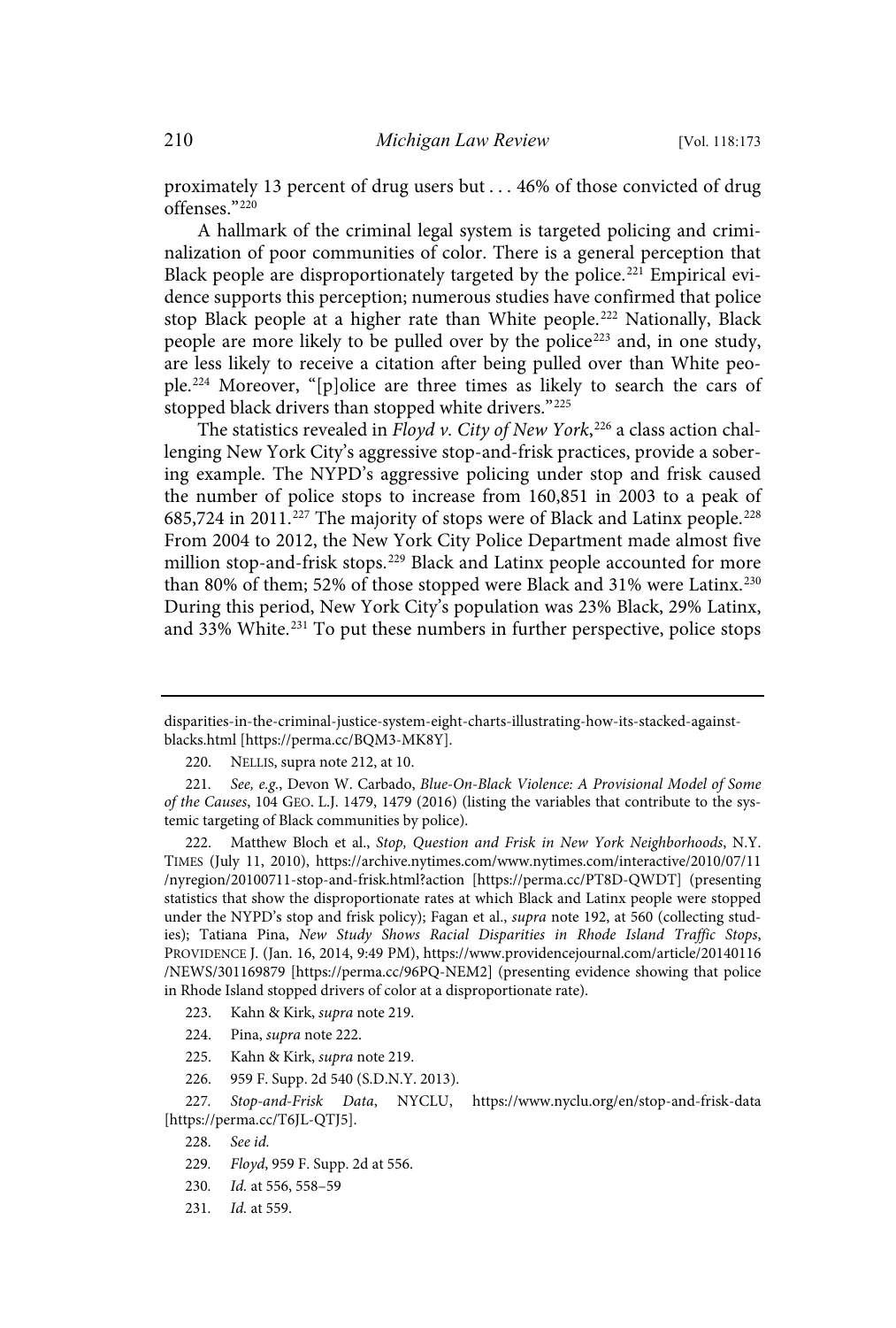proximately 13 percent of drug users but . . . 46% of those convicted of drug offenses."[220]

A hallmark of the criminal legal system is targeted policing and criminalization of poor communities of color. There is a general perception that Black people are disproportionately targeted by the police.[221] Empirical evidence supports this perception; numerous studies have confirmed that police stop Black people at a higher rate than White people.[222] Nationally, Black people are more likely to be pulled over by the police[223] and, in one study, are less likely to receive a citation after being pulled over than White people.[224] Moreover, "[p]olice are three times as likely to search the cars of stopped black drivers than stopped white drivers."[225]

The statistics revealed in *Floyd v. City of New York*,[226] a class action challenging New York City's aggressive stop-and-frisk practices, provide a sobering example. The NYPD's aggressive policing under stop and frisk caused the number of police stops to increase from 160,851 in 2003 to a peak of 685,724 in 2011.[227] The majority of stops were of Black and Latinx people.[228] From 2004 to 2012, the New York City Police Department made almost five million stop-and-frisk stops.[229] Black and Latinx people accounted for more than 80% of them; 52% of those stopped were Black and 31% were Latinx.[230] During this period, New York City's population was 23% Black, 29% Latinx, and 33% White.[231] To put these numbers in further perspective, police stops

---

disparities-in-the-criminal-justice-system-eight-charts-illustrating-how-its-stacked-against-blacks.html [https://perma.cc/BQM3-MK8Y].

220. NELLIS, supra note 212, at 10.

221. *See, e.g.*, Devon W. Carbado, *Blue-On-Black Violence: A Provisional Model of Some of the Causes*, 104 GEO. L.J. 1479, 1479 (2016) (listing the variables that contribute to the systemic targeting of Black communities by police).

222. Matthew Bloch et al., *Stop, Question and Frisk in New York Neighborhoods*, N.Y. TIMES (July 11, 2010), https://archive.nytimes.com/www.nytimes.com/interactive/2010/07/11/nyregion/20100711-stop-and-frisk.html?action [https://perma.cc/PT8D-QWDT] (presenting statistics that show the disproportionate rates at which Black and Latinx people were stopped under the NYPD's stop and frisk policy); Fagan et al., *supra* note 192, at 560 (collecting studies); Tatiana Pina, *New Study Shows Racial Disparities in Rhode Island Traffic Stops*, PROVIDENCE J. (Jan. 16, 2014, 9:49 PM), https://www.providencejournal.com/article/20140116/NEWS/301169879 [https://perma.cc/96PQ-NEM2] (presenting evidence showing that police in Rhode Island stopped drivers of color at a disproportionate rate).

223. Kahn & Kirk, *supra* note 219.

224. Pina, *supra* note 222.

225. Kahn & Kirk, *supra* note 219.

226. 959 F. Supp. 2d 540 (S.D.N.Y. 2013).

227. *Stop-and-Frisk Data*, NYCLU, https://www.nyclu.org/en/stop-and-frisk-data [https://perma.cc/T6JL-QTJ5].

228. *See id.*

229. *Floyd*, 959 F. Supp. 2d at 556.

230. *Id.* at 556, 558–59

231. *Id.* at 559.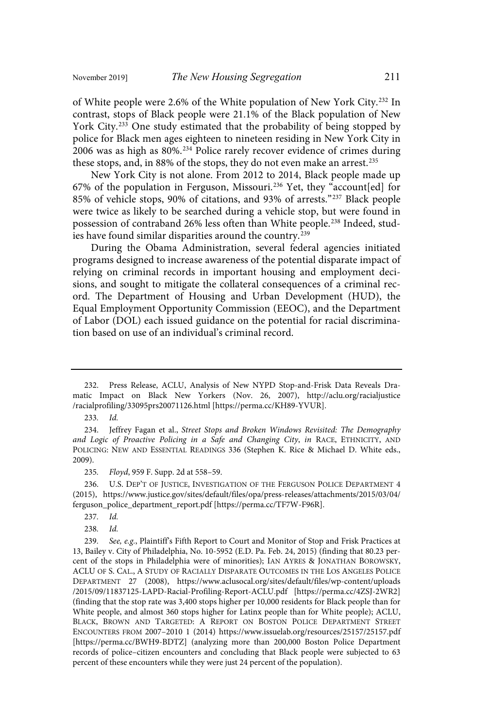of White people were 2.6% of the White population of New York City.[232] In contrast, stops of Black people were 21.1% of the Black population of New York City.[233] One study estimated that the probability of being stopped by police for Black men ages eighteen to nineteen residing in New York City in 2006 was as high as 80%.[234] Police rarely recover evidence of crimes during these stops, and, in 88% of the stops, they do not even make an arrest.[235]

New York City is not alone. From 2012 to 2014, Black people made up 67% of the population in Ferguson, Missouri.[236] Yet, they "account[ed] for 85% of vehicle stops, 90% of citations, and 93% of arrests."[237] Black people were twice as likely to be searched during a vehicle stop, but were found in possession of contraband 26% less often than White people.[238] Indeed, studies have found similar disparities around the country.[239]

During the Obama Administration, several federal agencies initiated programs designed to increase awareness of the potential disparate impact of relying on criminal records in important housing and employment decisions, and sought to mitigate the collateral consequences of a criminal record. The Department of Housing and Urban Development (HUD), the Equal Employment Opportunity Commission (EEOC), and the Department of Labor (DOL) each issued guidance on the potential for racial discrimination based on use of an individual's criminal record.

---

232. Press Release, ACLU, Analysis of New NYPD Stop-and-Frisk Data Reveals Dramatic Impact on Black New Yorkers (Nov. 26, 2007), http://aclu.org/racialjustice/racialprofiling/33095prs20071126.html [https://perma.cc/KH89-YVUR].

233. *Id.*

234. Jeffrey Fagan et al., *Street Stops and Broken Windows Revisited: The Demography and Logic of Proactive Policing in a Safe and Changing City*, *in* RACE, ETHNICITY, AND POLICING: NEW AND ESSENTIAL READINGS 336 (Stephen K. Rice & Michael D. White eds., 2009).

235. *Floyd*, 959 F. Supp. 2d at 558–59.

236. U.S. DEP'T OF JUSTICE, INVESTIGATION OF THE FERGUSON POLICE DEPARTMENT 4 (2015), https://www.justice.gov/sites/default/files/opa/press-releases/attachments/2015/03/04/ferguson_police_department_report.pdf [https://perma.cc/TF7W-F96R].

237. *Id.*

238. *Id.*

239. *See, e.g.*, Plaintiff's Fifth Report to Court and Monitor of Stop and Frisk Practices at 13, Bailey v. City of Philadelphia, No. 10-5952 (E.D. Pa. Feb. 24, 2015) (finding that 80.23 percent of the stops in Philadelphia were of minorities); IAN AYRES & JONATHAN BOROWSKY, ACLU OF S. CAL., A STUDY OF RACIALLY DISPARATE OUTCOMES IN THE LOS ANGELES POLICE DEPARTMENT 27 (2008), https://www.aclusocal.org/sites/default/files/wp-content/uploads/2015/09/11837125-LAPD-Racial-Profiling-Report-ACLU.pdf [https://perma.cc/4ZSJ-2WR2] (finding that the stop rate was 3,400 stops higher per 10,000 residents for Black people than for White people, and almost 360 stops higher for Latinx people than for White people); ACLU, BLACK, BROWN AND TARGETED: A REPORT ON BOSTON POLICE DEPARTMENT STREET ENCOUNTERS FROM 2007–2010 1 (2014) https://www.issuelab.org/resources/25157/25157.pdf [https://perma.cc/BWH9-BDTZ] (analyzing more than 200,000 Boston Police Department records of police–citizen encounters and concluding that Black people were subjected to 63 percent of these encounters while they were just 24 percent of the population).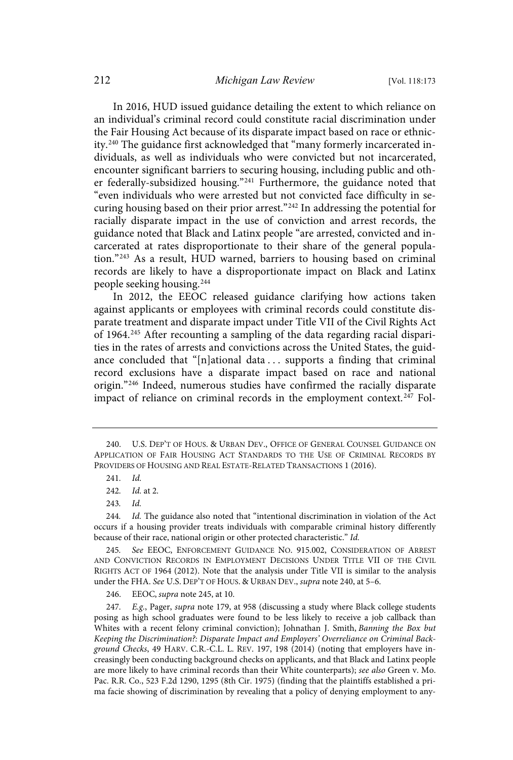In 2016, HUD issued guidance detailing the extent to which reliance on an individual's criminal record could constitute racial discrimination under the Fair Housing Act because of its disparate impact based on race or ethnicity.[240] The guidance first acknowledged that "many formerly incarcerated individuals, as well as individuals who were convicted but not incarcerated, encounter significant barriers to securing housing, including public and other federally-subsidized housing."[241] Furthermore, the guidance noted that "even individuals who were arrested but not convicted face difficulty in securing housing based on their prior arrest."[242] In addressing the potential for racially disparate impact in the use of conviction and arrest records, the guidance noted that Black and Latinx people "are arrested, convicted and incarcerated at rates disproportionate to their share of the general population."[243] As a result, HUD warned, barriers to housing based on criminal records are likely to have a disproportionate impact on Black and Latinx people seeking housing.[244]

In 2012, the EEOC released guidance clarifying how actions taken against applicants or employees with criminal records could constitute disparate treatment and disparate impact under Title VII of the Civil Rights Act of 1964.[245] After recounting a sampling of the data regarding racial disparities in the rates of arrests and convictions across the United States, the guidance concluded that "[n]ational data . . . supports a finding that criminal record exclusions have a disparate impact based on race and national origin."[246] Indeed, numerous studies have confirmed the racially disparate impact of reliance on criminal records in the employment context.[247] Fol-

---

240. U.S. DEP'T OF HOUS. & URBAN DEV., OFFICE OF GENERAL COUNSEL GUIDANCE ON APPLICATION OF FAIR HOUSING ACT STANDARDS TO THE USE OF CRIMINAL RECORDS BY PROVIDERS OF HOUSING AND REAL ESTATE-RELATED TRANSACTIONS 1 (2016).

241. *Id.*

242. *Id.* at 2.

243. *Id.*

244. *Id.* The guidance also noted that "intentional discrimination in violation of the Act occurs if a housing provider treats individuals with comparable criminal history differently because of their race, national origin or other protected characteristic." *Id.*

245. *See* EEOC, ENFORCEMENT GUIDANCE NO. 915.002, CONSIDERATION OF ARREST AND CONVICTION RECORDS IN EMPLOYMENT DECISIONS UNDER TITLE VII OF THE CIVIL RIGHTS ACT OF 1964 (2012). Note that the analysis under Title VII is similar to the analysis under the FHA. *See* U.S. DEP'T OF HOUS. & URBAN DEV., *supra* note 240, at 5–6.

246. EEOC, *supra* note 245, at 10.

247. *E.g.*, Pager, *supra* note 179, at 958 (discussing a study where Black college students posing as high school graduates were found to be less likely to receive a job callback than Whites with a recent felony criminal conviction); Johnathan J. Smith, *Banning the Box but Keeping the Discrimination?: Disparate Impact and Employers' Overreliance on Criminal Background Checks*, 49 HARV. C.R.-C.L. L. REV. 197, 198 (2014) (noting that employers have increasingly been conducting background checks on applicants, and that Black and Latinx people are more likely to have criminal records than their White counterparts); *see also* Green v. Mo. Pac. R.R. Co., 523 F.2d 1290, 1295 (8th Cir. 1975) (finding that the plaintiffs established a prima facie showing of discrimination by revealing that a policy of denying employment to any-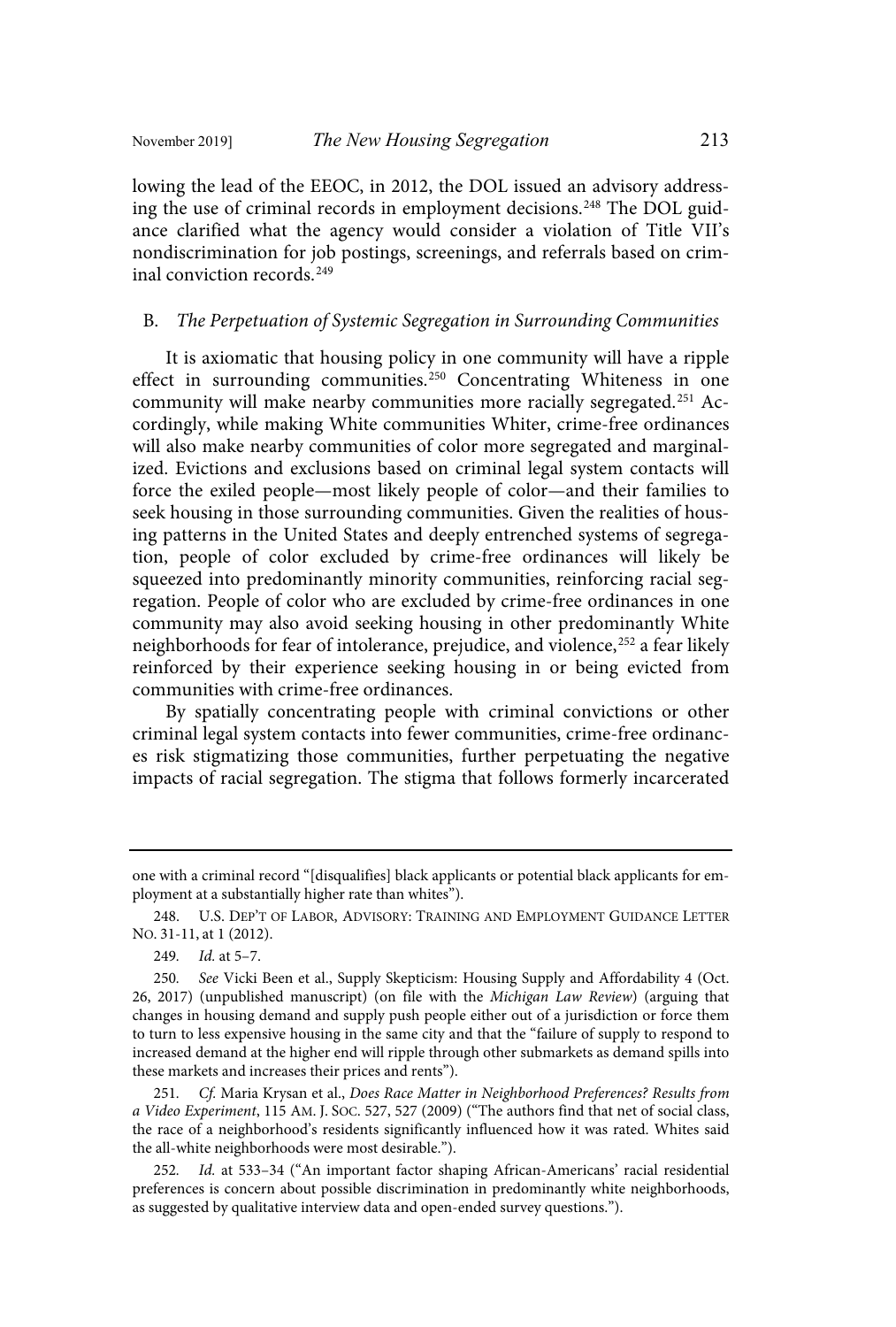lowing the lead of the EEOC, in 2012, the DOL issued an advisory addressing the use of criminal records in employment decisions.[248] The DOL guidance clarified what the agency would consider a violation of Title VII's nondiscrimination for job postings, screenings, and referrals based on criminal conviction records.[249]

## B. *The Perpetuation of Systemic Segregation in Surrounding Communities*

It is axiomatic that housing policy in one community will have a ripple effect in surrounding communities.[250] Concentrating Whiteness in one community will make nearby communities more racially segregated.[251] Accordingly, while making White communities Whiter, crime-free ordinances will also make nearby communities of color more segregated and marginalized. Evictions and exclusions based on criminal legal system contacts will force the exiled people—most likely people of color—and their families to seek housing in those surrounding communities. Given the realities of housing patterns in the United States and deeply entrenched systems of segregation, people of color excluded by crime-free ordinances will likely be squeezed into predominantly minority communities, reinforcing racial segregation. People of color who are excluded by crime-free ordinances in one community may also avoid seeking housing in other predominantly White neighborhoods for fear of intolerance, prejudice, and violence,[252] a fear likely reinforced by their experience seeking housing in or being evicted from communities with crime-free ordinances.

By spatially concentrating people with criminal convictions or other criminal legal system contacts into fewer communities, crime-free ordinances risk stigmatizing those communities, further perpetuating the negative impacts of racial segregation. The stigma that follows formerly incarcerated

---

one with a criminal record "[disqualifies] black applicants or potential black applicants for employment at a substantially higher rate than whites").

248. U.S. DEP'T OF LABOR, ADVISORY: TRAINING AND EMPLOYMENT GUIDANCE LETTER NO. 31-11, at 1 (2012).

249. *Id.* at 5–7.

250. *See* Vicki Been et al., Supply Skepticism: Housing Supply and Affordability 4 (Oct. 26, 2017) (unpublished manuscript) (on file with the *Michigan Law Review*) (arguing that changes in housing demand and supply push people either out of a jurisdiction or force them to turn to less expensive housing in the same city and that the "failure of supply to respond to increased demand at the higher end will ripple through other submarkets as demand spills into these markets and increases their prices and rents").

251. *Cf.* Maria Krysan et al., *Does Race Matter in Neighborhood Preferences? Results from a Video Experiment*, 115 AM. J. SOC. 527, 527 (2009) ("The authors find that net of social class, the race of a neighborhood's residents significantly influenced how it was rated. Whites said the all-white neighborhoods were most desirable.").

252. *Id.* at 533–34 ("An important factor shaping African-Americans' racial residential preferences is concern about possible discrimination in predominantly white neighborhoods, as suggested by qualitative interview data and open-ended survey questions.").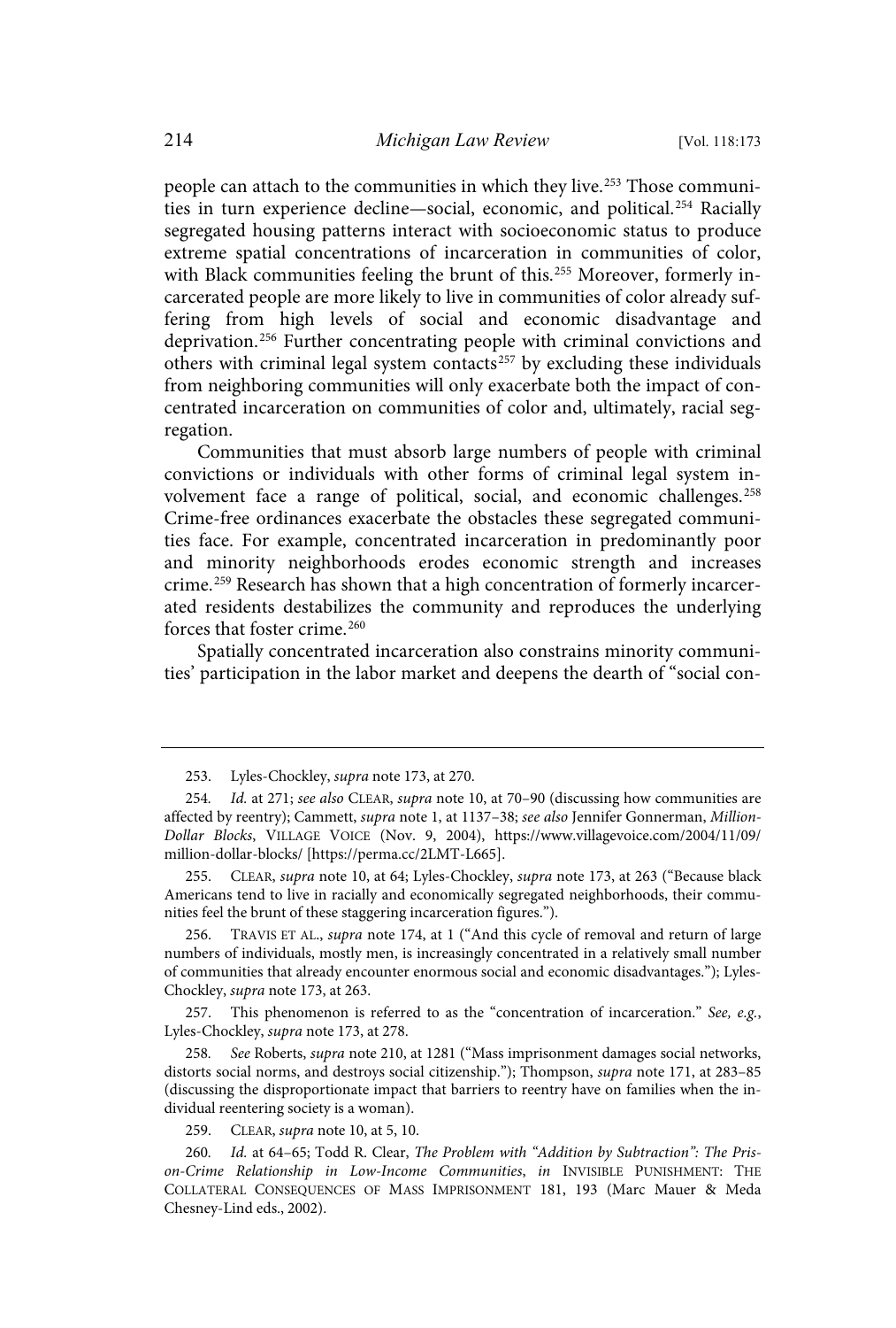people can attach to the communities in which they live.[253] Those communities in turn experience decline—social, economic, and political.[254] Racially segregated housing patterns interact with socioeconomic status to produce extreme spatial concentrations of incarceration in communities of color, with Black communities feeling the brunt of this.[255] Moreover, formerly incarcerated people are more likely to live in communities of color already suffering from high levels of social and economic disadvantage and deprivation.[256] Further concentrating people with criminal convictions and others with criminal legal system contacts[257] by excluding these individuals from neighboring communities will only exacerbate both the impact of concentrated incarceration on communities of color and, ultimately, racial segregation.

Communities that must absorb large numbers of people with criminal convictions or individuals with other forms of criminal legal system involvement face a range of political, social, and economic challenges.[258] Crime-free ordinances exacerbate the obstacles these segregated communities face. For example, concentrated incarceration in predominantly poor and minority neighborhoods erodes economic strength and increases crime.[259] Research has shown that a high concentration of formerly incarcerated residents destabilizes the community and reproduces the underlying forces that foster crime.[260]

Spatially concentrated incarceration also constrains minority communities' participation in the labor market and deepens the dearth of "social con-

---

253. Lyles-Chockley, *supra* note 173, at 270.

254. *Id.* at 271; *see also* CLEAR, *supra* note 10, at 70–90 (discussing how communities are affected by reentry); Cammett, *supra* note 1, at 1137–38; *see also* Jennifer Gonnerman, *Million-Dollar Blocks*, VILLAGE VOICE (Nov. 9, 2004), https://www.villagevoice.com/2004/11/09/million-dollar-blocks/ [https://perma.cc/2LMT-L665].

255. CLEAR, *supra* note 10, at 64; Lyles-Chockley, *supra* note 173, at 263 ("Because black Americans tend to live in racially and economically segregated neighborhoods, their communities feel the brunt of these staggering incarceration figures.").

256. TRAVIS ET AL., *supra* note 174, at 1 ("And this cycle of removal and return of large numbers of individuals, mostly men, is increasingly concentrated in a relatively small number of communities that already encounter enormous social and economic disadvantages."); Lyles-Chockley, *supra* note 173, at 263.

257. This phenomenon is referred to as the "concentration of incarceration." *See, e.g.*, Lyles-Chockley, *supra* note 173, at 278.

258. *See* Roberts, *supra* note 210, at 1281 ("Mass imprisonment damages social networks, distorts social norms, and destroys social citizenship."); Thompson, *supra* note 171, at 283–85 (discussing the disproportionate impact that barriers to reentry have on families when the individual reentering society is a woman).

259. CLEAR, *supra* note 10, at 5, 10.

260. *Id.* at 64–65; Todd R. Clear, *The Problem with "Addition by Subtraction": The Prison-Crime Relationship in Low-Income Communities*, *in* INVISIBLE PUNISHMENT: THE COLLATERAL CONSEQUENCES OF MASS IMPRISONMENT 181, 193 (Marc Mauer & Meda Chesney-Lind eds., 2002).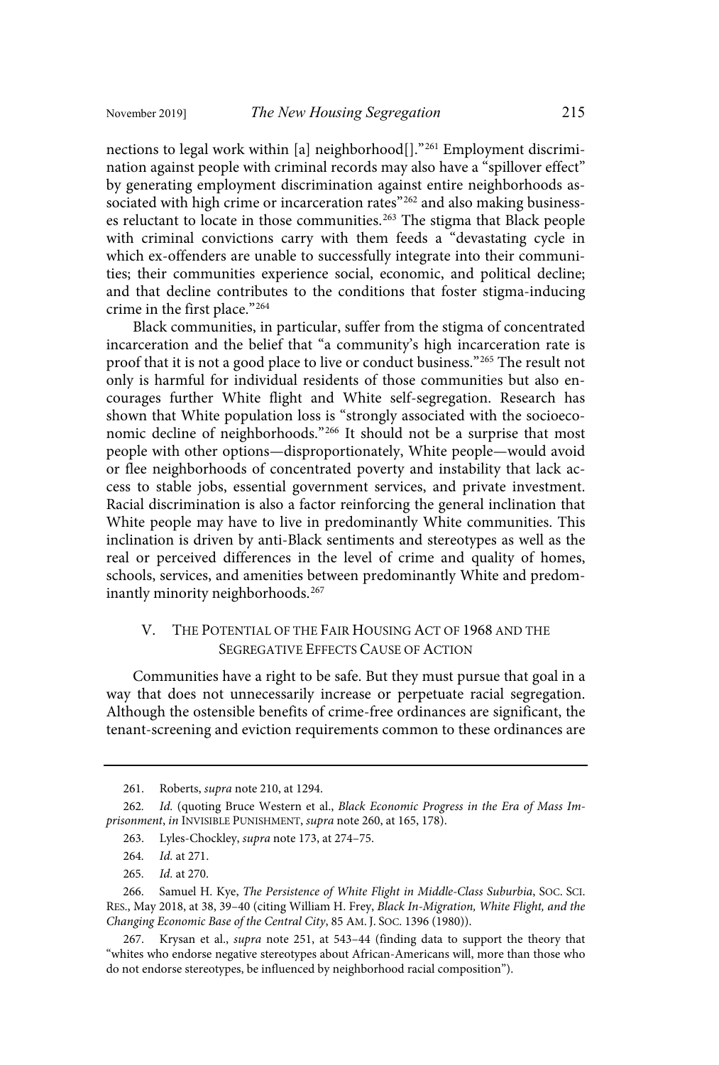nections to legal work within [a] neighborhood[]."[261] Employment discrimination against people with criminal records may also have a "spillover effect" by generating employment discrimination against entire neighborhoods associated with high crime or incarceration rates"[262] and also making businesses reluctant to locate in those communities.[263] The stigma that Black people with criminal convictions carry with them feeds a "devastating cycle in which ex-offenders are unable to successfully integrate into their communities; their communities experience social, economic, and political decline; and that decline contributes to the conditions that foster stigma-inducing crime in the first place."[264]

Black communities, in particular, suffer from the stigma of concentrated incarceration and the belief that "a community's high incarceration rate is proof that it is not a good place to live or conduct business."[265] The result not only is harmful for individual residents of those communities but also encourages further White flight and White self-segregation. Research has shown that White population loss is "strongly associated with the socioeconomic decline of neighborhoods."[266] It should not be a surprise that most people with other options—disproportionately, White people—would avoid or flee neighborhoods of concentrated poverty and instability that lack access to stable jobs, essential government services, and private investment. Racial discrimination is also a factor reinforcing the general inclination that White people may have to live in predominantly White communities. This inclination is driven by anti-Black sentiments and stereotypes as well as the real or perceived differences in the level of crime and quality of homes, schools, services, and amenities between predominantly White and predominantly minority neighborhoods.[267]

## V. THE POTENTIAL OF THE FAIR HOUSING ACT OF 1968 AND THE SEGREGATIVE EFFECTS CAUSE OF ACTION

Communities have a right to be safe. But they must pursue that goal in a way that does not unnecessarily increase or perpetuate racial segregation. Although the ostensible benefits of crime-free ordinances are significant, the tenant-screening and eviction requirements common to these ordinances are

---

261. Roberts, *supra* note 210, at 1294.

262. *Id.* (quoting Bruce Western et al., *Black Economic Progress in the Era of Mass Imprisonment*, *in* INVISIBLE PUNISHMENT, *supra* note 260, at 165, 178).

263. Lyles-Chockley, *supra* note 173, at 274–75.

264. *Id.* at 271.

265. *Id.* at 270.

266. Samuel H. Kye, *The Persistence of White Flight in Middle-Class Suburbia*, SOC. SCI. RES., May 2018, at 38, 39–40 (citing William H. Frey, *Black In-Migration, White Flight, and the Changing Economic Base of the Central City*, 85 AM. J. SOC. 1396 (1980)).

267. Krysan et al., *supra* note 251, at 543–44 (finding data to support the theory that "whites who endorse negative stereotypes about African-Americans will, more than those who do not endorse stereotypes, be influenced by neighborhood racial composition").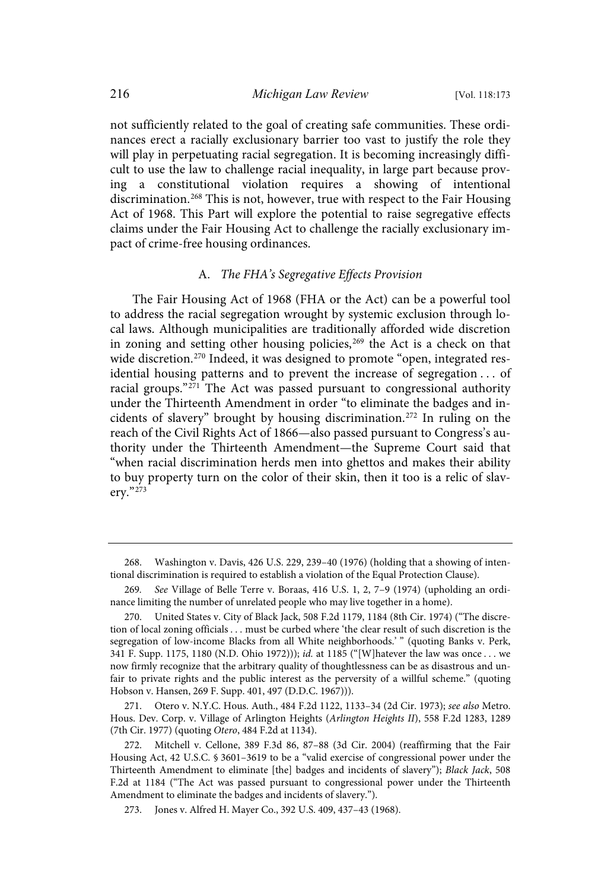not sufficiently related to the goal of creating safe communities. These ordinances erect a racially exclusionary barrier too vast to justify the role they will play in perpetuating racial segregation. It is becoming increasingly difficult to use the law to challenge racial inequality, in large part because proving a constitutional violation requires a showing of intentional discrimination.[268] This is not, however, true with respect to the Fair Housing Act of 1968. This Part will explore the potential to raise segregative effects claims under the Fair Housing Act to challenge the racially exclusionary impact of crime-free housing ordinances.

### A. *The FHA's Segregative Effects Provision*

The Fair Housing Act of 1968 (FHA or the Act) can be a powerful tool to address the racial segregation wrought by systemic exclusion through local laws. Although municipalities are traditionally afforded wide discretion in zoning and setting other housing policies,[269] the Act is a check on that wide discretion.[270] Indeed, it was designed to promote "open, integrated residential housing patterns and to prevent the increase of segregation . . . of racial groups."[271] The Act was passed pursuant to congressional authority under the Thirteenth Amendment in order "to eliminate the badges and incidents of slavery" brought by housing discrimination.[272] In ruling on the reach of the Civil Rights Act of 1866—also passed pursuant to Congress's authority under the Thirteenth Amendment—the Supreme Court said that "when racial discrimination herds men into ghettos and makes their ability to buy property turn on the color of their skin, then it too is a relic of slavery."[273]

---

268. Washington v. Davis, 426 U.S. 229, 239–40 (1976) (holding that a showing of intentional discrimination is required to establish a violation of the Equal Protection Clause).

269. *See* Village of Belle Terre v. Boraas, 416 U.S. 1, 2, 7–9 (1974) (upholding an ordinance limiting the number of unrelated people who may live together in a home).

270. United States v. City of Black Jack, 508 F.2d 1179, 1184 (8th Cir. 1974) ("The discretion of local zoning officials . . . must be curbed where 'the clear result of such discretion is the segregation of low-income Blacks from all White neighborhoods.' " (quoting Banks v. Perk, 341 F. Supp. 1175, 1180 (N.D. Ohio 1972))); *id.* at 1185 ("[W]hatever the law was once . . . we now firmly recognize that the arbitrary quality of thoughtlessness can be as disastrous and unfair to private rights and the public interest as the perversity of a willful scheme." (quoting Hobson v. Hansen, 269 F. Supp. 401, 497 (D.D.C. 1967))).

271. Otero v. N.Y.C. Hous. Auth., 484 F.2d 1122, 1133–34 (2d Cir. 1973); *see also* Metro. Hous. Dev. Corp. v. Village of Arlington Heights (*Arlington Heights II*), 558 F.2d 1283, 1289 (7th Cir. 1977) (quoting *Otero*, 484 F.2d at 1134).

272. Mitchell v. Cellone, 389 F.3d 86, 87–88 (3d Cir. 2004) (reaffirming that the Fair Housing Act, 42 U.S.C. § 3601–3619 to be a "valid exercise of congressional power under the Thirteenth Amendment to eliminate [the] badges and incidents of slavery"); *Black Jack*, 508 F.2d at 1184 ("The Act was passed pursuant to congressional power under the Thirteenth Amendment to eliminate the badges and incidents of slavery.").

273. Jones v. Alfred H. Mayer Co., 392 U.S. 409, 437–43 (1968).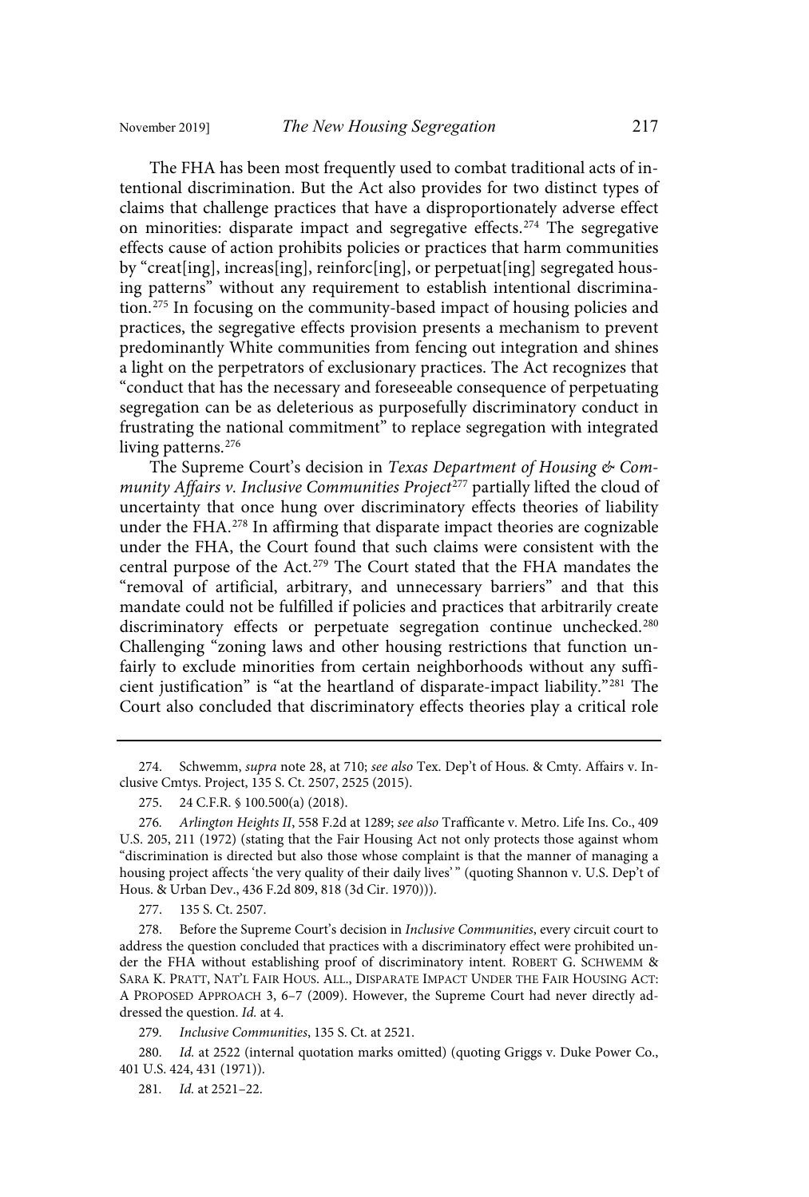The FHA has been most frequently used to combat traditional acts of intentional discrimination. But the Act also provides for two distinct types of claims that challenge practices that have a disproportionately adverse effect on minorities: disparate impact and segregative effects.[274] The segregative effects cause of action prohibits policies or practices that harm communities by "creat[ing], increas[ing], reinforc[ing], or perpetuat[ing] segregated housing patterns" without any requirement to establish intentional discrimination.[275] In focusing on the community-based impact of housing policies and practices, the segregative effects provision presents a mechanism to prevent predominantly White communities from fencing out integration and shines a light on the perpetrators of exclusionary practices. The Act recognizes that "conduct that has the necessary and foreseeable consequence of perpetuating segregation can be as deleterious as purposefully discriminatory conduct in frustrating the national commitment" to replace segregation with integrated living patterns.[276]

The Supreme Court's decision in *Texas Department of Housing & Community Affairs v. Inclusive Communities Project*[277] partially lifted the cloud of uncertainty that once hung over discriminatory effects theories of liability under the FHA.[278] In affirming that disparate impact theories are cognizable under the FHA, the Court found that such claims were consistent with the central purpose of the Act.[279] The Court stated that the FHA mandates the "removal of artificial, arbitrary, and unnecessary barriers" and that this mandate could not be fulfilled if policies and practices that arbitrarily create discriminatory effects or perpetuate segregation continue unchecked.[280] Challenging "zoning laws and other housing restrictions that function unfairly to exclude minorities from certain neighborhoods without any sufficient justification" is "at the heartland of disparate-impact liability."[281] The Court also concluded that discriminatory effects theories play a critical role

---

274. Schwemm, *supra* note 28, at 710; *see also* Tex. Dep't of Hous. & Cmty. Affairs v. Inclusive Cmtys. Project, 135 S. Ct. 2507, 2525 (2015).

275. 24 C.F.R. § 100.500(a) (2018).

276. *Arlington Heights II*, 558 F.2d at 1289; *see also* Trafficante v. Metro. Life Ins. Co., 409 U.S. 205, 211 (1972) (stating that the Fair Housing Act not only protects those against whom "discrimination is directed but also those whose complaint is that the manner of managing a housing project affects 'the very quality of their daily lives'" (quoting Shannon v. U.S. Dep't of Hous. & Urban Dev., 436 F.2d 809, 818 (3d Cir. 1970))).

277. 135 S. Ct. 2507.

278. Before the Supreme Court's decision in *Inclusive Communities*, every circuit court to address the question concluded that practices with a discriminatory effect were prohibited under the FHA without establishing proof of discriminatory intent. ROBERT G. SCHWEMM & SARA K. PRATT, NAT'L FAIR HOUS. ALL., DISPARATE IMPACT UNDER THE FAIR HOUSING ACT: A PROPOSED APPROACH 3, 6–7 (2009). However, the Supreme Court had never directly addressed the question. *Id.* at 4.

279. *Inclusive Communities*, 135 S. Ct. at 2521.

280. *Id.* at 2522 (internal quotation marks omitted) (quoting Griggs v. Duke Power Co., 401 U.S. 424, 431 (1971)).

281. *Id.* at 2521–22.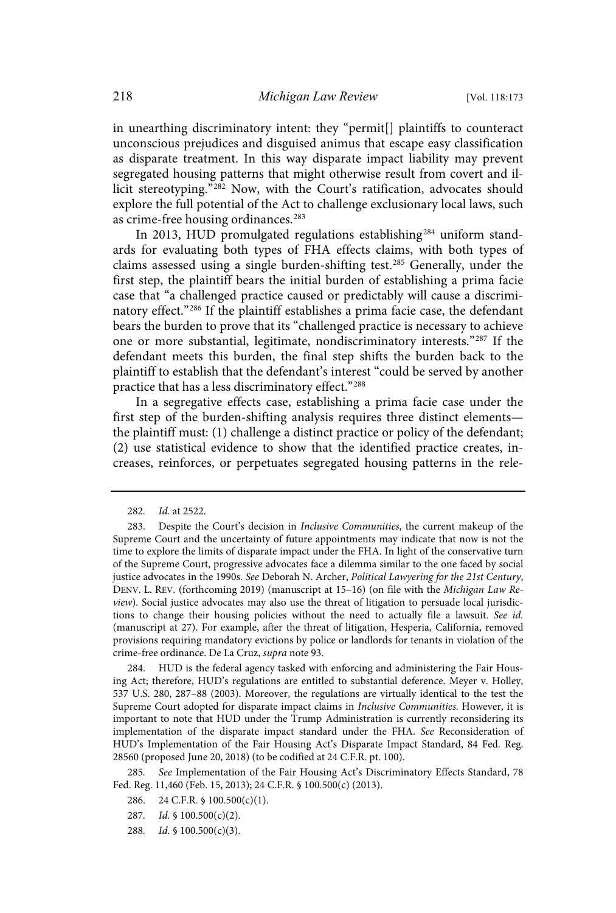in unearthing discriminatory intent: they "permit[] plaintiffs to counteract unconscious prejudices and disguised animus that escape easy classification as disparate treatment. In this way disparate impact liability may prevent segregated housing patterns that might otherwise result from covert and illicit stereotyping."[282] Now, with the Court's ratification, advocates should explore the full potential of the Act to challenge exclusionary local laws, such as crime-free housing ordinances.[283]

In 2013, HUD promulgated regulations establishing[284] uniform standards for evaluating both types of FHA effects claims, with both types of claims assessed using a single burden-shifting test.[285] Generally, under the first step, the plaintiff bears the initial burden of establishing a prima facie case that "a challenged practice caused or predictably will cause a discriminatory effect."[286] If the plaintiff establishes a prima facie case, the defendant bears the burden to prove that its "challenged practice is necessary to achieve one or more substantial, legitimate, nondiscriminatory interests."[287] If the defendant meets this burden, the final step shifts the burden back to the plaintiff to establish that the defendant's interest "could be served by another practice that has a less discriminatory effect."[288]

In a segregative effects case, establishing a prima facie case under the first step of the burden-shifting analysis requires three distinct elements—the plaintiff must: (1) challenge a distinct practice or policy of the defendant; (2) use statistical evidence to show that the identified practice creates, increases, reinforces, or perpetuates segregated housing patterns in the rele-

---

282. *Id.* at 2522.

283. Despite the Court's decision in *Inclusive Communities*, the current makeup of the Supreme Court and the uncertainty of future appointments may indicate that now is not the time to explore the limits of disparate impact under the FHA. In light of the conservative turn of the Supreme Court, progressive advocates face a dilemma similar to the one faced by social justice advocates in the 1990s. *See* Deborah N. Archer, *Political Lawyering for the 21st Century*, DENV. L. REV. (forthcoming 2019) (manuscript at 15–16) (on file with the *Michigan Law Review*). Social justice advocates may also use the threat of litigation to persuade local jurisdictions to change their housing policies without the need to actually file a lawsuit. *See id.* (manuscript at 27). For example, after the threat of litigation, Hesperia, California, removed provisions requiring mandatory evictions by police or landlords for tenants in violation of the crime-free ordinance. De La Cruz, *supra* note 93.

284. HUD is the federal agency tasked with enforcing and administering the Fair Housing Act; therefore, HUD's regulations are entitled to substantial deference. Meyer v. Holley, 537 U.S. 280, 287–88 (2003). Moreover, the regulations are virtually identical to the test the Supreme Court adopted for disparate impact claims in *Inclusive Communities*. However, it is important to note that HUD under the Trump Administration is currently reconsidering its implementation of the disparate impact standard under the FHA. *See* Reconsideration of HUD's Implementation of the Fair Housing Act's Disparate Impact Standard, 84 Fed. Reg. 28560 (proposed June 20, 2018) (to be codified at 24 C.F.R. pt. 100).

285. *See* Implementation of the Fair Housing Act's Discriminatory Effects Standard, 78 Fed. Reg. 11,460 (Feb. 15, 2013); 24 C.F.R. § 100.500(c) (2013).

286. 24 C.F.R. § 100.500(c)(1).

287. *Id.* § 100.500(c)(2).

288. *Id.* § 100.500(c)(3).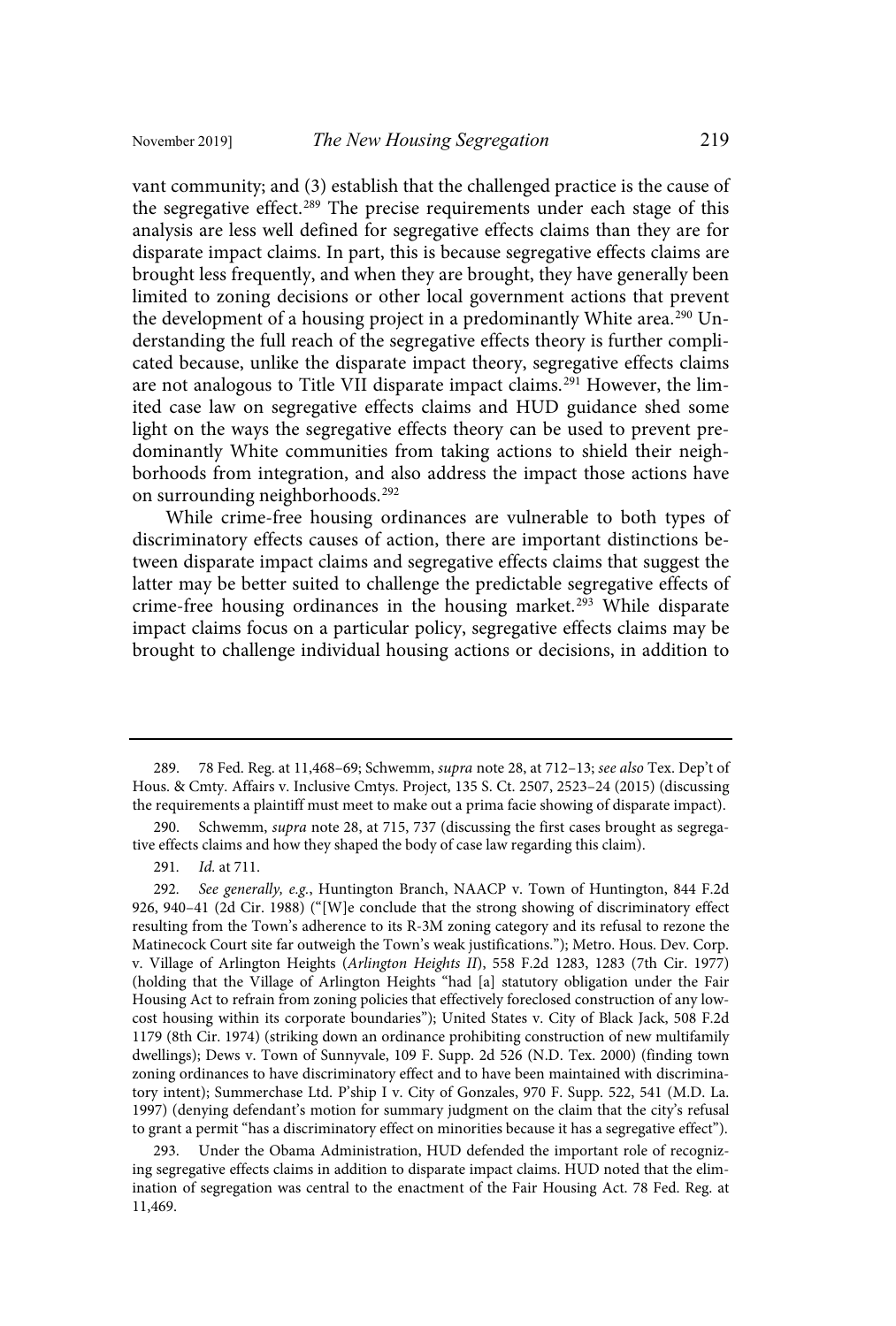vant community; and (3) establish that the challenged practice is the cause of the segregative effect.[289] The precise requirements under each stage of this analysis are less well defined for segregative effects claims than they are for disparate impact claims. In part, this is because segregative effects claims are brought less frequently, and when they are brought, they have generally been limited to zoning decisions or other local government actions that prevent the development of a housing project in a predominantly White area.[290] Understanding the full reach of the segregative effects theory is further complicated because, unlike the disparate impact theory, segregative effects claims are not analogous to Title VII disparate impact claims.[291] However, the limited case law on segregative effects claims and HUD guidance shed some light on the ways the segregative effects theory can be used to prevent predominantly White communities from taking actions to shield their neighborhoods from integration, and also address the impact those actions have on surrounding neighborhoods.[292]

While crime-free housing ordinances are vulnerable to both types of discriminatory effects causes of action, there are important distinctions between disparate impact claims and segregative effects claims that suggest the latter may be better suited to challenge the predictable segregative effects of crime-free housing ordinances in the housing market.[293] While disparate impact claims focus on a particular policy, segregative effects claims may be brought to challenge individual housing actions or decisions, in addition to

---

289. 78 Fed. Reg. at 11,468–69; Schwemm, *supra* note 28, at 712–13; *see also* Tex. Dep't of Hous. & Cmty. Affairs v. Inclusive Cmtys. Project, 135 S. Ct. 2507, 2523–24 (2015) (discussing the requirements a plaintiff must meet to make out a prima facie showing of disparate impact).

290. Schwemm, *supra* note 28, at 715, 737 (discussing the first cases brought as segregative effects claims and how they shaped the body of case law regarding this claim).

291. *Id.* at 711.

292. *See generally, e.g.*, Huntington Branch, NAACP v. Town of Huntington, 844 F.2d 926, 940–41 (2d Cir. 1988) ("[W]e conclude that the strong showing of discriminatory effect resulting from the Town's adherence to its R-3M zoning category and its refusal to rezone the Matinecock Court site far outweigh the Town's weak justifications."); Metro. Hous. Dev. Corp. v. Village of Arlington Heights (*Arlington Heights II*), 558 F.2d 1283, 1283 (7th Cir. 1977) (holding that the Village of Arlington Heights "had [a] statutory obligation under the Fair Housing Act to refrain from zoning policies that effectively foreclosed construction of any low-cost housing within its corporate boundaries"); United States v. City of Black Jack, 508 F.2d 1179 (8th Cir. 1974) (striking down an ordinance prohibiting construction of new multifamily dwellings); Dews v. Town of Sunnyvale, 109 F. Supp. 2d 526 (N.D. Tex. 2000) (finding town zoning ordinances to have discriminatory effect and to have been maintained with discriminatory intent); Summerchase Ltd. P'ship I v. City of Gonzales, 970 F. Supp. 522, 541 (M.D. La. 1997) (denying defendant's motion for summary judgment on the claim that the city's refusal to grant a permit "has a discriminatory effect on minorities because it has a segregative effect").

293. Under the Obama Administration, HUD defended the important role of recognizing segregative effects claims in addition to disparate impact claims. HUD noted that the elimination of segregation was central to the enactment of the Fair Housing Act. 78 Fed. Reg. at 11,469.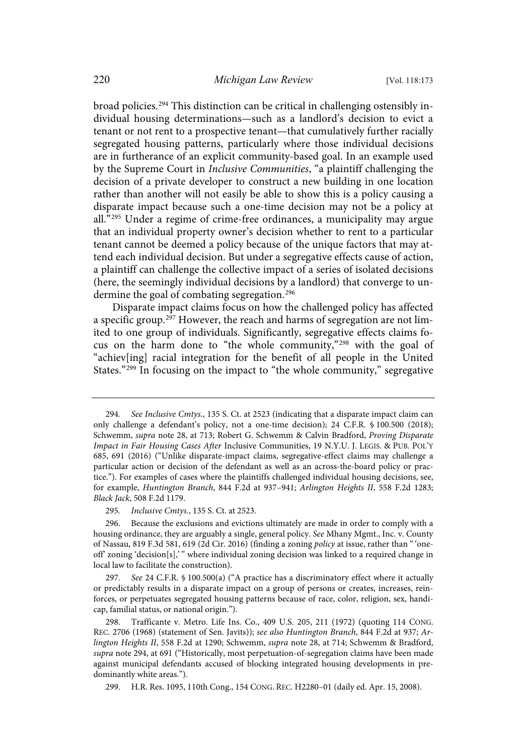broad policies.[294] This distinction can be critical in challenging ostensibly individual housing determinations—such as a landlord's decision to evict a tenant or not rent to a prospective tenant—that cumulatively further racially segregated housing patterns, particularly where those individual decisions are in furtherance of an explicit community-based goal. In an example used by the Supreme Court in *Inclusive Communities*, "a plaintiff challenging the decision of a private developer to construct a new building in one location rather than another will not easily be able to show this is a policy causing a disparate impact because such a one-time decision may not be a policy at all."[295] Under a regime of crime-free ordinances, a municipality may argue that an individual property owner's decision whether to rent to a particular tenant cannot be deemed a policy because of the unique factors that may attend each individual decision. But under a segregative effects cause of action, a plaintiff can challenge the collective impact of a series of isolated decisions (here, the seemingly individual decisions by a landlord) that converge to undermine the goal of combating segregation.[296]

Disparate impact claims focus on how the challenged policy has affected a specific group.[297] However, the reach and harms of segregation are not limited to one group of individuals. Significantly, segregative effects claims focus on the harm done to "the whole community,"[298] with the goal of "achiev[ing] racial integration for the benefit of all people in the United States."[299] In focusing on the impact to "the whole community," segregative

---

294. *See Inclusive Cmtys.*, 135 S. Ct. at 2523 (indicating that a disparate impact claim can only challenge a defendant's policy, not a one-time decision); 24 C.F.R. § 100.500 (2018); Schwemm, *supra* note 28, at 713; Robert G. Schwemm & Calvin Bradford, *Proving Disparate Impact in Fair Housing Cases After* Inclusive Communities, 19 N.Y.U. J. LEGIS. & PUB. POL'Y 685, 691 (2016) ("Unlike disparate-impact claims, segregative-effect claims may challenge a particular action or decision of the defendant as well as an across-the-board policy or practice."). For examples of cases where the plaintiffs challenged individual housing decisions, see, for example, *Huntington Branch*, 844 F.2d at 937–941; *Arlington Heights II*, 558 F.2d 1283; *Black Jack*, 508 F.2d 1179.

295. *Inclusive Cmtys.*, 135 S. Ct. at 2523.

296. Because the exclusions and evictions ultimately are made in order to comply with a housing ordinance, they are arguably a single, general policy. *See* Mhany Mgmt., Inc. v. County of Nassau, 819 F.3d 581, 619 (2d Cir. 2016) (finding a zoning *policy* at issue, rather than " 'one-off' zoning 'decision[s],' " where individual zoning decision was linked to a required change in local law to facilitate the construction).

297. *See* 24 C.F.R. § 100.500(a) ("A practice has a discriminatory effect where it actually or predictably results in a disparate impact on a group of persons or creates, increases, reinforces, or perpetuates segregated housing patterns because of race, color, religion, sex, handicap, familial status, or national origin.").

298. Trafficante v. Metro. Life Ins. Co., 409 U.S. 205, 211 (1972) (quoting 114 CONG. REC. 2706 (1968) (statement of Sen. Javits)); *see also Huntington Branch*, 844 F.2d at 937; *Arlington Heights II*, 558 F.2d at 1290; Schwemm, *supra* note 28, at 714; Schwemm & Bradford, *supra* note 294, at 691 ("Historically, most perpetuation-of-segregation claims have been made against municipal defendants accused of blocking integrated housing developments in predominantly white areas.").

299. H.R. Res. 1095, 110th Cong., 154 CONG. REC. H2280–01 (daily ed. Apr. 15, 2008).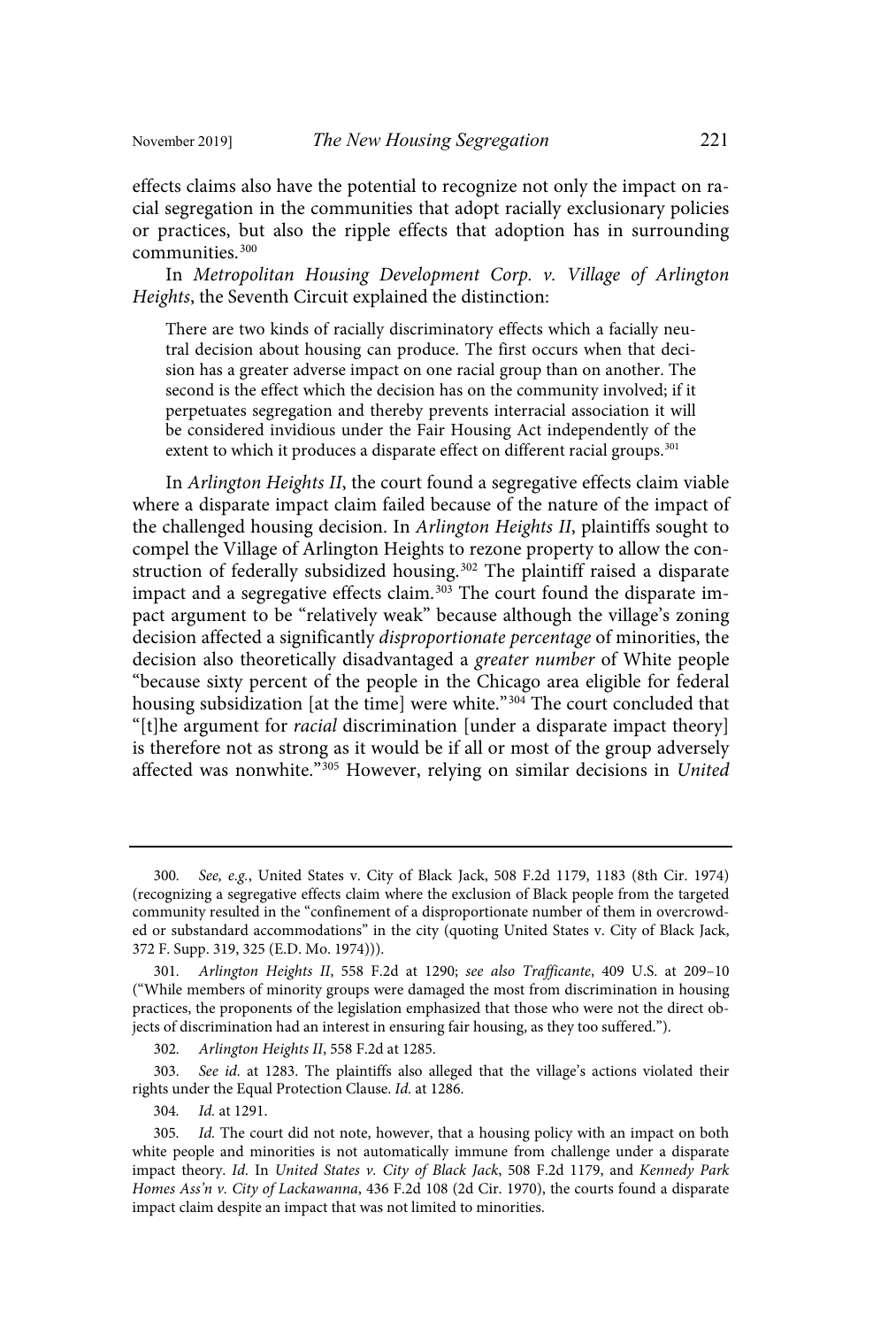effects claims also have the potential to recognize not only the impact on racial segregation in the communities that adopt racially exclusionary policies or practices, but also the ripple effects that adoption has in surrounding communities.[300]

In *Metropolitan Housing Development Corp. v. Village of Arlington Heights*, the Seventh Circuit explained the distinction:

> There are two kinds of racially discriminatory effects which a facially neutral decision about housing can produce. The first occurs when that decision has a greater adverse impact on one racial group than on another. The second is the effect which the decision has on the community involved; if it perpetuates segregation and thereby prevents interracial association it will be considered invidious under the Fair Housing Act independently of the extent to which it produces a disparate effect on different racial groups.[301]

In *Arlington Heights II*, the court found a segregative effects claim viable where a disparate impact claim failed because of the nature of the impact of the challenged housing decision. In *Arlington Heights II*, plaintiffs sought to compel the Village of Arlington Heights to rezone property to allow the construction of federally subsidized housing.[302] The plaintiff raised a disparate impact and a segregative effects claim.[303] The court found the disparate impact argument to be "relatively weak" because although the village's zoning decision affected a significantly *disproportionate percentage* of minorities, the decision also theoretically disadvantaged a *greater number* of White people "because sixty percent of the people in the Chicago area eligible for federal housing subsidization [at the time] were white."[304] The court concluded that "[t]he argument for *racial* discrimination [under a disparate impact theory] is therefore not as strong as it would be if all or most of the group adversely affected was nonwhite."[305] However, relying on similar decisions in *United*

---

300. *See, e.g.*, United States v. City of Black Jack, 508 F.2d 1179, 1183 (8th Cir. 1974) (recognizing a segregative effects claim where the exclusion of Black people from the targeted community resulted in the "confinement of a disproportionate number of them in overcrowded or substandard accommodations" in the city (quoting United States v. City of Black Jack, 372 F. Supp. 319, 325 (E.D. Mo. 1974))).

301. *Arlington Heights II*, 558 F.2d at 1290; *see also Trafficante*, 409 U.S. at 209–10 ("While members of minority groups were damaged the most from discrimination in housing practices, the proponents of the legislation emphasized that those who were not the direct objects of discrimination had an interest in ensuring fair housing, as they too suffered.").

302. *Arlington Heights II*, 558 F.2d at 1285.

303. *See id.* at 1283. The plaintiffs also alleged that the village's actions violated their rights under the Equal Protection Clause. *Id.* at 1286.

304. *Id.* at 1291.

305. *Id.* The court did not note, however, that a housing policy with an impact on both white people and minorities is not automatically immune from challenge under a disparate impact theory. *Id.* In *United States v. City of Black Jack*, 508 F.2d 1179, and *Kennedy Park Homes Ass'n v. City of Lackawanna*, 436 F.2d 108 (2d Cir. 1970), the courts found a disparate impact claim despite an impact that was not limited to minorities.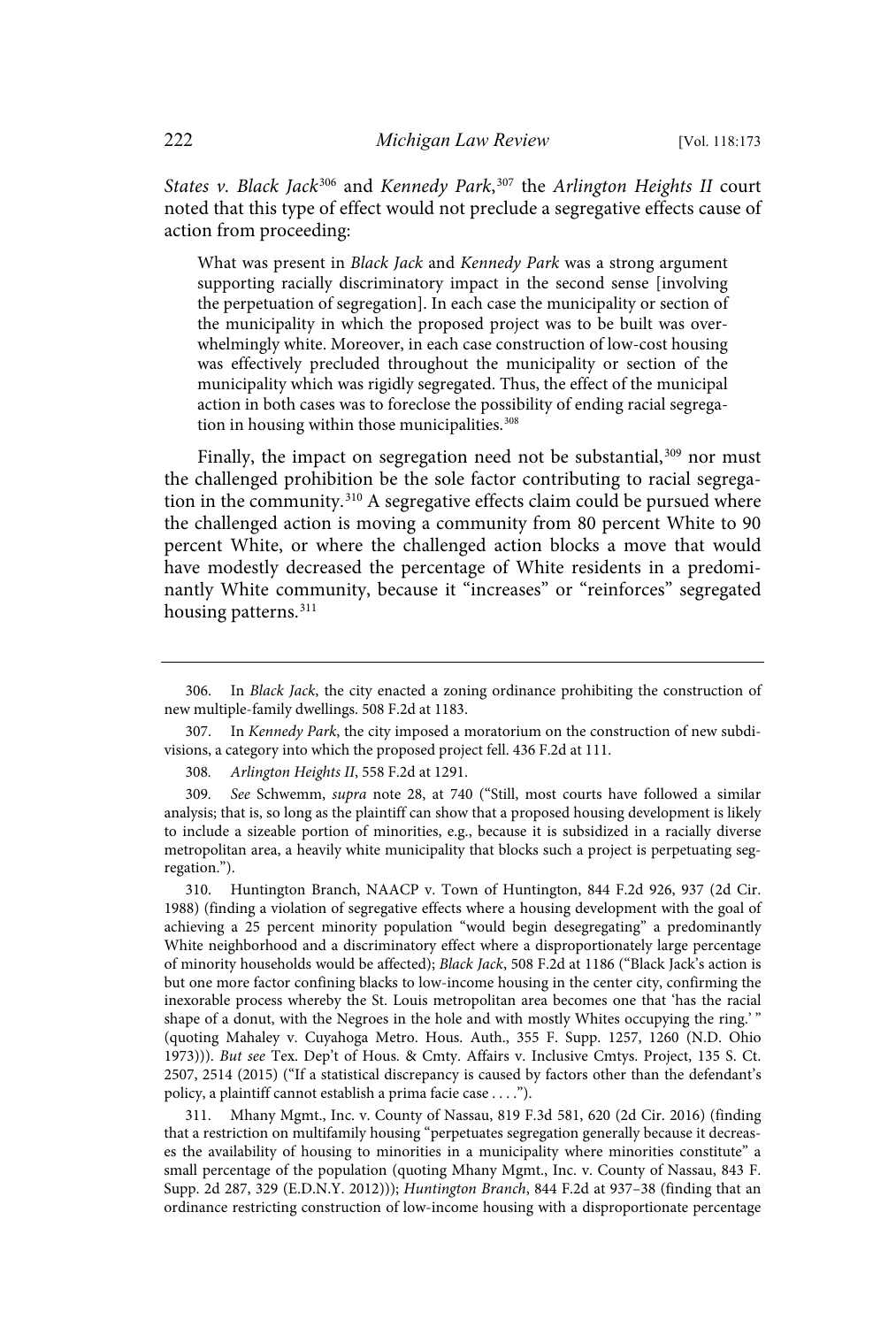*States v. Black Jack*[306] and *Kennedy Park*,[307] the *Arlington Heights II* court noted that this type of effect would not preclude a segregative effects cause of action from proceeding:

> What was present in *Black Jack* and *Kennedy Park* was a strong argument supporting racially discriminatory impact in the second sense [involving the perpetuation of segregation]. In each case the municipality or section of the municipality in which the proposed project was to be built was overwhelmingly white. Moreover, in each case construction of low-cost housing was effectively precluded throughout the municipality or section of the municipality which was rigidly segregated. Thus, the effect of the municipal action in both cases was to foreclose the possibility of ending racial segregation in housing within those municipalities.[308]

Finally, the impact on segregation need not be substantial,[309] nor must the challenged prohibition be the sole factor contributing to racial segregation in the community.[310] A segregative effects claim could be pursued where the challenged action is moving a community from 80 percent White to 90 percent White, or where the challenged action blocks a move that would have modestly decreased the percentage of White residents in a predominantly White community, because it "increases" or "reinforces" segregated housing patterns.[311]

---

306. In *Black Jack*, the city enacted a zoning ordinance prohibiting the construction of new multiple-family dwellings. 508 F.2d at 1183.

307. In *Kennedy Park*, the city imposed a moratorium on the construction of new subdivisions, a category into which the proposed project fell. 436 F.2d at 111.

308. *Arlington Heights II*, 558 F.2d at 1291.

309. *See* Schwemm, *supra* note 28, at 740 ("Still, most courts have followed a similar analysis; that is, so long as the plaintiff can show that a proposed housing development is likely to include a sizeable portion of minorities, e.g., because it is subsidized in a racially diverse metropolitan area, a heavily white municipality that blocks such a project is perpetuating segregation.").

310. Huntington Branch, NAACP v. Town of Huntington, 844 F.2d 926, 937 (2d Cir. 1988) (finding a violation of segregative effects where a housing development with the goal of achieving a 25 percent minority population "would begin desegregating" a predominantly White neighborhood and a discriminatory effect where a disproportionately large percentage of minority households would be affected); *Black Jack*, 508 F.2d at 1186 ("Black Jack's action is but one more factor confining blacks to low-income housing in the center city, confirming the inexorable process whereby the St. Louis metropolitan area becomes one that 'has the racial shape of a donut, with the Negroes in the hole and with mostly Whites occupying the ring.' " (quoting Mahaley v. Cuyahoga Metro. Hous. Auth., 355 F. Supp. 1257, 1260 (N.D. Ohio 1973))). *But see* Tex. Dep't of Hous. & Cmty. Affairs v. Inclusive Cmtys. Project, 135 S. Ct. 2507, 2514 (2015) ("If a statistical discrepancy is caused by factors other than the defendant's policy, a plaintiff cannot establish a prima facie case . . . .").

311. Mhany Mgmt., Inc. v. County of Nassau, 819 F.3d 581, 620 (2d Cir. 2016) (finding that a restriction on multifamily housing "perpetuates segregation generally because it decreases the availability of housing to minorities in a municipality where minorities constitute" a small percentage of the population (quoting Mhany Mgmt., Inc. v. County of Nassau, 843 F. Supp. 2d 287, 329 (E.D.N.Y. 2012))); *Huntington Branch*, 844 F.2d at 937–38 (finding that an ordinance restricting construction of low-income housing with a disproportionate percentage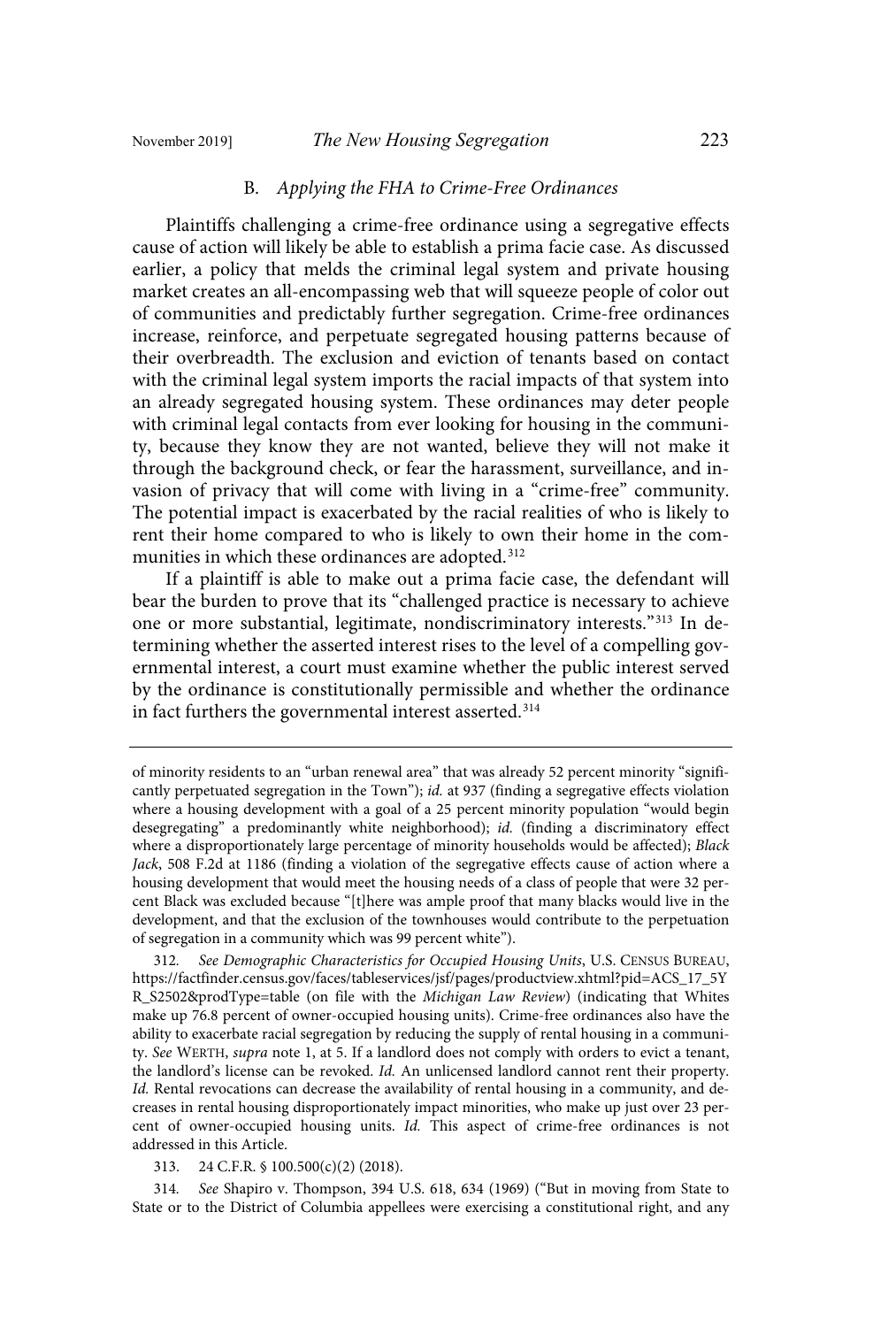### B. *Applying the FHA to Crime-Free Ordinances*

Plaintiffs challenging a crime-free ordinance using a segregative effects cause of action will likely be able to establish a prima facie case. As discussed earlier, a policy that melds the criminal legal system and private housing market creates an all-encompassing web that will squeeze people of color out of communities and predictably further segregation. Crime-free ordinances increase, reinforce, and perpetuate segregated housing patterns because of their overbreadth. The exclusion and eviction of tenants based on contact with the criminal legal system imports the racial impacts of that system into an already segregated housing system. These ordinances may deter people with criminal legal contacts from ever looking for housing in the community, because they know they are not wanted, believe they will not make it through the background check, or fear the harassment, surveillance, and invasion of privacy that will come with living in a "crime-free" community. The potential impact is exacerbated by the racial realities of who is likely to rent their home compared to who is likely to own their home in the communities in which these ordinances are adopted.[312]

If a plaintiff is able to make out a prima facie case, the defendant will bear the burden to prove that its "challenged practice is necessary to achieve one or more substantial, legitimate, nondiscriminatory interests."[313] In determining whether the asserted interest rises to the level of a compelling governmental interest, a court must examine whether the public interest served by the ordinance is constitutionally permissible and whether the ordinance in fact furthers the governmental interest asserted.[314]

---

of minority residents to an "urban renewal area" that was already 52 percent minority "significantly perpetuated segregation in the Town"); *id.* at 937 (finding a segregative effects violation where a housing development with a goal of a 25 percent minority population "would begin desegregating" a predominantly white neighborhood); *id.* (finding a discriminatory effect where a disproportionately large percentage of minority households would be affected); *Black Jack*, 508 F.2d at 1186 (finding a violation of the segregative effects cause of action where a housing development that would meet the housing needs of a class of people that were 32 percent Black was excluded because "[t]here was ample proof that many blacks would live in the development, and that the exclusion of the townhouses would contribute to the perpetuation of segregation in a community which was 99 percent white").

312. *See Demographic Characteristics for Occupied Housing Units*, U.S. CENSUS BUREAU, https://factfinder.census.gov/faces/tableservices/jsf/pages/productview.xhtml?pid=ACS_17_5YR_S2502&prodType=table (on file with the *Michigan Law Review*) (indicating that Whites make up 76.8 percent of owner-occupied housing units). Crime-free ordinances also have the ability to exacerbate racial segregation by reducing the supply of rental housing in a community. *See* WERTH, *supra* note 1, at 5. If a landlord does not comply with orders to evict a tenant, the landlord's license can be revoked. *Id.* An unlicensed landlord cannot rent their property. *Id.* Rental revocations can decrease the availability of rental housing in a community, and decreases in rental housing disproportionately impact minorities, who make up just over 23 percent of owner-occupied housing units. *Id.* This aspect of crime-free ordinances is not addressed in this Article.

313. 24 C.F.R. § 100.500(c)(2) (2018).

314. *See* Shapiro v. Thompson, 394 U.S. 618, 634 (1969) ("But in moving from State to State or to the District of Columbia appellees were exercising a constitutional right, and any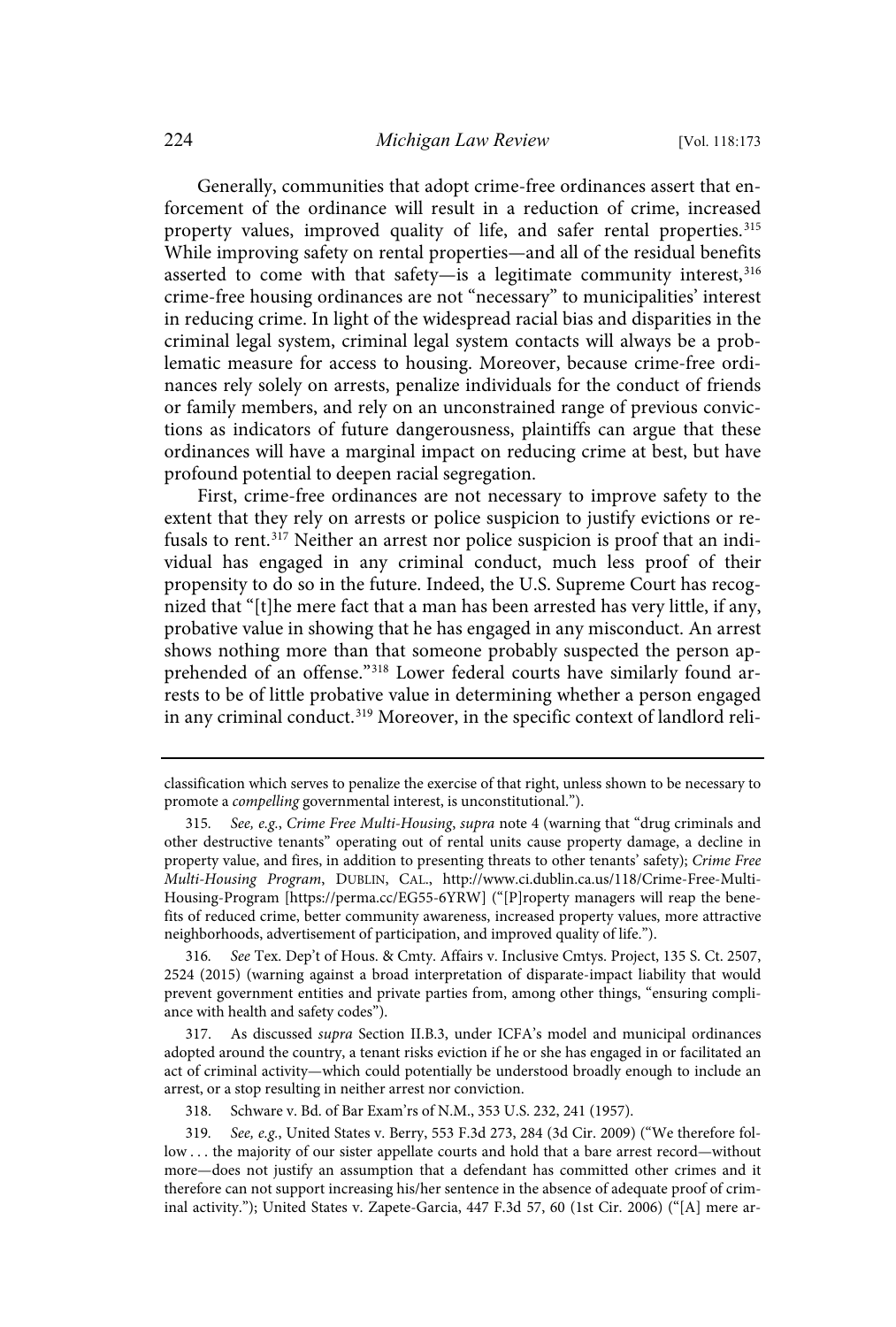Generally, communities that adopt crime-free ordinances assert that enforcement of the ordinance will result in a reduction of crime, increased property values, improved quality of life, and safer rental properties.[315] While improving safety on rental properties—and all of the residual benefits asserted to come with that safety—is a legitimate community interest,[316] crime-free housing ordinances are not "necessary" to municipalities' interest in reducing crime. In light of the widespread racial bias and disparities in the criminal legal system, criminal legal system contacts will always be a problematic measure for access to housing. Moreover, because crime-free ordinances rely solely on arrests, penalize individuals for the conduct of friends or family members, and rely on an unconstrained range of previous convictions as indicators of future dangerousness, plaintiffs can argue that these ordinances will have a marginal impact on reducing crime at best, but have profound potential to deepen racial segregation.

First, crime-free ordinances are not necessary to improve safety to the extent that they rely on arrests or police suspicion to justify evictions or refusals to rent.[317] Neither an arrest nor police suspicion is proof that an individual has engaged in any criminal conduct, much less proof of their propensity to do so in the future. Indeed, the U.S. Supreme Court has recognized that "[t]he mere fact that a man has been arrested has very little, if any, probative value in showing that he has engaged in any misconduct. An arrest shows nothing more than that someone probably suspected the person apprehended of an offense."[318] Lower federal courts have similarly found arrests to be of little probative value in determining whether a person engaged in any criminal conduct.[319] Moreover, in the specific context of landlord reli-

---

classification which serves to penalize the exercise of that right, unless shown to be necessary to promote a *compelling* governmental interest, is unconstitutional.").

315. *See, e.g.*, *Crime Free Multi-Housing*, *supra* note 4 (warning that "drug criminals and other destructive tenants" operating out of rental units cause property damage, a decline in property value, and fires, in addition to presenting threats to other tenants' safety); *Crime Free Multi-Housing Program*, DUBLIN, CAL., http://www.ci.dublin.ca.us/118/Crime-Free-Multi-Housing-Program [https://perma.cc/EG55-6YRW] ("[P]roperty managers will reap the benefits of reduced crime, better community awareness, increased property values, more attractive neighborhoods, advertisement of participation, and improved quality of life.").

316. *See* Tex. Dep't of Hous. & Cmty. Affairs v. Inclusive Cmtys. Project, 135 S. Ct. 2507, 2524 (2015) (warning against a broad interpretation of disparate-impact liability that would prevent government entities and private parties from, among other things, "ensuring compliance with health and safety codes").

317. As discussed *supra* Section II.B.3, under ICFA's model and municipal ordinances adopted around the country, a tenant risks eviction if he or she has engaged in or facilitated an act of criminal activity—which could potentially be understood broadly enough to include an arrest, or a stop resulting in neither arrest nor conviction.

318. Schware v. Bd. of Bar Exam'rs of N.M., 353 U.S. 232, 241 (1957).

319. *See, e.g.*, United States v. Berry, 553 F.3d 273, 284 (3d Cir. 2009) ("We therefore follow . . . the majority of our sister appellate courts and hold that a bare arrest record—without more—does not justify an assumption that a defendant has committed other crimes and it therefore can not support increasing his/her sentence in the absence of adequate proof of criminal activity."); United States v. Zapete-Garcia, 447 F.3d 57, 60 (1st Cir. 2006) ("[A] mere ar-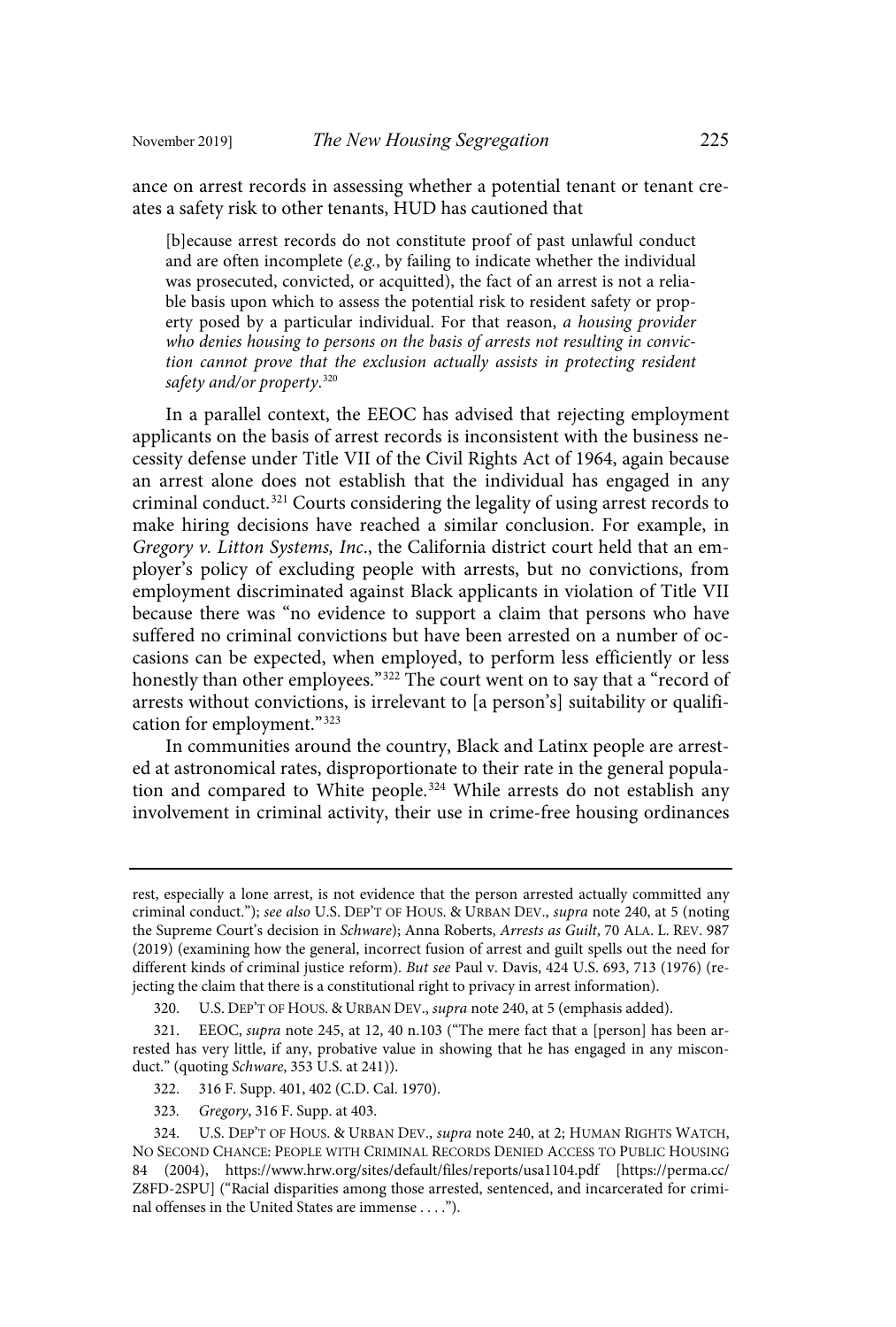ance on arrest records in assessing whether a potential tenant or tenant creates a safety risk to other tenants, HUD has cautioned that

> [b]ecause arrest records do not constitute proof of past unlawful conduct and are often incomplete (*e.g.*, by failing to indicate whether the individual was prosecuted, convicted, or acquitted), the fact of an arrest is not a reliable basis upon which to assess the potential risk to resident safety or property posed by a particular individual. For that reason, *a housing provider who denies housing to persons on the basis of arrests not resulting in conviction cannot prove that the exclusion actually assists in protecting resident safety and/or property*.[320]

In a parallel context, the EEOC has advised that rejecting employment applicants on the basis of arrest records is inconsistent with the business necessity defense under Title VII of the Civil Rights Act of 1964, again because an arrest alone does not establish that the individual has engaged in any criminal conduct.[321] Courts considering the legality of using arrest records to make hiring decisions have reached a similar conclusion. For example, in *Gregory v. Litton Systems, Inc.*, the California district court held that an employer's policy of excluding people with arrests, but no convictions, from employment discriminated against Black applicants in violation of Title VII because there was "no evidence to support a claim that persons who have suffered no criminal convictions but have been arrested on a number of occasions can be expected, when employed, to perform less efficiently or less honestly than other employees."[322] The court went on to say that a "record of arrests without convictions, is irrelevant to [a person's] suitability or qualification for employment."[323]

In communities around the country, Black and Latinx people are arrested at astronomical rates, disproportionate to their rate in the general population and compared to White people.[324] While arrests do not establish any involvement in criminal activity, their use in crime-free housing ordinances

---

rest, especially a lone arrest, is not evidence that the person arrested actually committed any criminal conduct."); *see also* U.S. DEP'T OF HOUS. & URBAN DEV., *supra* note 240, at 5 (noting the Supreme Court's decision in *Schware*); Anna Roberts, *Arrests as Guilt*, 70 ALA. L. REV. 987 (2019) (examining how the general, incorrect fusion of arrest and guilt spells out the need for different kinds of criminal justice reform). *But see* Paul v. Davis, 424 U.S. 693, 713 (1976) (rejecting the claim that there is a constitutional right to privacy in arrest information).

320. U.S. DEP'T OF HOUS. & URBAN DEV., *supra* note 240, at 5 (emphasis added).

321. EEOC, *supra* note 245, at 12, 40 n.103 ("The mere fact that a [person] has been arrested has very little, if any, probative value in showing that he has engaged in any misconduct." (quoting *Schware*, 353 U.S. at 241)).

322. 316 F. Supp. 401, 402 (C.D. Cal. 1970).

323. *Gregory*, 316 F. Supp. at 403.

324. U.S. DEP'T OF HOUS. & URBAN DEV., *supra* note 240, at 2; HUMAN RIGHTS WATCH, NO SECOND CHANCE: PEOPLE WITH CRIMINAL RECORDS DENIED ACCESS TO PUBLIC HOUSING 84 (2004), https://www.hrw.org/sites/default/files/reports/usa1104.pdf [https://perma.cc/Z8FD-2SPU] ("Racial disparities among those arrested, sentenced, and incarcerated for criminal offenses in the United States are immense . . . .").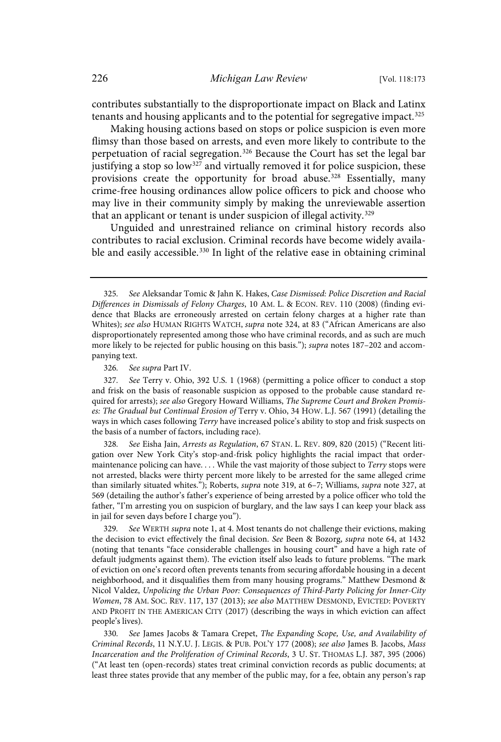contributes substantially to the disproportionate impact on Black and Latinx tenants and housing applicants and to the potential for segregative impact.[325]

Making housing actions based on stops or police suspicion is even more flimsy than those based on arrests, and even more likely to contribute to the perpetuation of racial segregation.[326] Because the Court has set the legal bar justifying a stop so low[327] and virtually removed it for police suspicion, these provisions create the opportunity for broad abuse.[328] Essentially, many crime-free housing ordinances allow police officers to pick and choose who may live in their community simply by making the unreviewable assertion that an applicant or tenant is under suspicion of illegal activity.[329]

Unguided and unrestrained reliance on criminal history records also contributes to racial exclusion. Criminal records have become widely available and easily accessible.[330] In light of the relative ease in obtaining criminal

---

325. *See* Aleksandar Tomic & Jahn K. Hakes, *Case Dismissed: Police Discretion and Racial Differences in Dismissals of Felony Charges*, 10 AM. L. & ECON. REV. 110 (2008) (finding evidence that Blacks are erroneously arrested on certain felony charges at a higher rate than Whites); *see also* HUMAN RIGHTS WATCH, *supra* note 324, at 83 ("African Americans are also disproportionately represented among those who have criminal records, and as such are much more likely to be rejected for public housing on this basis."); *supra* notes 187–202 and accompanying text.

326. *See supra* Part IV.

327. *See* Terry v. Ohio, 392 U.S. 1 (1968) (permitting a police officer to conduct a stop and frisk on the basis of reasonable suspicion as opposed to the probable cause standard required for arrests); *see also* Gregory Howard Williams, *The Supreme Court and Broken Promises: The Gradual but Continual Erosion of* Terry v. Ohio, 34 HOW. L.J. 567 (1991) (detailing the ways in which cases following *Terry* have increased police's ability to stop and frisk suspects on the basis of a number of factors, including race).

328. *See* Eisha Jain, *Arrests as Regulation*, 67 STAN. L. REV. 809, 820 (2015) ("Recent litigation over New York City's stop-and-frisk policy highlights the racial impact that order-maintenance policing can have. . . . While the vast majority of those subject to *Terry* stops were not arrested, blacks were thirty percent more likely to be arrested for the same alleged crime than similarly situated whites."); Roberts, *supra* note 319, at 6–7; Williams, *supra* note 327, at 569 (detailing the author's father's experience of being arrested by a police officer who told the father, "I'm arresting you on suspicion of burglary, and the law says I can keep your black ass in jail for seven days before I charge you").

329. *See* WERTH *supra* note 1, at 4. Most tenants do not challenge their evictions, making the decision to evict effectively the final decision. *See* Been & Bozorg, *supra* note 64, at 1432 (noting that tenants "face considerable challenges in housing court" and have a high rate of default judgments against them). The eviction itself also leads to future problems. "The mark of eviction on one's record often prevents tenants from securing affordable housing in a decent neighborhood, and it disqualifies them from many housing programs." Matthew Desmond & Nicol Valdez, *Unpolicing the Urban Poor: Consequences of Third-Party Policing for Inner-City Women*, 78 AM. SOC. REV. 117, 137 (2013); *see also* MATTHEW DESMOND, EVICTED: POVERTY AND PROFIT IN THE AMERICAN CITY (2017) (describing the ways in which eviction can affect people's lives).

330. *See* James Jacobs & Tamara Crepet, *The Expanding Scope, Use, and Availability of Criminal Records*, 11 N.Y.U. J. LEGIS. & PUB. POL'Y 177 (2008); *see also* James B. Jacobs, *Mass Incarceration and the Proliferation of Criminal Records*, 3 U. ST. THOMAS L.J. 387, 395 (2006) ("At least ten (open-records) states treat criminal conviction records as public documents; at least three states provide that any member of the public may, for a fee, obtain any person's rap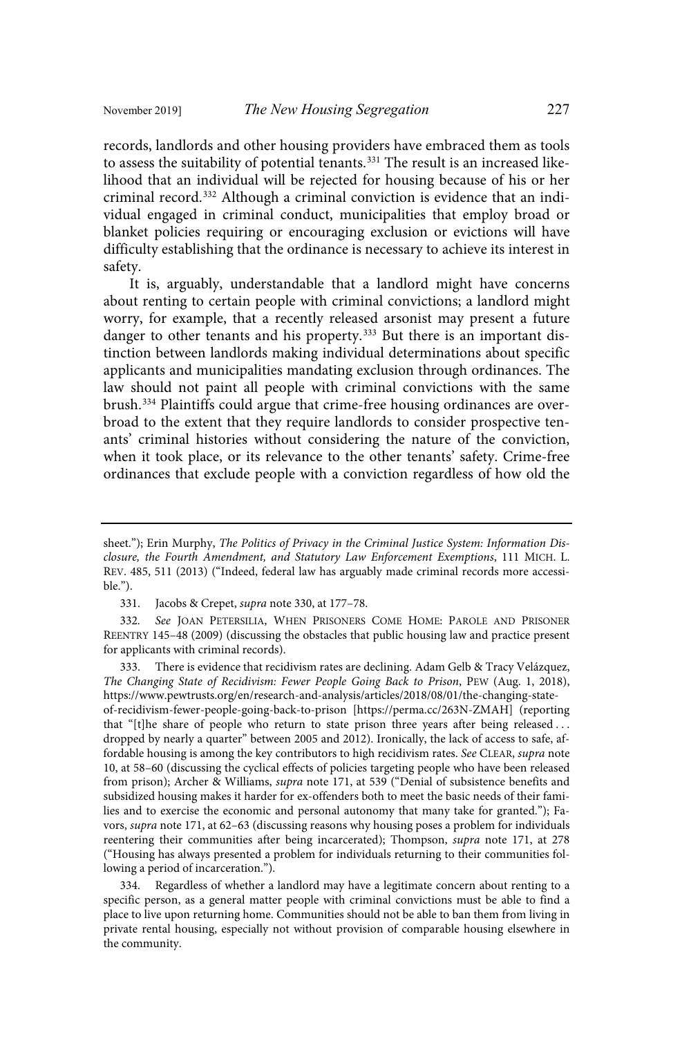records, landlords and other housing providers have embraced them as tools to assess the suitability of potential tenants.[331] The result is an increased likelihood that an individual will be rejected for housing because of his or her criminal record.[332] Although a criminal conviction is evidence that an individual engaged in criminal conduct, municipalities that employ broad or blanket policies requiring or encouraging exclusion or evictions will have difficulty establishing that the ordinance is necessary to achieve its interest in safety.

It is, arguably, understandable that a landlord might have concerns about renting to certain people with criminal convictions; a landlord might worry, for example, that a recently released arsonist may present a future danger to other tenants and his property.[333] But there is an important distinction between landlords making individual determinations about specific applicants and municipalities mandating exclusion through ordinances. The law should not paint all people with criminal convictions with the same brush.[334] Plaintiffs could argue that crime-free housing ordinances are overbroad to the extent that they require landlords to consider prospective tenants' criminal histories without considering the nature of the conviction, when it took place, or its relevance to the other tenants' safety. Crime-free ordinances that exclude people with a conviction regardless of how old the

---

sheet."); Erin Murphy, *The Politics of Privacy in the Criminal Justice System: Information Disclosure, the Fourth Amendment, and Statutory Law Enforcement Exemptions*, 111 MICH. L. REV. 485, 511 (2013) ("Indeed, federal law has arguably made criminal records more accessible.").

331. Jacobs & Crepet, *supra* note 330, at 177–78.

332. *See* JOAN PETERSILIA, WHEN PRISONERS COME HOME: PAROLE AND PRISONER REENTRY 145–48 (2009) (discussing the obstacles that public housing law and practice present for applicants with criminal records).

333. There is evidence that recidivism rates are declining. Adam Gelb & Tracy Velázquez, *The Changing State of Recidivism: Fewer People Going Back to Prison*, PEW (Aug. 1, 2018), https://www.pewtrusts.org/en/research-and-analysis/articles/2018/08/01/the-changing-state-of-recidivism-fewer-people-going-back-to-prison [https://perma.cc/263N-ZMAH] (reporting that "[t]he share of people who return to state prison three years after being released . . . dropped by nearly a quarter" between 2005 and 2012). Ironically, the lack of access to safe, affordable housing is among the key contributors to high recidivism rates. *See* CLEAR, *supra* note 10, at 58–60 (discussing the cyclical effects of policies targeting people who have been released from prison); Archer & Williams, *supra* note 171, at 539 ("Denial of subsistence benefits and subsidized housing makes it harder for ex-offenders both to meet the basic needs of their families and to exercise the economic and personal autonomy that many take for granted."); Favors, *supra* note 171, at 62–63 (discussing reasons why housing poses a problem for individuals reentering their communities after being incarcerated); Thompson, *supra* note 171, at 278 ("Housing has always presented a problem for individuals returning to their communities following a period of incarceration.").

334. Regardless of whether a landlord may have a legitimate concern about renting to a specific person, as a general matter people with criminal convictions must be able to find a place to live upon returning home. Communities should not be able to ban them from living in private rental housing, especially not without provision of comparable housing elsewhere in the community.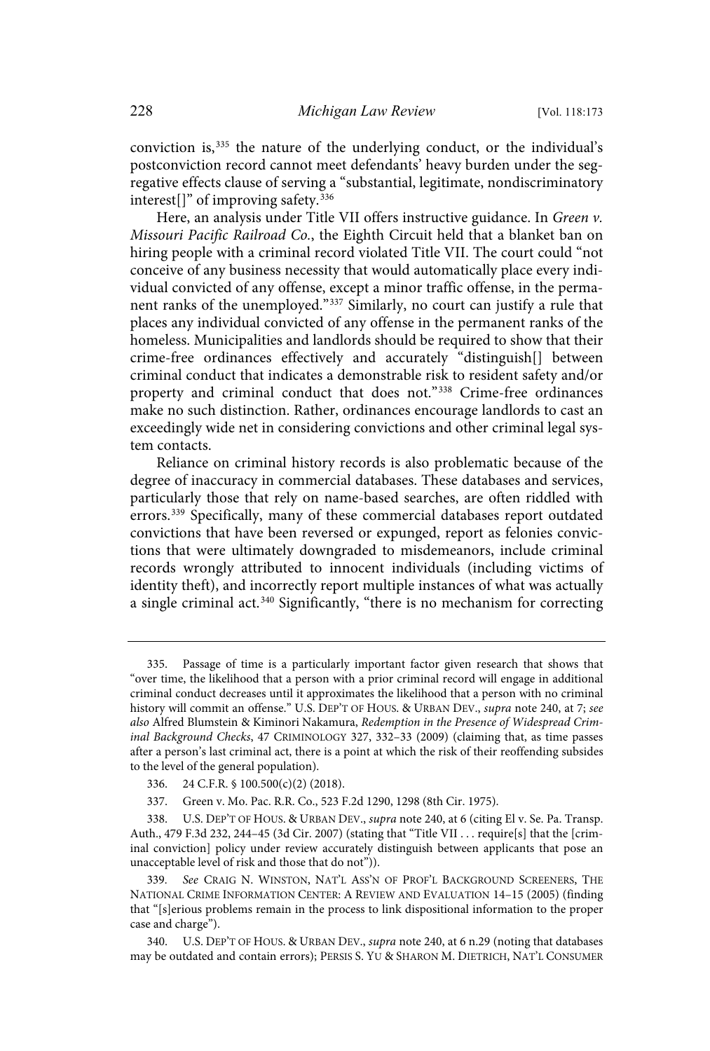conviction is,[335] the nature of the underlying conduct, or the individual's postconviction record cannot meet defendants' heavy burden under the segregative effects clause of serving a "substantial, legitimate, nondiscriminatory interest[]" of improving safety.[336]

Here, an analysis under Title VII offers instructive guidance. In *Green v. Missouri Pacific Railroad Co.*, the Eighth Circuit held that a blanket ban on hiring people with a criminal record violated Title VII. The court could "not conceive of any business necessity that would automatically place every individual convicted of any offense, except a minor traffic offense, in the permanent ranks of the unemployed."[337] Similarly, no court can justify a rule that places any individual convicted of any offense in the permanent ranks of the homeless. Municipalities and landlords should be required to show that their crime-free ordinances effectively and accurately "distinguish[] between criminal conduct that indicates a demonstrable risk to resident safety and/or property and criminal conduct that does not."[338] Crime-free ordinances make no such distinction. Rather, ordinances encourage landlords to cast an exceedingly wide net in considering convictions and other criminal legal system contacts.

Reliance on criminal history records is also problematic because of the degree of inaccuracy in commercial databases. These databases and services, particularly those that rely on name-based searches, are often riddled with errors.[339] Specifically, many of these commercial databases report outdated convictions that have been reversed or expunged, report as felonies convictions that were ultimately downgraded to misdemeanors, include criminal records wrongly attributed to innocent individuals (including victims of identity theft), and incorrectly report multiple instances of what was actually a single criminal act.[340] Significantly, "there is no mechanism for correcting

---

335. Passage of time is a particularly important factor given research that shows that "over time, the likelihood that a person with a prior criminal record will engage in additional criminal conduct decreases until it approximates the likelihood that a person with no criminal history will commit an offense." U.S. DEP'T OF HOUS. & URBAN DEV., *supra* note 240, at 7; *see also* Alfred Blumstein & Kiminori Nakamura, *Redemption in the Presence of Widespread Criminal Background Checks*, 47 CRIMINOLOGY 327, 332–33 (2009) (claiming that, as time passes after a person's last criminal act, there is a point at which the risk of their reoffending subsides to the level of the general population).

336. 24 C.F.R. § 100.500(c)(2) (2018).

337. Green v. Mo. Pac. R.R. Co., 523 F.2d 1290, 1298 (8th Cir. 1975).

338. U.S. DEP'T OF HOUS. & URBAN DEV., *supra* note 240, at 6 (citing El v. Se. Pa. Transp. Auth., 479 F.3d 232, 244–45 (3d Cir. 2007) (stating that "Title VII . . . require[s] that the [criminal conviction] policy under review accurately distinguish between applicants that pose an unacceptable level of risk and those that do not")).

339. *See* CRAIG N. WINSTON, NAT'L ASS'N OF PROF'L BACKGROUND SCREENERS, THE NATIONAL CRIME INFORMATION CENTER: A REVIEW AND EVALUATION 14–15 (2005) (finding that "[s]erious problems remain in the process to link dispositional information to the proper case and charge").

340. U.S. DEP'T OF HOUS. & URBAN DEV., *supra* note 240, at 6 n.29 (noting that databases may be outdated and contain errors); PERSIS S. YU & SHARON M. DIETRICH, NAT'L CONSUMER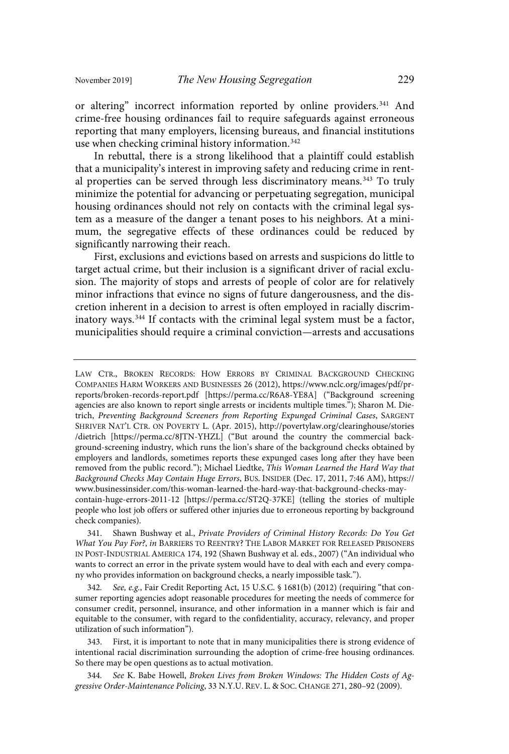or altering" incorrect information reported by online providers.[341] And crime-free housing ordinances fail to require safeguards against erroneous reporting that many employers, licensing bureaus, and financial institutions use when checking criminal history information.[342]

In rebuttal, there is a strong likelihood that a plaintiff could establish that a municipality's interest in improving safety and reducing crime in rental properties can be served through less discriminatory means.[343] To truly minimize the potential for advancing or perpetuating segregation, municipal housing ordinances should not rely on contacts with the criminal legal system as a measure of the danger a tenant poses to his neighbors. At a minimum, the segregative effects of these ordinances could be reduced by significantly narrowing their reach.

First, exclusions and evictions based on arrests and suspicions do little to target actual crime, but their inclusion is a significant driver of racial exclusion. The majority of stops and arrests of people of color are for relatively minor infractions that evince no signs of future dangerousness, and the discretion inherent in a decision to arrest is often employed in racially discriminatory ways.[344] If contacts with the criminal legal system must be a factor, municipalities should require a criminal conviction—arrests and accusations

---

LAW CTR., BROKEN RECORDS: HOW ERRORS BY CRIMINAL BACKGROUND CHECKING COMPANIES HARM WORKERS AND BUSINESSES 26 (2012), https://www.nclc.org/images/pdf/pr-reports/broken-records-report.pdf [https://perma.cc/R6A8-YE8A] ("Background screening agencies are also known to report single arrests or incidents multiple times."); Sharon M. Dietrich, *Preventing Background Screeners from Reporting Expunged Criminal Cases*, SARGENT SHRIVER NAT'L CTR. ON POVERTY L. (Apr. 2015), http://povertylaw.org/clearinghouse/stories/dietrich [https://perma.cc/8JTN-YHZL] ("But around the country the commercial background-screening industry, which runs the lion's share of the background checks obtained by employers and landlords, sometimes reports these expunged cases long after they have been removed from the public record."); Michael Liedtke, *This Woman Learned the Hard Way that Background Checks May Contain Huge Errors*, BUS. INSIDER (Dec. 17, 2011, 7:46 AM), https://www.businessinsider.com/this-woman-learned-the-hard-way-that-background-checks-may-contain-huge-errors-2011-12 [https://perma.cc/ST2Q-37KE] (telling the stories of multiple people who lost job offers or suffered other injuries due to erroneous reporting by background check companies).

341. Shawn Bushway et al., *Private Providers of Criminal History Records: Do You Get What You Pay For?*, *in* BARRIERS TO REENTRY? THE LABOR MARKET FOR RELEASED PRISONERS IN POST-INDUSTRIAL AMERICA 174, 192 (Shawn Bushway et al. eds., 2007) ("An individual who wants to correct an error in the private system would have to deal with each and every company who provides information on background checks, a nearly impossible task.").

342. *See, e.g.*, Fair Credit Reporting Act, 15 U.S.C. § 1681(b) (2012) (requiring "that consumer reporting agencies adopt reasonable procedures for meeting the needs of commerce for consumer credit, personnel, insurance, and other information in a manner which is fair and equitable to the consumer, with regard to the confidentiality, accuracy, relevancy, and proper utilization of such information").

343. First, it is important to note that in many municipalities there is strong evidence of intentional racial discrimination surrounding the adoption of crime-free housing ordinances. So there may be open questions as to actual motivation.

344. *See* K. Babe Howell, *Broken Lives from Broken Windows: The Hidden Costs of Aggressive Order-Maintenance Policing*, 33 N.Y.U. REV. L. & SOC. CHANGE 271, 280–92 (2009).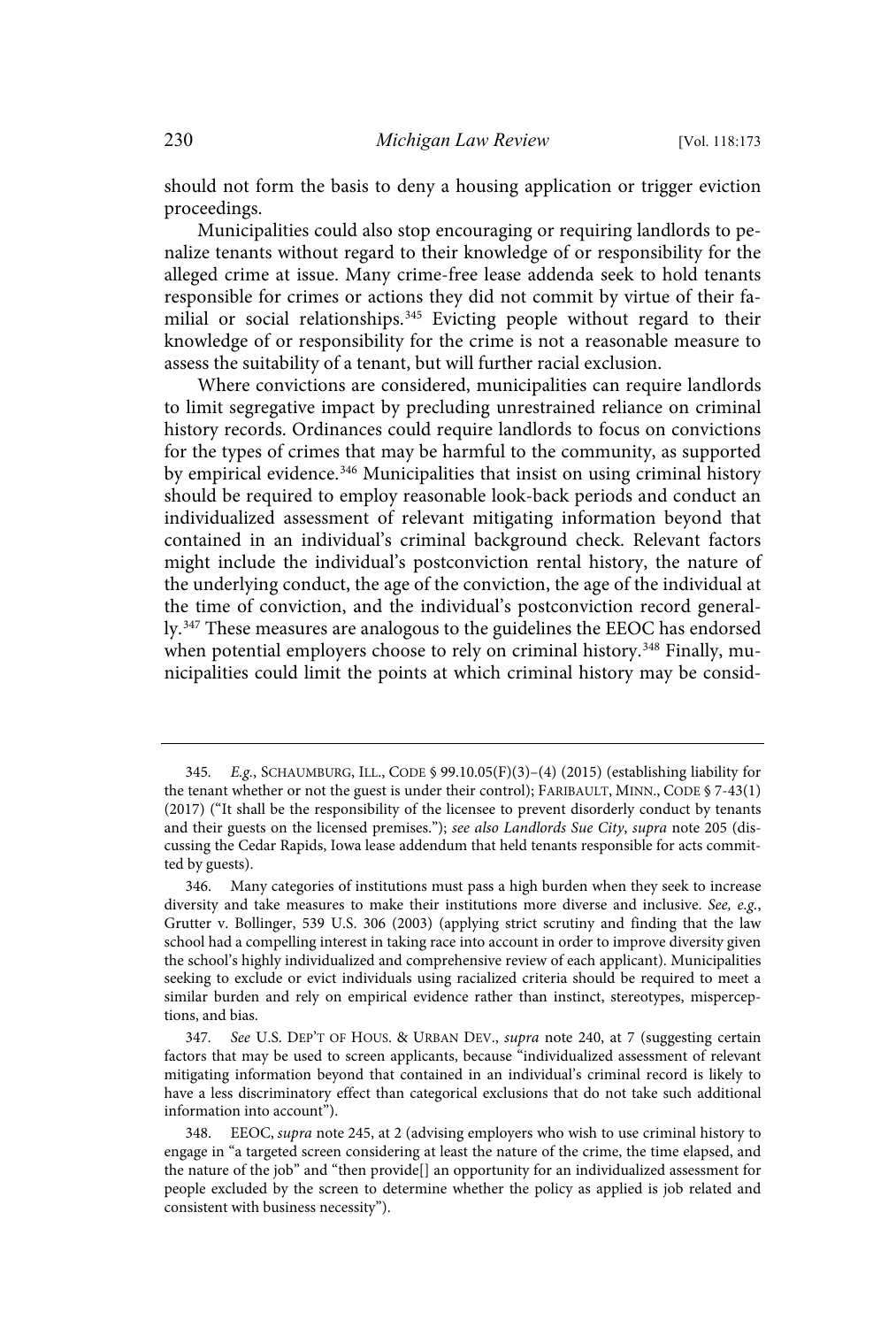should not form the basis to deny a housing application or trigger eviction proceedings.

Municipalities could also stop encouraging or requiring landlords to penalize tenants without regard to their knowledge of or responsibility for the alleged crime at issue. Many crime-free lease addenda seek to hold tenants responsible for crimes or actions they did not commit by virtue of their familial or social relationships.[345] Evicting people without regard to their knowledge of or responsibility for the crime is not a reasonable measure to assess the suitability of a tenant, but will further racial exclusion.

Where convictions are considered, municipalities can require landlords to limit segregative impact by precluding unrestrained reliance on criminal history records. Ordinances could require landlords to focus on convictions for the types of crimes that may be harmful to the community, as supported by empirical evidence.[346] Municipalities that insist on using criminal history should be required to employ reasonable look-back periods and conduct an individualized assessment of relevant mitigating information beyond that contained in an individual's criminal background check. Relevant factors might include the individual's postconviction rental history, the nature of the underlying conduct, the age of the conviction, the age of the individual at the time of conviction, and the individual's postconviction record generally.[347] These measures are analogous to the guidelines the EEOC has endorsed when potential employers choose to rely on criminal history.[348] Finally, municipalities could limit the points at which criminal history may be consid-

---

345. *E.g.*, SCHAUMBURG, ILL., CODE § 99.10.05(F)(3)–(4) (2015) (establishing liability for the tenant whether or not the guest is under their control); FARIBAULT, MINN., CODE § 7-43(1) (2017) ("It shall be the responsibility of the licensee to prevent disorderly conduct by tenants and their guests on the licensed premises."); *see also Landlords Sue City*, *supra* note 205 (discussing the Cedar Rapids, Iowa lease addendum that held tenants responsible for acts committed by guests).

346. Many categories of institutions must pass a high burden when they seek to increase diversity and take measures to make their institutions more diverse and inclusive. *See, e.g.*, Grutter v. Bollinger, 539 U.S. 306 (2003) (applying strict scrutiny and finding that the law school had a compelling interest in taking race into account in order to improve diversity given the school's highly individualized and comprehensive review of each applicant). Municipalities seeking to exclude or evict individuals using racialized criteria should be required to meet a similar burden and rely on empirical evidence rather than instinct, stereotypes, misperceptions, and bias.

347. *See* U.S. DEP'T OF HOUS. & URBAN DEV., *supra* note 240, at 7 (suggesting certain factors that may be used to screen applicants, because "individualized assessment of relevant mitigating information beyond that contained in an individual's criminal record is likely to have a less discriminatory effect than categorical exclusions that do not take such additional information into account").

348. EEOC, *supra* note 245, at 2 (advising employers who wish to use criminal history to engage in "a targeted screen considering at least the nature of the crime, the time elapsed, and the nature of the job" and "then provide[] an opportunity for an individualized assessment for people excluded by the screen to determine whether the policy as applied is job related and consistent with business necessity").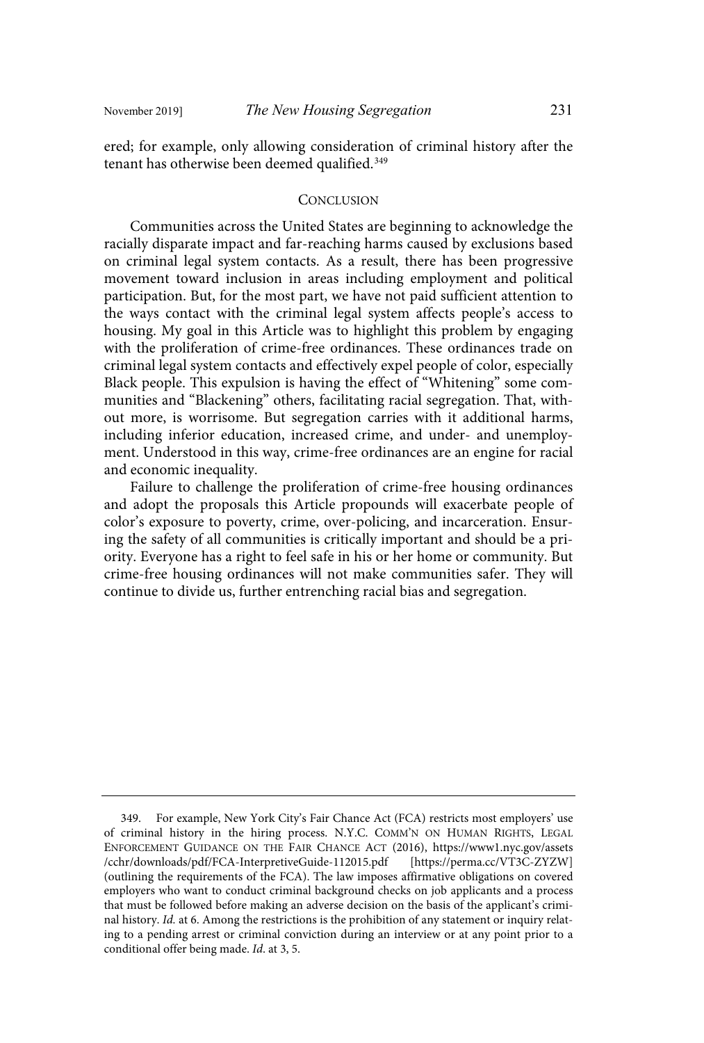ered; for example, only allowing consideration of criminal history after the tenant has otherwise been deemed qualified.[349]

## CONCLUSION

Communities across the United States are beginning to acknowledge the racially disparate impact and far-reaching harms caused by exclusions based on criminal legal system contacts. As a result, there has been progressive movement toward inclusion in areas including employment and political participation. But, for the most part, we have not paid sufficient attention to the ways contact with the criminal legal system affects people's access to housing. My goal in this Article was to highlight this problem by engaging with the proliferation of crime-free ordinances. These ordinances trade on criminal legal system contacts and effectively expel people of color, especially Black people. This expulsion is having the effect of "Whitening" some communities and "Blackening" others, facilitating racial segregation. That, without more, is worrisome. But segregation carries with it additional harms, including inferior education, increased crime, and under- and unemployment. Understood in this way, crime-free ordinances are an engine for racial and economic inequality.

Failure to challenge the proliferation of crime-free housing ordinances and adopt the proposals this Article propounds will exacerbate people of color's exposure to poverty, crime, over-policing, and incarceration. Ensuring the safety of all communities is critically important and should be a priority. Everyone has a right to feel safe in his or her home or community. But crime-free housing ordinances will not make communities safer. They will continue to divide us, further entrenching racial bias and segregation.

---

349. For example, New York City's Fair Chance Act (FCA) restricts most employers' use of criminal history in the hiring process. N.Y.C. COMM'N ON HUMAN RIGHTS, LEGAL ENFORCEMENT GUIDANCE ON THE FAIR CHANCE ACT (2016), https://www1.nyc.gov/assets/cchr/downloads/pdf/FCA-InterpretiveGuide-112015.pdf [https://perma.cc/VT3C-ZYZW] (outlining the requirements of the FCA). The law imposes affirmative obligations on covered employers who want to conduct criminal background checks on job applicants and a process that must be followed before making an adverse decision on the basis of the applicant's criminal history. *Id.* at 6. Among the restrictions is the prohibition of any statement or inquiry relating to a pending arrest or criminal conviction during an interview or at any point prior to a conditional offer being made. *Id*. at 3, 5.